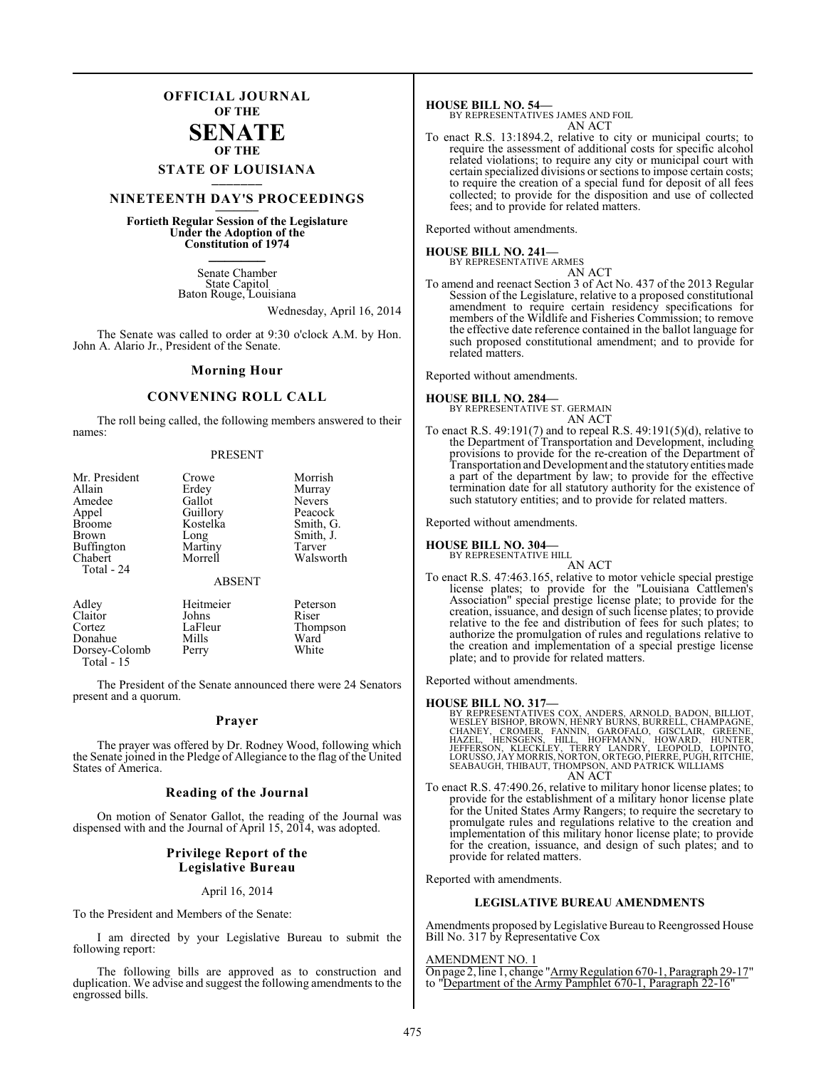# OFFICIAL JOURNAL OF THE SENATE OF THE STATE OF LOUISIANA

## NINETEENTH DAY'S PROCEEDINGS

**Fortieth Regular Session of the Legislature Under the Adoption of the Constitution of 1974**

Senate Chamber
State Capitol
Baton Rouge, Louisiana

Wednesday, April 16, 2014

The Senate was called to order at 9:30 o'clock A.M. by Hon. John A. Alario Jr., President of the Senate.

### Morning Hour

### CONVENING ROLL CALL

The roll being called, the following members answered to their names:

PRESENT

| | | |
|---|---|---|
| Mr. President | Crowe | Morrish |
| Allain | Erdey | Murray |
| Amedee | Gallot | Nevers |
| Appel | Guillory | Peacock |
| Broome | Kostelka | Smith, G. |
| Brown | Long | Smith, J. |
| Buffington | Martiny | Tarver |
| Chabert | Morrell | Walsworth |

Total - 24

ABSENT

| | | |
|---|---|---|
| Adley | Heitmeier | Peterson |
| Claitor | Johns | Riser |
| Cortez | LaFleur | Thompson |
| Donahue | Mills | Ward |
| Dorsey-Colomb | Perry | White |

Total - 15

The President of the Senate announced there were 24 Senators present and a quorum.

### Prayer

The prayer was offered by Dr. Rodney Wood, following which the Senate joined in the Pledge of Allegiance to the flag of the United States of America.

### Reading of the Journal

On motion of Senator Gallot, the reading of the Journal was dispensed with and the Journal of April 15, 2014, was adopted.

### Privilege Report of the Legislative Bureau

April 16, 2014

To the President and Members of the Senate:

I am directed by your Legislative Bureau to submit the following report:

The following bills are approved as to construction and duplication. We advise and suggest the following amendments to the engrossed bills.

**HOUSE BILL NO. 54—**
BY REPRESENTATIVES JAMES AND FOIL
AN ACT

To enact R.S. 13:1894.2, relative to city or municipal courts; to require the assessment of additional costs for specific alcohol related violations; to require any city or municipal court with certain specialized divisions or sections to impose certain costs; to require the creation of a special fund for deposit of all fees collected; to provide for the disposition and use of collected fees; and to provide for related matters.

Reported without amendments.

**HOUSE BILL NO. 241—**
BY REPRESENTATIVE ARMES
AN ACT

To amend and reenact Section 3 of Act No. 437 of the 2013 Regular Session of the Legislature, relative to a proposed constitutional amendment to require certain residency specifications for members of the Wildlife and Fisheries Commission; to remove the effective date reference contained in the ballot language for such proposed constitutional amendment; and to provide for related matters.

Reported without amendments.

**HOUSE BILL NO. 284—**
BY REPRESENTATIVE ST. GERMAIN
AN ACT

To enact R.S. 49:191(7) and to repeal R.S. 49:191(5)(d), relative to the Department of Transportation and Development, including provisions to provide for the re-creation of the Department of Transportation and Development and the statutory entities made a part of the department by law; to provide for the effective termination date for all statutory authority for the existence of such statutory entities; and to provide for related matters.

Reported without amendments.

**HOUSE BILL NO. 304—**
BY REPRESENTATIVE HILL
AN ACT

To enact R.S. 47:463.165, relative to motor vehicle special prestige license plates; to provide for the "Louisiana Cattlemen's Association" special prestige license plate; to provide for the creation, issuance, and design of such license plates; to provide relative to the fee and distribution of fees for such plates; to authorize the promulgation of rules and regulations relative to the creation and implementation of a special prestige license plate; and to provide for related matters.

Reported without amendments.

**HOUSE BILL NO. 317—**
BY REPRESENTATIVES COX, ANDERS, ARNOLD, BADON, BILLIOT, WESLEY BISHOP, BROWN, HENRY BURNS, BURRELL, CHAMPAGNE, CHANEY, CROMER, FANNIN, GAROFALO, GISCLAIR, GREENE, HAZEL, HENSGENS, HILL, HOFFMANN, HOWARD, HUNTER, JEFFERSON, KLECKLEY, TERRY LANDRY, LEOPOLD, LOPINTO, LORUSSO, JAY MORRIS, NORTON, ORTEGO, PIERRE, PUGH, RITCHIE, SEABAUGH, THIBAUT, THOMPSON, AND PATRICK WILLIAMS
AN ACT

To enact R.S. 47:490.26, relative to military honor license plates; to provide for the establishment of a military honor license plate for the United States Army Rangers; to require the secretary to promulgate rules and regulations relative to the creation and implementation of this military honor license plate; to provide for the creation, issuance, and design of such plates; and to provide for related matters.

Reported with amendments.

### LEGISLATIVE BUREAU AMENDMENTS

Amendments proposed by Legislative Bureau to Reengrossed House Bill No. 317 by Representative Cox

AMENDMENT NO. 1

On page 2, line 1, change "Army Regulation 670-1, Paragraph 29-17" to "Department of the Army Pamphlet 670-1, Paragraph 22-16"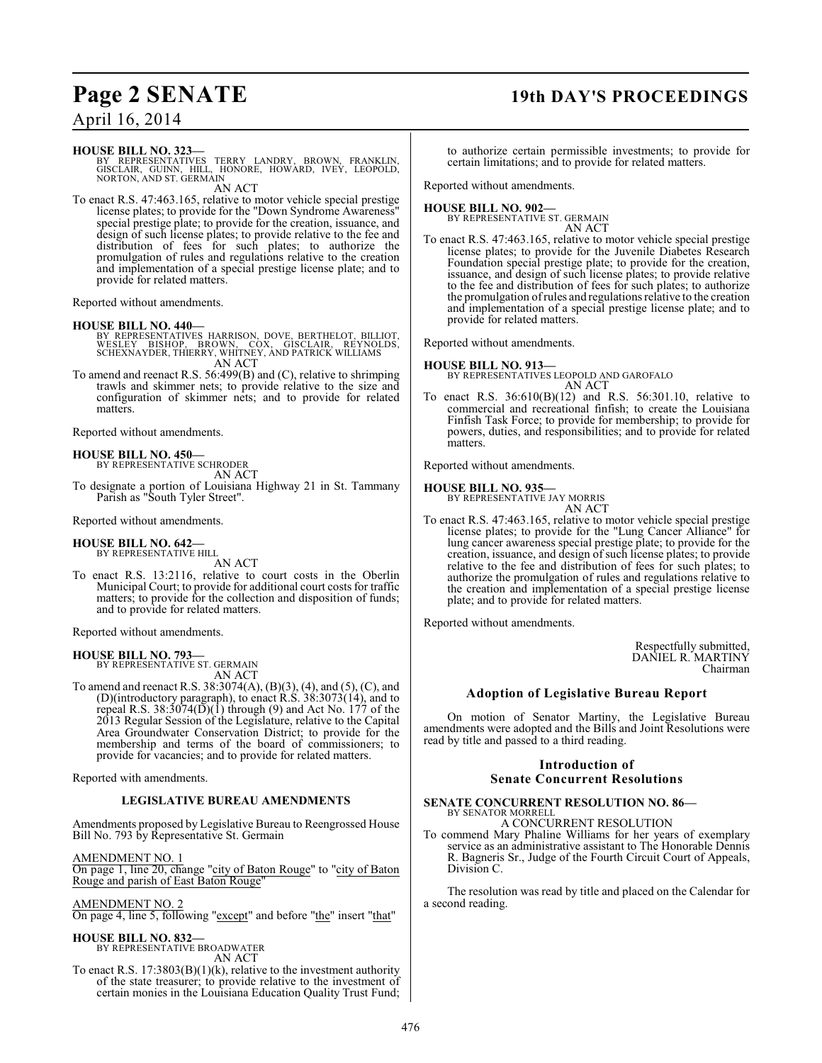**HOUSE BILL NO. 323—**
BY REPRESENTATIVES TERRY LANDRY, BROWN, FRANKLIN, GISCLAIR, GUINN, HILL, HONORE, HOWARD, IVEY, LEOPOLD, NORTON, AND ST. GERMAIN

AN ACT

To enact R.S. 47:463.165, relative to motor vehicle special prestige license plates; to provide for the "Down Syndrome Awareness" special prestige plate; to provide for the creation, issuance, and design of such license plates; to provide relative to the fee and distribution of fees for such plates; to authorize the promulgation of rules and regulations relative to the creation and implementation of a special prestige license plate; and to provide for related matters.

Reported without amendments.

**HOUSE BILL NO. 440—**
BY REPRESENTATIVES HARRISON, DOVE, BERTHELOT, BILLIOT, WESLEY BISHOP, BROWN, COX, GISCLAIR, REYNOLDS, SCHEXNAYDER, THIERRY, WHITNEY, AND PATRICK WILLIAMS

AN ACT

To amend and reenact R.S. 56:499(B) and (C), relative to shrimping trawls and skimmer nets; to provide relative to the size and configuration of skimmer nets; and to provide for related matters.

Reported without amendments.

**HOUSE BILL NO. 450—**
BY REPRESENTATIVE SCHRODER

AN ACT

To designate a portion of Louisiana Highway 21 in St. Tammany Parish as "South Tyler Street".

Reported without amendments.

**HOUSE BILL NO. 642—**
BY REPRESENTATIVE HILL

AN ACT

To enact R.S. 13:2116, relative to court costs in the Oberlin Municipal Court; to provide for additional court costs for traffic matters; to provide for the collection and disposition of funds; and to provide for related matters.

Reported without amendments.

**HOUSE BILL NO. 793—**
BY REPRESENTATIVE ST. GERMAIN

AN ACT

To amend and reenact R.S. 38:3074(A), (B)(3), (4), and (5), (C), and (D)(introductory paragraph), to enact R.S. 38:3073(14), and to repeal R.S. 38:3074(D)(1) through (9) and Act No. 177 of the 2013 Regular Session of the Legislature, relative to the Capital Area Groundwater Conservation District; to provide for the membership and terms of the board of commissioners; to provide for vacancies; and to provide for related matters.

Reported with amendments.

**LEGISLATIVE BUREAU AMENDMENTS**

Amendments proposed by Legislative Bureau to Reengrossed House Bill No. 793 by Representative St. Germain

AMENDMENT NO. 1
On page 1, line 20, change "city of Baton Rouge" to "city of Baton Rouge and parish of East Baton Rouge"

AMENDMENT NO. 2
On page 4, line 5, following "except" and before "the" insert "that"

**HOUSE BILL NO. 832—**
BY REPRESENTATIVE BROADWATER

AN ACT

To enact R.S. 17:3803(B)(1)(k), relative to the investment authority of the state treasurer; to provide relative to the investment of certain monies in the Louisiana Education Quality Trust Fund; to authorize certain permissible investments; to provide for certain limitations; and to provide for related matters.

Reported without amendments.

**HOUSE BILL NO. 902—**
BY REPRESENTATIVE ST. GERMAIN

AN ACT

To enact R.S. 47:463.165, relative to motor vehicle special prestige license plates; to provide for the Juvenile Diabetes Research Foundation special prestige plate; to provide for the creation, issuance, and design of such license plates; to provide relative to the fee and distribution of fees for such plates; to authorize the promulgation of rules and regulations relative to the creation and implementation of a special prestige license plate; and to provide for related matters.

Reported without amendments.

**HOUSE BILL NO. 913—**
BY REPRESENTATIVES LEOPOLD AND GAROFALO

AN ACT

To enact R.S. 36:610(B)(12) and R.S. 56:301.10, relative to commercial and recreational finfish; to create the Louisiana Finfish Task Force; to provide for membership; to provide for powers, duties, and responsibilities; and to provide for related matters.

Reported without amendments.

**HOUSE BILL NO. 935—**
BY REPRESENTATIVE JAY MORRIS

AN ACT

To enact R.S. 47:463.165, relative to motor vehicle special prestige license plates; to provide for the "Lung Cancer Alliance" for lung cancer awareness special prestige plate; to provide for the creation, issuance, and design of such license plates; to provide relative to the fee and distribution of fees for such plates; to authorize the promulgation of rules and regulations relative to the creation and implementation of a special prestige license plate; and to provide for related matters.

Reported without amendments.

Respectfully submitted,
DANIEL R. MARTINY
Chairman

## Adoption of Legislative Bureau Report

On motion of Senator Martiny, the Legislative Bureau amendments were adopted and the Bills and Joint Resolutions were read by title and passed to a third reading.

## Introduction of Senate Concurrent Resolutions

**SENATE CONCURRENT RESOLUTION NO. 86—**
BY SENATOR MORRELL

A CONCURRENT RESOLUTION

To commend Mary Phaline Williams for her years of exemplary service as an administrative assistant to The Honorable Dennis R. Bagneris Sr., Judge of the Fourth Circuit Court of Appeals, Division C.

The resolution was read by title and placed on the Calendar for a second reading.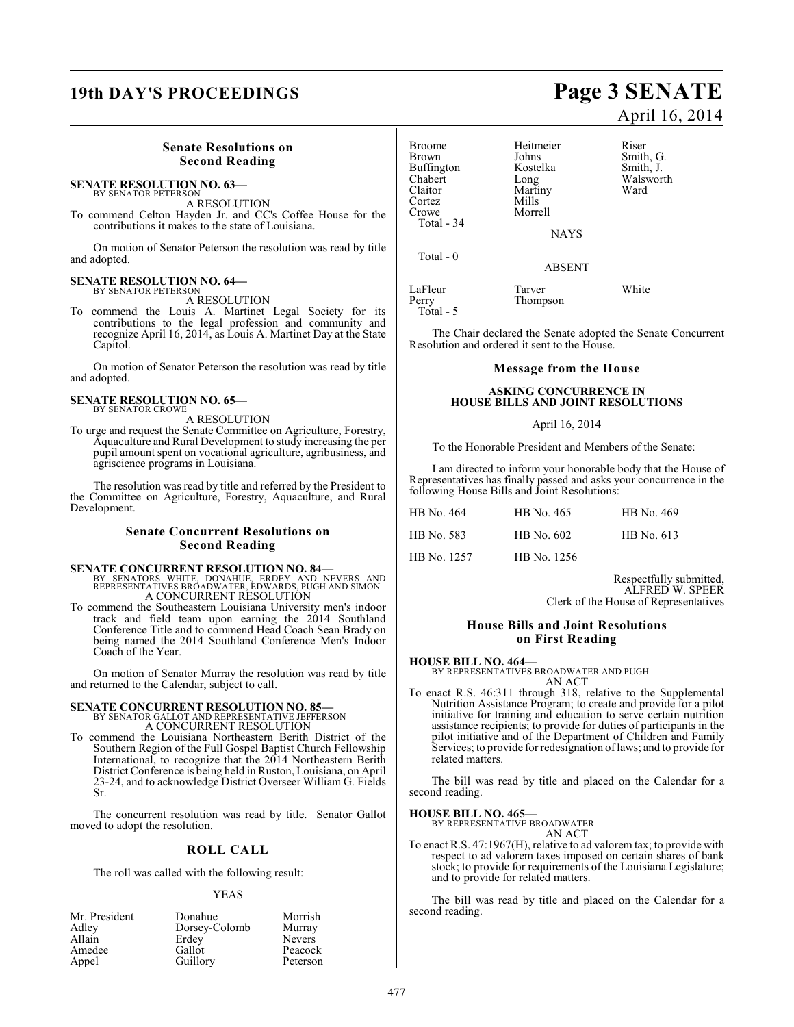### Senate Resolutions on Second Reading

**SENATE RESOLUTION NO. 63—**
BY SENATOR PETERSON

A RESOLUTION

To commend Celton Hayden Jr. and CC's Coffee House for the contributions it makes to the state of Louisiana.

On motion of Senator Peterson the resolution was read by title and adopted.

**SENATE RESOLUTION NO. 64—**
BY SENATOR PETERSON

A RESOLUTION

To commend the Louis A. Martinet Legal Society for its contributions to the legal profession and community and recognize April 16, 2014, as Louis A. Martinet Day at the State Capitol.

On motion of Senator Peterson the resolution was read by title and adopted.

**SENATE RESOLUTION NO. 65—**
BY SENATOR CROWE

A RESOLUTION

To urge and request the Senate Committee on Agriculture, Forestry, Aquaculture and Rural Development to study increasing the per pupil amount spent on vocational agriculture, agribusiness, and agriscience programs in Louisiana.

The resolution was read by title and referred by the President to the Committee on Agriculture, Forestry, Aquaculture, and Rural Development.

### Senate Concurrent Resolutions on Second Reading

**SENATE CONCURRENT RESOLUTION NO. 84—**
BY SENATORS WHITE, DONAHUE, ERDEY AND NEVERS AND REPRESENTATIVES BROADWATER, EDWARDS, PUGH AND SIMON

A CONCURRENT RESOLUTION

To commend the Southeastern Louisiana University men's indoor track and field team upon earning the 2014 Southland Conference Title and to commend Head Coach Sean Brady on being named the 2014 Southland Conference Men's Indoor Coach of the Year.

On motion of Senator Murray the resolution was read by title and returned to the Calendar, subject to call.

**SENATE CONCURRENT RESOLUTION NO. 85—**
BY SENATOR GALLOT AND REPRESENTATIVE JEFFERSON

A CONCURRENT RESOLUTION

To commend the Louisiana Northeastern Berith District of the Southern Region of the Full Gospel Baptist Church Fellowship International, to recognize that the 2014 Northeastern Berith District Conference is being held in Ruston, Louisiana, on April 23-24, and to acknowledge District Overseer William G. Fields Sr.

The concurrent resolution was read by title. Senator Gallot moved to adopt the resolution.

## ROLL CALL

The roll was called with the following result:

YEAS

| | | |
|---|---|---|
| Mr. President | Donahue | Morrish |
| Adley | Dorsey-Colomb | Murray |
| Allain | Erdey | Nevers |
| Amedee | Gallot | Peacock |
| Appel | Guillory | Peterson |
| Broome | Heitmeier | Riser |
| Brown | Johns | Smith, G. |
| Buffington | Kostelka | Smith, J. |
| Chabert | Long | Walsworth |
| Claitor | Martiny | Ward |
| Cortez | Mills | |
| Crowe | Morrell | |

Total - 34

NAYS

Total - 0

ABSENT

| | | |
|---|---|---|
| LaFleur | Tarver | White |
| Perry | Thompson | |

Total - 5

The Chair declared the Senate adopted the Senate Concurrent Resolution and ordered it sent to the House.

### Message from the House

**ASKING CONCURRENCE IN HOUSE BILLS AND JOINT RESOLUTIONS**

April 16, 2014

To the Honorable President and Members of the Senate:

I am directed to inform your honorable body that the House of Representatives has finally passed and asks your concurrence in the following House Bills and Joint Resolutions:

| | | |
|---|---|---|
| HB No. 464 | HB No. 465 | HB No. 469 |
| HB No. 583 | HB No. 602 | HB No. 613 |
| HB No. 1257 | HB No. 1256 | |

Respectfully submitted,
ALFRED W. SPEER
Clerk of the House of Representatives

### House Bills and Joint Resolutions on First Reading

**HOUSE BILL NO. 464—**
BY REPRESENTATIVES BROADWATER AND PUGH

AN ACT

To enact R.S. 46:311 through 318, relative to the Supplemental Nutrition Assistance Program; to create and provide for a pilot initiative for training and education to serve certain nutrition assistance recipients; to provide for duties of participants in the pilot initiative and of the Department of Children and Family Services; to provide for redesignation of laws; and to provide for related matters.

The bill was read by title and placed on the Calendar for a second reading.

**HOUSE BILL NO. 465—**
BY REPRESENTATIVE BROADWATER

AN ACT

To enact R.S. 47:1967(H), relative to ad valorem tax; to provide with respect to ad valorem taxes imposed on certain shares of bank stock; to provide for requirements of the Louisiana Legislature; and to provide for related matters.

The bill was read by title and placed on the Calendar for a second reading.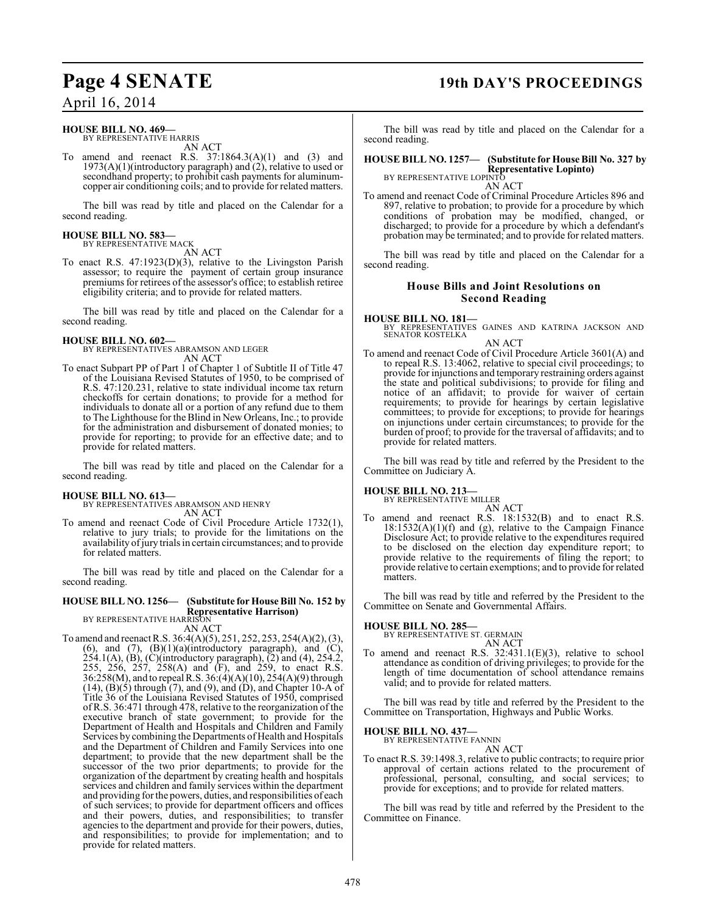**HOUSE BILL NO. 469—**
BY REPRESENTATIVE HARRIS

AN ACT

To amend and reenact R.S. 37:1864.3(A)(1) and (3) and 1973(A)(1)(introductory paragraph) and (2), relative to used or secondhand property; to prohibit cash payments for aluminum-copper air conditioning coils; and to provide for related matters.

The bill was read by title and placed on the Calendar for a second reading.

**HOUSE BILL NO. 583—**
BY REPRESENTATIVE MACK

AN ACT

To enact R.S. 47:1923(D)(3), relative to the Livingston Parish assessor; to require the payment of certain group insurance premiums for retirees of the assessor's office; to establish retiree eligibility criteria; and to provide for related matters.

The bill was read by title and placed on the Calendar for a second reading.

**HOUSE BILL NO. 602—**
BY REPRESENTATIVES ABRAMSON AND LEGER

AN ACT

To enact Subpart PP of Part 1 of Chapter 1 of Subtitle II of Title 47 of the Louisiana Revised Statutes of 1950, to be comprised of R.S. 47:120.231, relative to state individual income tax return checkoffs for certain donations; to provide for a method for individuals to donate all or a portion of any refund due to them to The Lighthouse for the Blind in New Orleans, Inc.; to provide for the administration and disbursement of donated monies; to provide for reporting; to provide for an effective date; and to provide for related matters.

The bill was read by title and placed on the Calendar for a second reading.

**HOUSE BILL NO. 613—**
BY REPRESENTATIVES ABRAMSON AND HENRY

AN ACT

To amend and reenact Code of Civil Procedure Article 1732(1), relative to jury trials; to provide for the limitations on the availability of jury trials in certain circumstances; and to provide for related matters.

The bill was read by title and placed on the Calendar for a second reading.

**HOUSE BILL NO. 1256— (Substitute for House Bill No. 152 by Representative Harrison)**
BY REPRESENTATIVE HARRISON

AN ACT

To amend and reenact R.S. 36:4(A)(5), 251, 252, 253, 254(A)(2), (3), (6), and (7), (B)(1)(a)(introductory paragraph), and (C), 254.1(A), (B), (C)(introductory paragraph), (2) and (4), 254.2, 255, 256, 257, 258(A) and (F), and 259, to enact R.S. 36:258(M), and to repeal R.S. 36:(4)(A)(10), 254(A)(9) through (14), (B)(5) through (7), and (9), and (D), and Chapter 10-A of Title 36 of the Louisiana Revised Statutes of 1950, comprised of R.S. 36:471 through 478, relative to the reorganization of the executive branch of state government; to provide for the Department of Health and Hospitals and Children and Family Services by combining the Departments of Health and Hospitals and the Department of Children and Family Services into one department; to provide that the new department shall be the successor of the two prior departments; to provide for the organization of the department by creating health and hospitals services and children and family services within the department and providing for the powers, duties, and responsibilities of each of such services; to provide for department officers and offices and their powers, duties, and responsibilities; to transfer agencies to the department and provide for their powers, duties, and responsibilities; to provide for implementation; and to provide for related matters.

The bill was read by title and placed on the Calendar for a second reading.

**HOUSE BILL NO. 1257— (Substitute for House Bill No. 327 by Representative Lopinto)**
BY REPRESENTATIVE LOPINTO

AN ACT

To amend and reenact Code of Criminal Procedure Articles 896 and 897, relative to probation; to provide for a procedure by which conditions of probation may be modified, changed, or discharged; to provide for a procedure by which a defendant's probation may be terminated; and to provide for related matters.

The bill was read by title and placed on the Calendar for a second reading.

## House Bills and Joint Resolutions on Second Reading

**HOUSE BILL NO. 181—**
BY REPRESENTATIVES GAINES AND KATRINA JACKSON AND SENATOR KOSTELKA

AN ACT

To amend and reenact Code of Civil Procedure Article 3601(A) and to repeal R.S. 13:4062, relative to special civil proceedings; to provide for injunctions and temporary restraining orders against the state and political subdivisions; to provide for filing and notice of an affidavit; to provide for waiver of certain requirements; to provide for hearings by certain legislative committees; to provide for exceptions; to provide for hearings on injunctions under certain circumstances; to provide for the burden of proof; to provide for the traversal of affidavits; and to provide for related matters.

The bill was read by title and referred by the President to the Committee on Judiciary A.

**HOUSE BILL NO. 213—**
BY REPRESENTATIVE MILLER

AN ACT

To amend and reenact R.S. 18:1532(B) and to enact R.S. 18:1532(A)(1)(f) and (g), relative to the Campaign Finance Disclosure Act; to provide relative to the expenditures required to be disclosed on the election day expenditure report; to provide relative to the requirements of filing the report; to provide relative to certain exemptions; and to provide for related matters.

The bill was read by title and referred by the President to the Committee on Senate and Governmental Affairs.

**HOUSE BILL NO. 285—**
BY REPRESENTATIVE ST. GERMAIN

AN ACT

To amend and reenact R.S. 32:431.1(E)(3), relative to school attendance as condition of driving privileges; to provide for the length of time documentation of school attendance remains valid; and to provide for related matters.

The bill was read by title and referred by the President to the Committee on Transportation, Highways and Public Works.

**HOUSE BILL NO. 437—**
BY REPRESENTATIVE FANNIN

AN ACT

To enact R.S. 39:1498.3, relative to public contracts; to require prior approval of certain actions related to the procurement of professional, personal, consulting, and social services; to provide for exceptions; and to provide for related matters.

The bill was read by title and referred by the President to the Committee on Finance.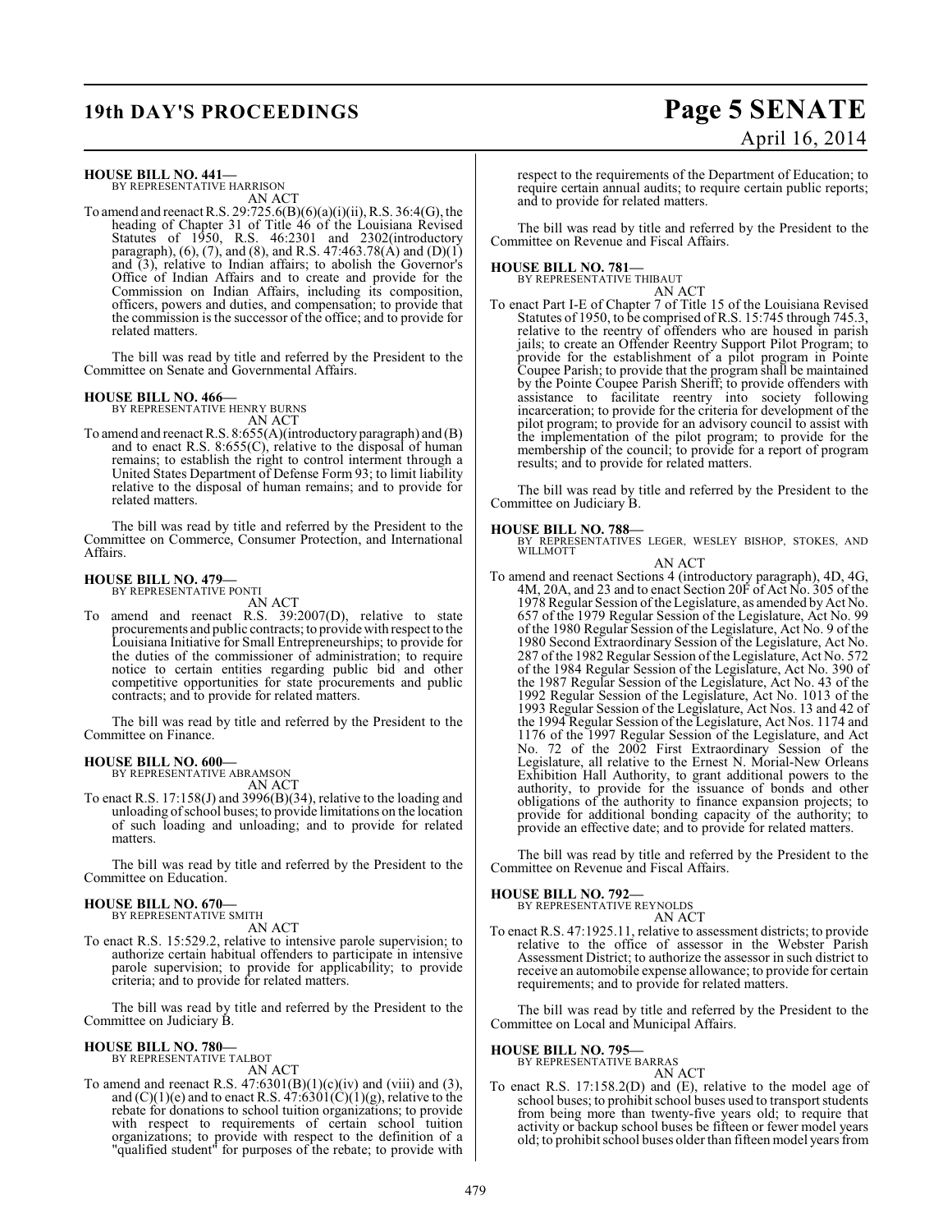**HOUSE BILL NO. 441—**
BY REPRESENTATIVE HARRISON
AN ACT

To amend and reenact R.S. 29:725.6(B)(6)(a)(i)(ii), R.S. 36:4(G), the heading of Chapter 31 of Title 46 of the Louisiana Revised Statutes of 1950, R.S. 46:2301 and 2302(introductory paragraph), (6), (7), and (8), and R.S. 47:463.78(A) and (D)(1) and (3), relative to Indian affairs; to abolish the Governor's Office of Indian Affairs and to create and provide for the Commission on Indian Affairs, including its composition, officers, powers and duties, and compensation; to provide that the commission is the successor of the office; and to provide for related matters.

The bill was read by title and referred by the President to the Committee on Senate and Governmental Affairs.

**HOUSE BILL NO. 466—**
BY REPRESENTATIVE HENRY BURNS
AN ACT

To amend and reenact R.S. 8:655(A)(introductory paragraph) and (B) and to enact R.S. 8:655(C), relative to the disposal of human remains; to establish the right to control interment through a United States Department of Defense Form 93; to limit liability relative to the disposal of human remains; and to provide for related matters.

The bill was read by title and referred by the President to the Committee on Commerce, Consumer Protection, and International Affairs.

**HOUSE BILL NO. 479—**
BY REPRESENTATIVE PONTI
AN ACT

To amend and reenact R.S. 39:2007(D), relative to state procurements and public contracts; to provide with respect to the Louisiana Initiative for Small Entrepreneurships; to provide for the duties of the commissioner of administration; to require notice to certain entities regarding public bid and other competitive opportunities for state procurements and public contracts; and to provide for related matters.

The bill was read by title and referred by the President to the Committee on Finance.

**HOUSE BILL NO. 600—**
BY REPRESENTATIVE ABRAMSON
AN ACT

To enact R.S. 17:158(J) and 3996(B)(34), relative to the loading and unloading of school buses; to provide limitations on the location of such loading and unloading; and to provide for related matters.

The bill was read by title and referred by the President to the Committee on Education.

**HOUSE BILL NO. 670—**
BY REPRESENTATIVE SMITH
AN ACT

To enact R.S. 15:529.2, relative to intensive parole supervision; to authorize certain habitual offenders to participate in intensive parole supervision; to provide for applicability; to provide criteria; and to provide for related matters.

The bill was read by title and referred by the President to the Committee on Judiciary B.

**HOUSE BILL NO. 780—**
BY REPRESENTATIVE TALBOT
AN ACT

To amend and reenact R.S. 47:6301(B)(1)(c)(iv) and (viii) and (3), and (C)(1)(e) and to enact R.S. 47:6301(C)(1)(g), relative to the rebate for donations to school tuition organizations; to provide with respect to requirements of certain school tuition organizations; to provide with respect to the definition of a "qualified student" for purposes of the rebate; to provide with respect to the requirements of the Department of Education; to require certain annual audits; to require certain public reports; and to provide for related matters.

The bill was read by title and referred by the President to the Committee on Revenue and Fiscal Affairs.

**HOUSE BILL NO. 781—**
BY REPRESENTATIVE THIBAUT
AN ACT

To enact Part I-E of Chapter 7 of Title 15 of the Louisiana Revised Statutes of 1950, to be comprised of R.S. 15:745 through 745.3, relative to the reentry of offenders who are housed in parish jails; to create an Offender Reentry Support Pilot Program; to provide for the establishment of a pilot program in Pointe Coupee Parish; to provide that the program shall be maintained by the Pointe Coupee Parish Sheriff; to provide offenders with assistance to facilitate reentry into society following incarceration; to provide for the criteria for development of the pilot program; to provide for an advisory council to assist with the implementation of the pilot program; to provide for the membership of the council; to provide for a report of program results; and to provide for related matters.

The bill was read by title and referred by the President to the Committee on Judiciary B.

**HOUSE BILL NO. 788—**
BY REPRESENTATIVES LEGER, WESLEY BISHOP, STOKES, AND WILLMOTT
AN ACT

To amend and reenact Sections 4 (introductory paragraph), 4D, 4G, 4M, 20A, and 23 and to enact Section 20F of Act No. 305 of the 1978 Regular Session of the Legislature, as amended by Act No. 657 of the 1979 Regular Session of the Legislature, Act No. 99 of the 1980 Regular Session of the Legislature, Act No. 9 of the 1980 Second Extraordinary Session of the Legislature, Act No. 287 of the 1982 Regular Session of the Legislature, Act No. 572 of the 1984 Regular Session of the Legislature, Act No. 390 of the 1987 Regular Session of the Legislature, Act No. 43 of the 1992 Regular Session of the Legislature, Act No. 1013 of the 1993 Regular Session of the Legislature, Act Nos. 13 and 42 of the 1994 Regular Session of the Legislature, Act Nos. 1174 and 1176 of the 1997 Regular Session of the Legislature, and Act No. 72 of the 2002 First Extraordinary Session of the Legislature, all relative to the Ernest N. Morial-New Orleans Exhibition Hall Authority, to grant additional powers to the authority, to provide for the issuance of bonds and other obligations of the authority to finance expansion projects; to provide for additional bonding capacity of the authority; to provide an effective date; and to provide for related matters.

The bill was read by title and referred by the President to the Committee on Revenue and Fiscal Affairs.

**HOUSE BILL NO. 792—**
BY REPRESENTATIVE REYNOLDS
AN ACT

To enact R.S. 47:1925.11, relative to assessment districts; to provide relative to the office of assessor in the Webster Parish Assessment District; to authorize the assessor in such district to receive an automobile expense allowance; to provide for certain requirements; and to provide for related matters.

The bill was read by title and referred by the President to the Committee on Local and Municipal Affairs.

**HOUSE BILL NO. 795—**
BY REPRESENTATIVE BARRAS
AN ACT

To enact R.S. 17:158.2(D) and (E), relative to the model age of school buses; to prohibit school buses used to transport students from being more than twenty-five years old; to require that activity or backup school buses be fifteen or fewer model years old; to prohibit school buses older than fifteen model years from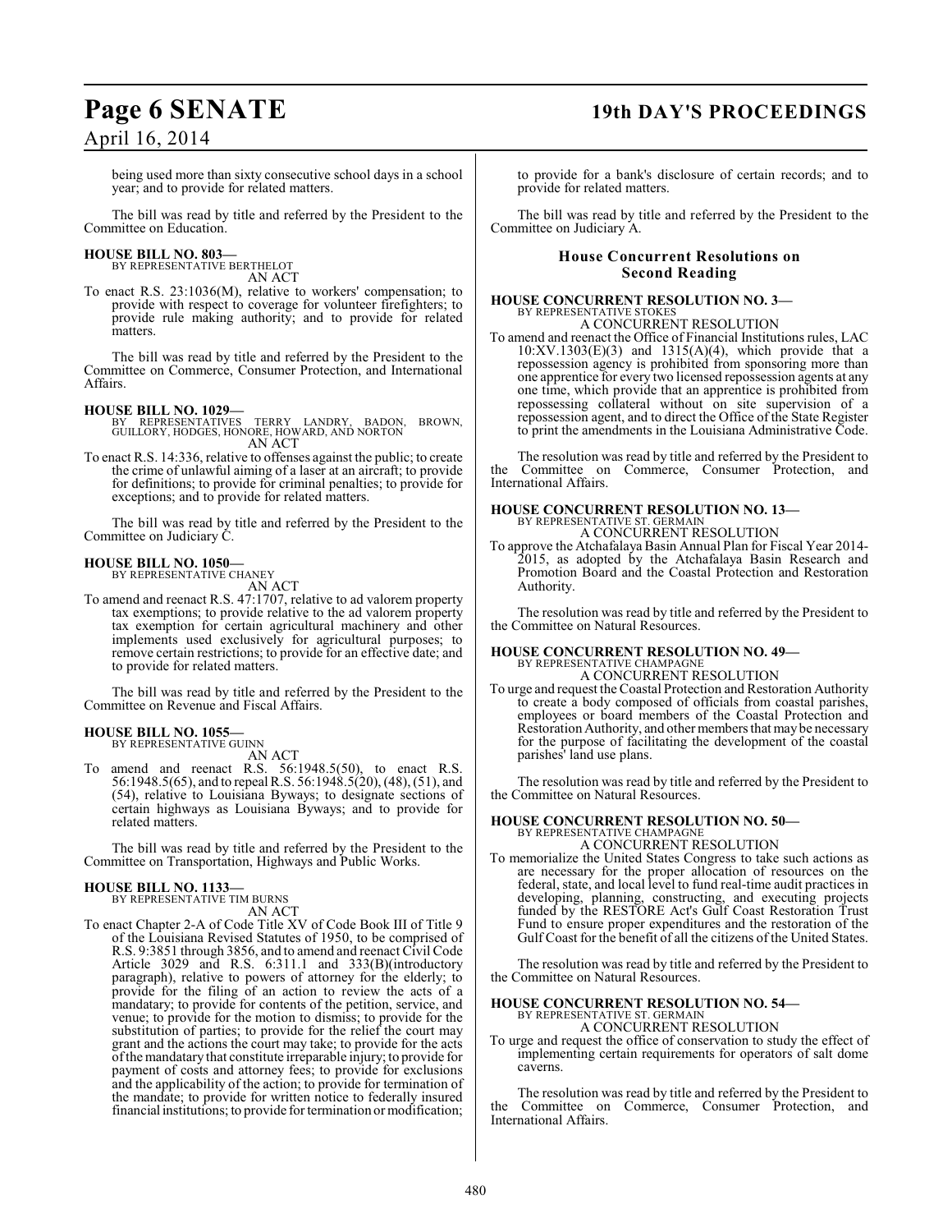being used more than sixty consecutive school days in a school year; and to provide for related matters.

The bill was read by title and referred by the President to the Committee on Education.

**HOUSE BILL NO. 803—**
BY REPRESENTATIVE BERTHELOT
AN ACT

To enact R.S. 23:1036(M), relative to workers' compensation; to provide with respect to coverage for volunteer firefighters; to provide rule making authority; and to provide for related matters.

The bill was read by title and referred by the President to the Committee on Commerce, Consumer Protection, and International Affairs.

**HOUSE BILL NO. 1029—**
BY REPRESENTATIVES TERRY LANDRY, BADON, BROWN, GUILLORY, HODGES, HONORE, HOWARD, AND NORTON
AN ACT

To enact R.S. 14:336, relative to offenses against the public; to create the crime of unlawful aiming of a laser at an aircraft; to provide for definitions; to provide for criminal penalties; to provide for exceptions; and to provide for related matters.

The bill was read by title and referred by the President to the Committee on Judiciary C.

**HOUSE BILL NO. 1050—**
BY REPRESENTATIVE CHANEY
AN ACT

To amend and reenact R.S. 47:1707, relative to ad valorem property tax exemptions; to provide relative to the ad valorem property tax exemption for certain agricultural machinery and other implements used exclusively for agricultural purposes; to remove certain restrictions; to provide for an effective date; and to provide for related matters.

The bill was read by title and referred by the President to the Committee on Revenue and Fiscal Affairs.

**HOUSE BILL NO. 1055—**
BY REPRESENTATIVE GUINN
AN ACT

To amend and reenact R.S. 56:1948.5(50), to enact R.S. 56:1948.5(65), and to repeal R.S. 56:1948.5(20), (48), (51), and (54), relative to Louisiana Byways; to designate sections of certain highways as Louisiana Byways; and to provide for related matters.

The bill was read by title and referred by the President to the Committee on Transportation, Highways and Public Works.

**HOUSE BILL NO. 1133—**
BY REPRESENTATIVE TIM BURNS
AN ACT

To enact Chapter 2-A of Code Title XV of Code Book III of Title 9 of the Louisiana Revised Statutes of 1950, to be comprised of R.S. 9:3851 through 3856, and to amend and reenact Civil Code Article 3029 and R.S. 6:311.1 and 333(B)(introductory paragraph), relative to powers of attorney for the elderly; to provide for the filing of an action to review the acts of a mandatary; to provide for contents of the petition, service, and venue; to provide for the motion to dismiss; to provide for the substitution of parties; to provide for the relief the court may grant and the actions the court may take; to provide for the acts of the mandatary that constitute irreparable injury; to provide for payment of costs and attorney fees; to provide for exclusions and the applicability of the action; to provide for termination of the mandate; to provide for written notice to federally insured financial institutions; to provide for termination or modification; to provide for a bank's disclosure of certain records; and to provide for related matters.

The bill was read by title and referred by the President to the Committee on Judiciary A.

## House Concurrent Resolutions on Second Reading

**HOUSE CONCURRENT RESOLUTION NO. 3—**
BY REPRESENTATIVE STOKES
A CONCURRENT RESOLUTION

To amend and reenact the Office of Financial Institutions rules, LAC 10:XV.1303(E)(3) and 1315(A)(4), which provide that a repossession agency is prohibited from sponsoring more than one apprentice for every two licensed repossession agents at any one time, which provide that an apprentice is prohibited from repossessing collateral without on site supervision of a repossession agent, and to direct the Office of the State Register to print the amendments in the Louisiana Administrative Code.

The resolution was read by title and referred by the President to the Committee on Commerce, Consumer Protection, and International Affairs.

**HOUSE CONCURRENT RESOLUTION NO. 13—**
BY REPRESENTATIVE ST. GERMAIN
A CONCURRENT RESOLUTION

To approve the Atchafalaya Basin Annual Plan for Fiscal Year 2014-2015, as adopted by the Atchafalaya Basin Research and Promotion Board and the Coastal Protection and Restoration Authority.

The resolution was read by title and referred by the President to the Committee on Natural Resources.

**HOUSE CONCURRENT RESOLUTION NO. 49—**
BY REPRESENTATIVE CHAMPAGNE
A CONCURRENT RESOLUTION

To urge and request the Coastal Protection and Restoration Authority to create a body composed of officials from coastal parishes, employees or board members of the Coastal Protection and Restoration Authority, and other members that may be necessary for the purpose of facilitating the development of the coastal parishes' land use plans.

The resolution was read by title and referred by the President to the Committee on Natural Resources.

**HOUSE CONCURRENT RESOLUTION NO. 50—**
BY REPRESENTATIVE CHAMPAGNE
A CONCURRENT RESOLUTION

To memorialize the United States Congress to take such actions as are necessary for the proper allocation of resources on the federal, state, and local level to fund real-time audit practices in developing, planning, constructing, and executing projects funded by the RESTORE Act's Gulf Coast Restoration Trust Fund to ensure proper expenditures and the restoration of the Gulf Coast for the benefit of all the citizens of the United States.

The resolution was read by title and referred by the President to the Committee on Natural Resources.

**HOUSE CONCURRENT RESOLUTION NO. 54—**
BY REPRESENTATIVE ST. GERMAIN
A CONCURRENT RESOLUTION

To urge and request the office of conservation to study the effect of implementing certain requirements for operators of salt dome caverns.

The resolution was read by title and referred by the President to the Committee on Commerce, Consumer Protection, and International Affairs.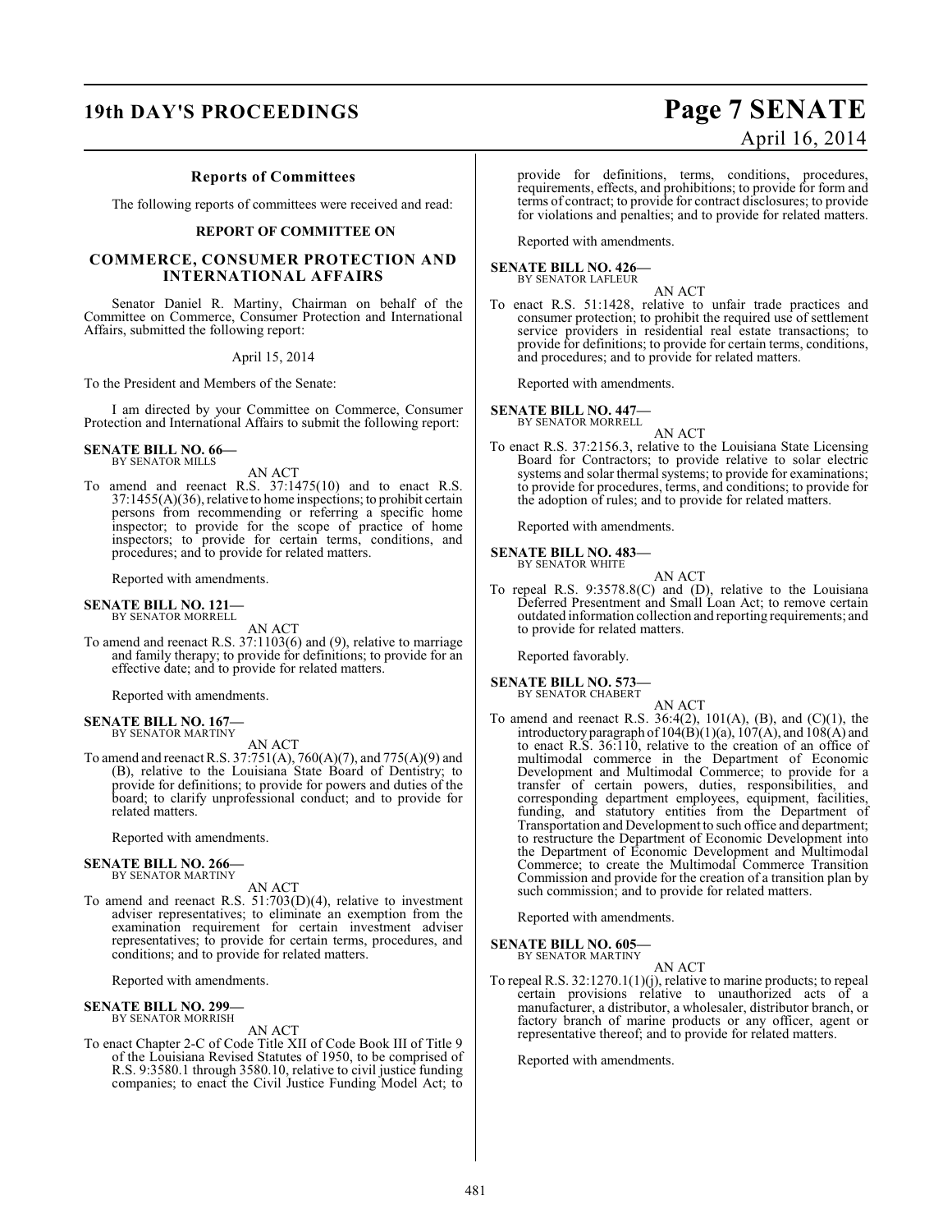## Reports of Committees

The following reports of committees were received and read:

### REPORT OF COMMITTEE ON

### COMMERCE, CONSUMER PROTECTION AND INTERNATIONAL AFFAIRS

Senator Daniel R. Martiny, Chairman on behalf of the Committee on Commerce, Consumer Protection and International Affairs, submitted the following report:

April 15, 2014

To the President and Members of the Senate:

I am directed by your Committee on Commerce, Consumer Protection and International Affairs to submit the following report:

**SENATE BILL NO. 66—**
BY SENATOR MILLS

AN ACT

To amend and reenact R.S. 37:1475(10) and to enact R.S. 37:1455(A)(36), relative to home inspections; to prohibit certain persons from recommending or referring a specific home inspector; to provide for the scope of practice of home inspectors; to provide for certain terms, conditions, and procedures; and to provide for related matters.

Reported with amendments.

**SENATE BILL NO. 121—**
BY SENATOR MORRELL

AN ACT

To amend and reenact R.S. 37:1103(6) and (9), relative to marriage and family therapy; to provide for definitions; to provide for an effective date; and to provide for related matters.

Reported with amendments.

**SENATE BILL NO. 167—**
BY SENATOR MARTINY

AN ACT

To amend and reenact R.S. 37:751(A), 760(A)(7), and 775(A)(9) and (B), relative to the Louisiana State Board of Dentistry; to provide for definitions; to provide for powers and duties of the board; to clarify unprofessional conduct; and to provide for related matters.

Reported with amendments.

**SENATE BILL NO. 266—**
BY SENATOR MARTINY

AN ACT

To amend and reenact R.S. 51:703(D)(4), relative to investment adviser representatives; to eliminate an exemption from the examination requirement for certain investment adviser representatives; to provide for certain terms, procedures, and conditions; and to provide for related matters.

Reported with amendments.

**SENATE BILL NO. 299—**
BY SENATOR MORRISH

AN ACT

To enact Chapter 2-C of Code Title XII of Code Book III of Title 9 of the Louisiana Revised Statutes of 1950, to be comprised of R.S. 9:3580.1 through 3580.10, relative to civil justice funding companies; to enact the Civil Justice Funding Model Act; to provide for definitions, terms, conditions, procedures, requirements, effects, and prohibitions; to provide for form and terms of contract; to provide for contract disclosures; to provide for violations and penalties; and to provide for related matters.

Reported with amendments.

**SENATE BILL NO. 426—**
BY SENATOR LAFLEUR

AN ACT

To enact R.S. 51:1428, relative to unfair trade practices and consumer protection; to prohibit the required use of settlement service providers in residential real estate transactions; to provide for definitions; to provide for certain terms, conditions, and procedures; and to provide for related matters.

Reported with amendments.

**SENATE BILL NO. 447—**
BY SENATOR MORRELL

AN ACT

To enact R.S. 37:2156.3, relative to the Louisiana State Licensing Board for Contractors; to provide relative to solar electric systems and solar thermal systems; to provide for examinations; to provide for procedures, terms, and conditions; to provide for the adoption of rules; and to provide for related matters.

Reported with amendments.

**SENATE BILL NO. 483—**
BY SENATOR WHITE

AN ACT

To repeal R.S. 9:3578.8(C) and (D), relative to the Louisiana Deferred Presentment and Small Loan Act; to remove certain outdated information collection and reporting requirements; and to provide for related matters.

Reported favorably.

**SENATE BILL NO. 573—**
BY SENATOR CHABERT

AN ACT

To amend and reenact R.S. 36:4(2), 101(A), (B), and (C)(1), the introductory paragraph of 104(B)(1)(a), 107(A), and 108(A) and to enact R.S. 36:110, relative to the creation of an office of multimodal commerce in the Department of Economic Development and Multimodal Commerce; to provide for a transfer of certain powers, duties, responsibilities, and corresponding department employees, equipment, facilities, funding, and statutory entities from the Department of Transportation and Development to such office and department; to restructure the Department of Economic Development into the Department of Economic Development and Multimodal Commerce; to create the Multimodal Commerce Transition Commission and provide for the creation of a transition plan by such commission; and to provide for related matters.

Reported with amendments.

**SENATE BILL NO. 605—**
BY SENATOR MARTINY

AN ACT

To repeal R.S. 32:1270.1(1)(j), relative to marine products; to repeal certain provisions relative to unauthorized acts of a manufacturer, a distributor, a wholesaler, distributor branch, or factory branch of marine products or any officer, agent or representative thereof; and to provide for related matters.

Reported with amendments.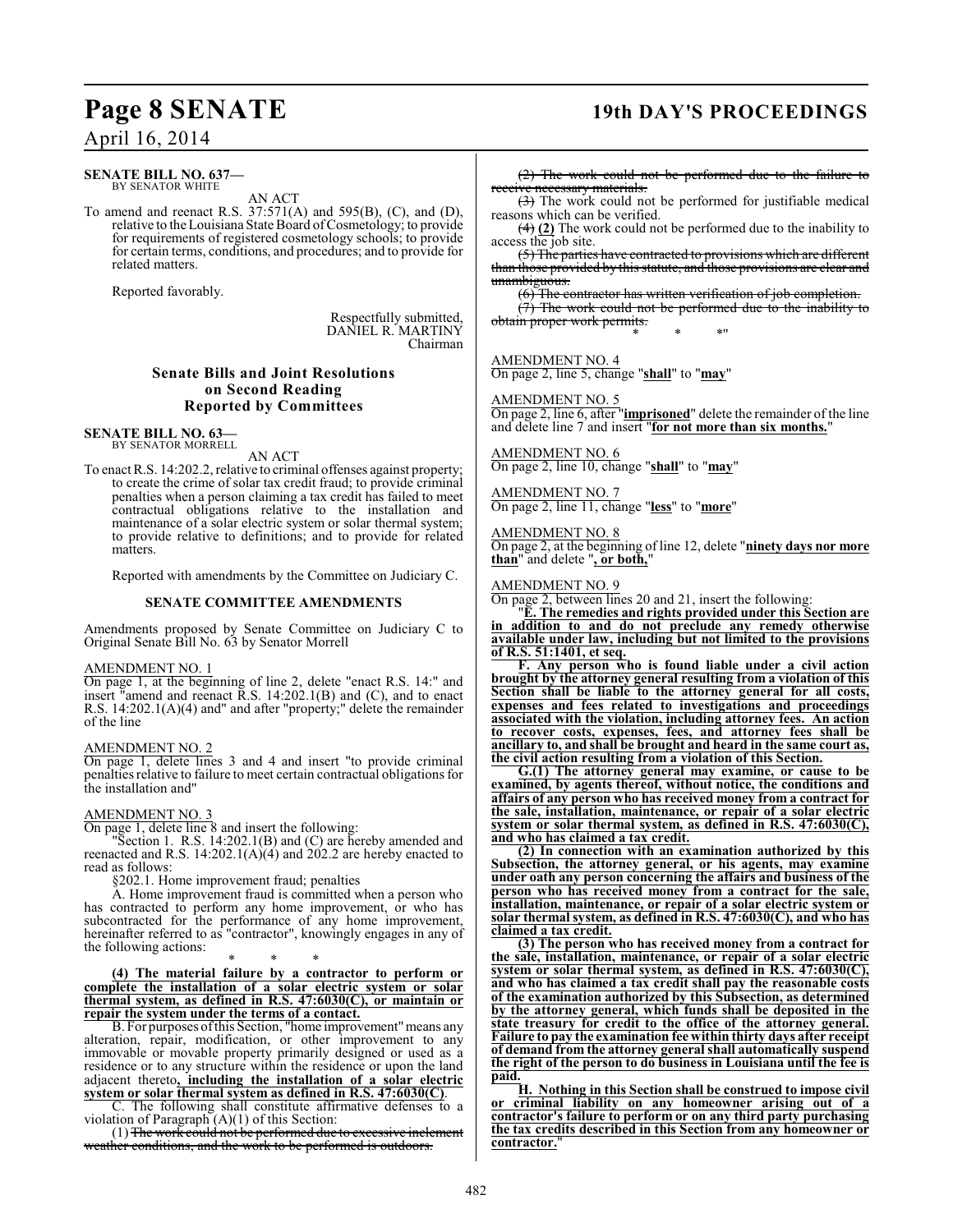**SENATE BILL NO. 637—**
BY SENATOR WHITE

AN ACT

To amend and reenact R.S. 37:571(A) and 595(B), (C), and (D), relative to the Louisiana State Board of Cosmetology; to provide for requirements of registered cosmetology schools; to provide for certain terms, conditions, and procedures; and to provide for related matters.

Reported favorably.

Respectfully submitted,
DANIEL R. MARTINY
Chairman

## Senate Bills and Joint Resolutions on Second Reading Reported by Committees

**SENATE BILL NO. 63—**
BY SENATOR MORRELL

AN ACT

To enact R.S. 14:202.2, relative to criminal offenses against property; to create the crime of solar tax credit fraud; to provide criminal penalties when a person claiming a tax credit has failed to meet contractual obligations relative to the installation and maintenance of a solar electric system or solar thermal system; to provide relative to definitions; and to provide for related matters.

Reported with amendments by the Committee on Judiciary C.

### SENATE COMMITTEE AMENDMENTS

Amendments proposed by Senate Committee on Judiciary C to Original Senate Bill No. 63 by Senator Morrell

AMENDMENT NO. 1
On page 1, at the beginning of line 2, delete "enact R.S. 14:" and insert "amend and reenact R.S. 14:202.1(B) and (C), and to enact R.S. 14:202.1(A)(4) and" and after "property;" delete the remainder of the line

AMENDMENT NO. 2
On page 1, delete lines 3 and 4 and insert "to provide criminal penalties relative to failure to meet certain contractual obligations for the installation and"

AMENDMENT NO. 3
On page 1, delete line 8 and insert the following:

"Section 1. R.S. 14:202.1(B) and (C) are hereby amended and reenacted and R.S. 14:202.1(A)(4) and 202.2 are hereby enacted to read as follows:

§202.1. Home improvement fraud; penalties

A. Home improvement fraud is committed when a person who has contracted to perform any home improvement, or who has subcontracted for the performance of any home improvement, hereinafter referred to as "contractor", knowingly engages in any of the following actions:

\* \* \*

**(4) The material failure by a contractor to perform or complete the installation of a solar electric system or solar thermal system, as defined in R.S. 47:6030(C), or maintain or repair the system under the terms of a contact.**

B. For purposes of this Section, "home improvement" means any alteration, repair, modification, or other improvement to any immovable or movable property primarily designed or used as a residence or to any structure within the residence or upon the land adjacent thereto**, including the installation of a solar electric system or solar thermal system as defined in R.S. 47:6030(C)**.

C. The following shall constitute affirmative defenses to a violation of Paragraph (A)(1) of this Section:

(1) ~~The work could not be performed due to excessive inclement weather conditions, and the work to be performed is outdoors.~~

~~(2) The work could not be performed due to the failure to receive necessary materials.~~

~~(3)~~ The work could not be performed for justifiable medical reasons which can be verified.

~~(4)~~ **(2)** The work could not be performed due to the inability to access the job site.

~~(5) The parties have contracted to provisions which are different than those provided by this statute, and those provisions are clear and unambiguous.~~

~~(6) The contractor has written verification of job completion.~~

~~(7) The work could not be performed due to the inability to obtain proper work permits.~~

\* \* \*"

AMENDMENT NO. 4
On page 2, line 5, change "**shall**" to "**may**"

AMENDMENT NO. 5
On page 2, line 6, after "**imprisoned**" delete the remainder of the line and delete line 7 and insert "**for not more than six months.**"

AMENDMENT NO. 6
On page 2, line 10, change "**shall**" to "**may**"

AMENDMENT NO. 7
On page 2, line 11, change "**less**" to "**more**"

AMENDMENT NO. 8
On page 2, at the beginning of line 12, delete "**ninety days nor more than**" and delete "**, or both,**"

AMENDMENT NO. 9
On page 2, between lines 20 and 21, insert the following:

"**E. The remedies and rights provided under this Section are in addition to and do not preclude any remedy otherwise available under law, including but not limited to the provisions of R.S. 51:1401, et seq.**

**F. Any person who is found liable under a civil action brought by the attorney general resulting from a violation of this Section shall be liable to the attorney general for all costs, expenses and fees related to investigations and proceedings associated with the violation, including attorney fees. An action to recover costs, expenses, fees, and attorney fees shall be ancillary to, and shall be brought and heard in the same court as, the civil action resulting from a violation of this Section.**

**G.(1) The attorney general may examine, or cause to be examined, by agents thereof, without notice, the conditions and affairs of any person who has received money from a contract for the sale, installation, maintenance, or repair of a solar electric system or solar thermal system, as defined in R.S. 47:6030(C), and who has claimed a tax credit.**

**(2) In connection with an examination authorized by this Subsection, the attorney general, or his agents, may examine under oath any person concerning the affairs and business of the person who has received money from a contract for the sale, installation, maintenance, or repair of a solar electric system or solar thermal system, as defined in R.S. 47:6030(C), and who has claimed a tax credit.**

**(3) The person who has received money from a contract for the sale, installation, maintenance, or repair of a solar electric system or solar thermal system, as defined in R.S. 47:6030(C), and who has claimed a tax credit shall pay the reasonable costs of the examination authorized by this Subsection, as determined by the attorney general, which funds shall be deposited in the state treasury for credit to the office of the attorney general. Failure to pay the examination fee within thirty days after receipt of demand from the attorney general shall automatically suspend the right of the person to do business in Louisiana until the fee is paid.**

**H. Nothing in this Section shall be construed to impose civil or criminal liability on any homeowner arising out of a contractor's failure to perform or on any third party purchasing the tax credits described in this Section from any homeowner or contractor.**"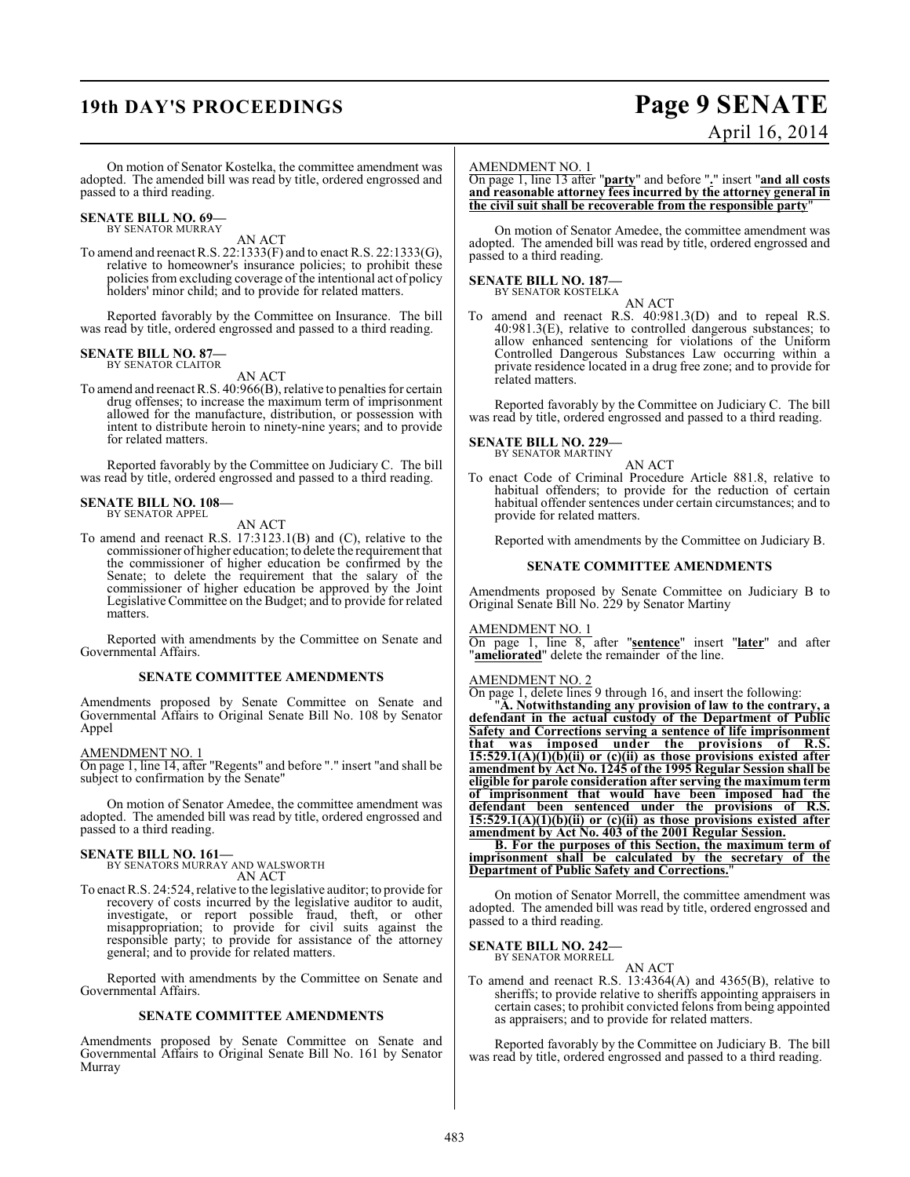On motion of Senator Kostelka, the committee amendment was adopted. The amended bill was read by title, ordered engrossed and passed to a third reading.

**SENATE BILL NO. 69—**
BY SENATOR MURRAY

AN ACT

To amend and reenact R.S. 22:1333(F) and to enact R.S. 22:1333(G), relative to homeowner's insurance policies; to prohibit these policies from excluding coverage of the intentional act of policy holders' minor child; and to provide for related matters.

Reported favorably by the Committee on Insurance. The bill was read by title, ordered engrossed and passed to a third reading.

**SENATE BILL NO. 87—**
BY SENATOR CLAITOR

AN ACT

To amend and reenact R.S. 40:966(B), relative to penalties for certain drug offenses; to increase the maximum term of imprisonment allowed for the manufacture, distribution, or possession with intent to distribute heroin to ninety-nine years; and to provide for related matters.

Reported favorably by the Committee on Judiciary C. The bill was read by title, ordered engrossed and passed to a third reading.

**SENATE BILL NO. 108—**
BY SENATOR APPEL

AN ACT

To amend and reenact R.S. 17:3123.1(B) and (C), relative to the commissioner of higher education; to delete the requirement that the commissioner of higher education be confirmed by the Senate; to delete the requirement that the salary of the commissioner of higher education be approved by the Joint Legislative Committee on the Budget; and to provide for related matters.

Reported with amendments by the Committee on Senate and Governmental Affairs.

**SENATE COMMITTEE AMENDMENTS**

Amendments proposed by Senate Committee on Senate and Governmental Affairs to Original Senate Bill No. 108 by Senator Appel

AMENDMENT NO. 1
On page 1, line 14, after "Regents" and before "." insert "and shall be subject to confirmation by the Senate"

On motion of Senator Amedee, the committee amendment was adopted. The amended bill was read by title, ordered engrossed and passed to a third reading.

**SENATE BILL NO. 161—**
BY SENATORS MURRAY AND WALSWORTH

AN ACT

To enact R.S. 24:524, relative to the legislative auditor; to provide for recovery of costs incurred by the legislative auditor to audit, investigate, or report possible fraud, theft, or other misappropriation; to provide for civil suits against the responsible party; to provide for assistance of the attorney general; and to provide for related matters.

Reported with amendments by the Committee on Senate and Governmental Affairs.

**SENATE COMMITTEE AMENDMENTS**

Amendments proposed by Senate Committee on Senate and Governmental Affairs to Original Senate Bill No. 161 by Senator Murray

AMENDMENT NO. 1
On page 1, line 13 after "**party**" and before "**.**" insert "**and all costs and reasonable attorney fees incurred by the attorney general in the civil suit shall be recoverable from the responsible party**"

On motion of Senator Amedee, the committee amendment was adopted. The amended bill was read by title, ordered engrossed and passed to a third reading.

**SENATE BILL NO. 187—**
BY SENATOR KOSTELKA

AN ACT

To amend and reenact R.S. 40:981.3(D) and to repeal R.S. 40:981.3(E), relative to controlled dangerous substances; to allow enhanced sentencing for violations of the Uniform Controlled Dangerous Substances Law occurring within a private residence located in a drug free zone; and to provide for related matters.

Reported favorably by the Committee on Judiciary C. The bill was read by title, ordered engrossed and passed to a third reading.

**SENATE BILL NO. 229—**
BY SENATOR MARTINY

AN ACT

To enact Code of Criminal Procedure Article 881.8, relative to habitual offenders; to provide for the reduction of certain habitual offender sentences under certain circumstances; and to provide for related matters.

Reported with amendments by the Committee on Judiciary B.

**SENATE COMMITTEE AMENDMENTS**

Amendments proposed by Senate Committee on Judiciary B to Original Senate Bill No. 229 by Senator Martiny

AMENDMENT NO. 1
On page 1, line 8, after "**sentence**" insert "**later**" and after "**ameliorated**" delete the remainder of the line.

AMENDMENT NO. 2
On page 1, delete lines 9 through 16, and insert the following:

"**A. Notwithstanding any provision of law to the contrary, a defendant in the actual custody of the Department of Public Safety and Corrections serving a sentence of life imprisonment that was imposed under the provisions of R.S. 15:529.1(A)(1)(b)(ii) or (c)(ii) as those provisions existed after amendment by Act No. 1245 of the 1995 Regular Session shall be eligible for parole consideration after serving the maximum term of imprisonment that would have been imposed had the defendant been sentenced under the provisions of R.S. 15:529.1(A)(1)(b)(ii) or (c)(ii) as those provisions existed after amendment by Act No. 403 of the 2001 Regular Session.**

**B. For the purposes of this Section, the maximum term of imprisonment shall be calculated by the secretary of the Department of Public Safety and Corrections.**"

On motion of Senator Morrell, the committee amendment was adopted. The amended bill was read by title, ordered engrossed and passed to a third reading.

**SENATE BILL NO. 242—**
BY SENATOR MORRELL

AN ACT

To amend and reenact R.S. 13:4364(A) and 4365(B), relative to sheriffs; to provide relative to sheriffs appointing appraisers in certain cases; to prohibit convicted felons from being appointed as appraisers; and to provide for related matters.

Reported favorably by the Committee on Judiciary B. The bill was read by title, ordered engrossed and passed to a third reading.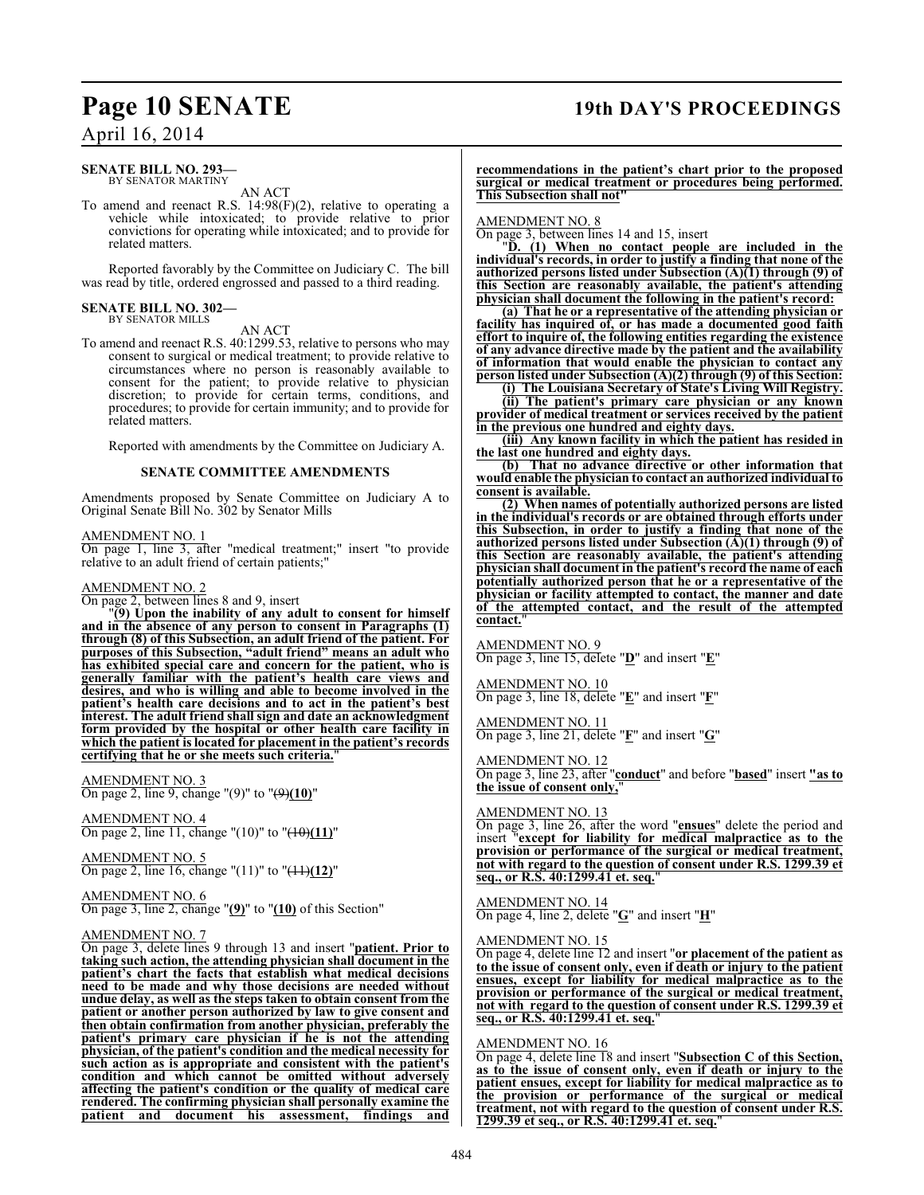**SENATE BILL NO. 293—**
BY SENATOR MARTINY

AN ACT

To amend and reenact R.S. 14:98(F)(2), relative to operating a vehicle while intoxicated; to provide relative to prior convictions for operating while intoxicated; and to provide for related matters.

Reported favorably by the Committee on Judiciary C. The bill was read by title, ordered engrossed and passed to a third reading.

**SENATE BILL NO. 302—**
BY SENATOR MILLS

AN ACT

To amend and reenact R.S. 40:1299.53, relative to persons who may consent to surgical or medical treatment; to provide relative to circumstances where no person is reasonably available to consent for the patient; to provide relative to physician discretion; to provide for certain terms, conditions, and procedures; to provide for certain immunity; and to provide for related matters.

Reported with amendments by the Committee on Judiciary A.

**SENATE COMMITTEE AMENDMENTS**

Amendments proposed by Senate Committee on Judiciary A to Original Senate Bill No. 302 by Senator Mills

AMENDMENT NO. 1
On page 1, line 3, after "medical treatment;" insert "to provide relative to an adult friend of certain patients;"

AMENDMENT NO. 2
On page 2, between lines 8 and 9, insert

"**(9) Upon the inability of any adult to consent for himself and in the absence of any person to consent in Paragraphs (1) through (8) of this Subsection, an adult friend of the patient. For purposes of this Subsection, "adult friend" means an adult who has exhibited special care and concern for the patient, who is generally familiar with the patient's health care views and desires, and who is willing and able to become involved in the patient's health care decisions and to act in the patient's best interest. The adult friend shall sign and date an acknowledgment form provided by the hospital or other health care facility in which the patient is located for placement in the patient's records certifying that he or she meets such criteria.**"

AMENDMENT NO. 3
On page 2, line 9, change "(9)" to "~~(9)~~**(10)**"

AMENDMENT NO. 4
On page 2, line 11, change "(10)" to "~~(10)~~**(11)**"

AMENDMENT NO. 5
On page 2, line 16, change "(11)" to "~~(11)~~**(12)**"

AMENDMENT NO. 6
On page 3, line 2, change "**(9)**" to "**(10)** of this Section"

AMENDMENT NO. 7
On page 3, delete lines 9 through 13 and insert "**patient. Prior to taking such action, the attending physician shall document in the patient's chart the facts that establish what medical decisions need to be made and why those decisions are needed without undue delay, as well as the steps taken to obtain consent from the patient or another person authorized by law to give consent and then obtain confirmation from another physician, preferably the patient's primary care physician if he is not the attending physician, of the patient's condition and the medical necessity for such action as is appropriate and consistent with the patient's condition and which cannot be omitted without adversely affecting the patient's condition or the quality of medical care rendered. The confirming physician shall personally examine the patient and document his assessment, findings and recommendations in the patient's chart prior to the proposed surgical or medical treatment or procedures being performed. This Subsection shall not**"

AMENDMENT NO. 8
On page 3, between lines 14 and 15, insert

"**D. (1) When no contact people are included in the individual's records, in order to justify a finding that none of the authorized persons listed under Subsection (A)(1) through (9) of this Section are reasonably available, the patient's attending physician shall document the following in the patient's record:**

**(a) That he or a representative of the attending physician or facility has inquired of, or has made a documented good faith effort to inquire of, the following entities regarding the existence of any advance directive made by the patient and the availability of information that would enable the physician to contact any person listed under Subsection (A)(2) through (9) of this Section:**

**(i) The Louisiana Secretary of State's Living Will Registry.**

**(ii) The patient's primary care physician or any known provider of medical treatment or services received by the patient in the previous one hundred and eighty days.**

**(iii) Any known facility in which the patient has resided in the last one hundred and eighty days.**

**(b) That no advance directive or other information that would enable the physician to contact an authorized individual to consent is available.**

**(2) When names of potentially authorized persons are listed in the individual's records or are obtained through efforts under this Subsection, in order to justify a finding that none of the authorized persons listed under Subsection (A)(1) through (9) of this Section are reasonably available, the patient's attending physician shall document in the patient's record the name of each potentially authorized person that he or a representative of the physician or facility attempted to contact, the manner and date of the attempted contact, and the result of the attempted contact.**"

AMENDMENT NO. 9
On page 3, line 15, delete "**D**" and insert "**E**"

AMENDMENT NO. 10
On page 3, line 18, delete "**E**" and insert "**F**"

AMENDMENT NO. 11
On page 3, line 21, delete "**F**" and insert "**G**"

AMENDMENT NO. 12
On page 3, line 23, after "**conduct**" and before "**based**" insert "**as to the issue of consent only,**"

AMENDMENT NO. 13
On page 3, line 26, after the word "**ensues**" delete the period and insert "**except for liability for medical malpractice as to the provision or performance of the surgical or medical treatment, not with regard to the question of consent under R.S. 1299.39 et seq., or R.S. 40:1299.41 et. seq.**"

AMENDMENT NO. 14
On page 4, line 2, delete "**G**" and insert "**H**"

AMENDMENT NO. 15
On page 4, delete line 12 and insert "**or placement of the patient as to the issue of consent only, even if death or injury to the patient ensues, except for liability for medical malpractice as to the provision or performance of the surgical or medical treatment, not with regard to the question of consent under R.S. 1299.39 et seq., or R.S. 40:1299.41 et. seq.**"

AMENDMENT NO. 16
On page 4, delete line 18 and insert "**Subsection C of this Section, as to the issue of consent only, even if death or injury to the patient ensues, except for liability for medical malpractice as to the provision or performance of the surgical or medical treatment, not with regard to the question of consent under R.S. 1299.39 et seq., or R.S. 40:1299.41 et. seq.**"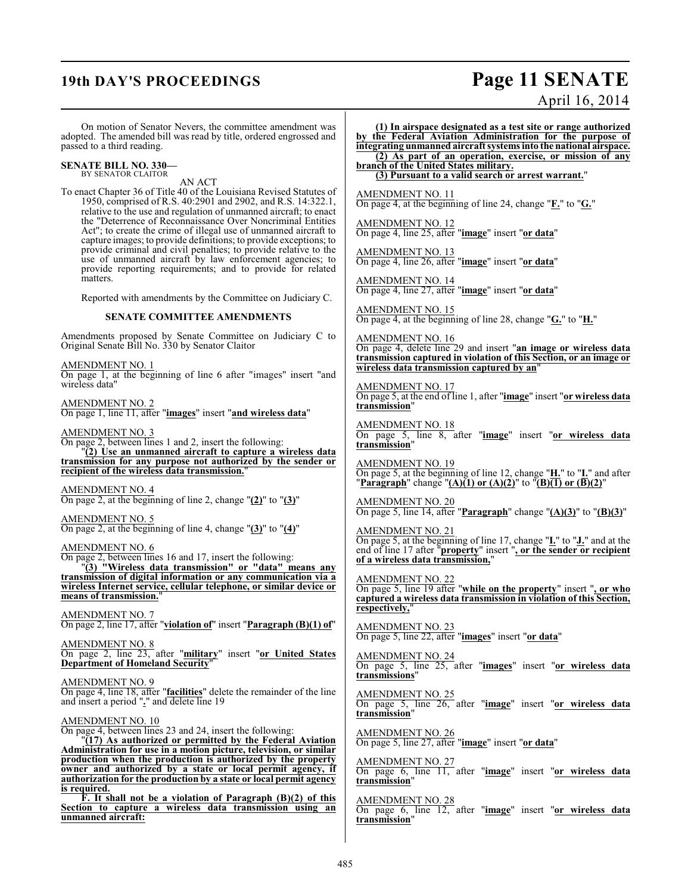On motion of Senator Nevers, the committee amendment was adopted. The amended bill was read by title, ordered engrossed and passed to a third reading.

**SENATE BILL NO. 330—**
BY SENATOR CLAITOR

AN ACT

To enact Chapter 36 of Title 40 of the Louisiana Revised Statutes of 1950, comprised of R.S. 40:2901 and 2902, and R.S. 14:322.1, relative to the use and regulation of unmanned aircraft; to enact the "Deterrence of Reconnaissance Over Noncriminal Entities Act"; to create the crime of illegal use of unmanned aircraft to capture images; to provide definitions; to provide exceptions; to provide criminal and civil penalties; to provide relative to the use of unmanned aircraft by law enforcement agencies; to provide reporting requirements; and to provide for related matters.

Reported with amendments by the Committee on Judiciary C.

**SENATE COMMITTEE AMENDMENTS**

Amendments proposed by Senate Committee on Judiciary C to Original Senate Bill No. 330 by Senator Claitor

AMENDMENT NO. 1
On page 1, at the beginning of line 6 after "images" insert "and wireless data"

AMENDMENT NO. 2
On page 1, line 11, after "**images**" insert "**and wireless data**"

AMENDMENT NO. 3
On page 2, between lines 1 and 2, insert the following:
"**(2) Use an unmanned aircraft to capture a wireless data transmission for any purpose not authorized by the sender or recipient of the wireless data transmission.**"

AMENDMENT NO. 4
On page 2, at the beginning of line 2, change "**(2)**" to "**(3)**"

AMENDMENT NO. 5
On page 2, at the beginning of line 4, change "**(3)**" to "**(4)**"

AMENDMENT NO. 6
On page 2, between lines 16 and 17, insert the following:
"**(3) "Wireless data transmission" or "data" means any transmission of digital information or any communication via a wireless Internet service, cellular telephone, or similar device or means of transmission.**"

AMENDMENT NO. 7
On page 2, line 17, after "**violation of**" insert "**Paragraph (B)(1) of**"

AMENDMENT NO. 8
On page 2, line 23, after "**military**" insert "**or United States Department of Homeland Security**"

AMENDMENT NO. 9
On page 4, line 18, after "**facilities**" delete the remainder of the line and insert a period "**.**" and delete line 19

AMENDMENT NO. 10
On page 4, between lines 23 and 24, insert the following:
"**(17) As authorized or permitted by the Federal Aviation Administration for use in a motion picture, television, or similar production when the production is authorized by the property owner and authorized by a state or local permit agency, if authorization for the production by a state or local permit agency is required.**
**F. It shall not be a violation of Paragraph (B)(2) of this Section to capture a wireless data transmission using an unmanned aircraft:**
**(1) In airspace designated as a test site or range authorized by the Federal Aviation Administration for the purpose of integrating unmanned aircraft systems into the national airspace.**
**(2) As part of an operation, exercise, or mission of any branch of the United States military.**
**(3) Pursuant to a valid search or arrest warrant.**"

AMENDMENT NO. 11
On page 4, at the beginning of line 24, change "**F.**" to "**G.**"

AMENDMENT NO. 12
On page 4, line 25, after "**image**" insert "**or data**"

AMENDMENT NO. 13
On page 4, line 26, after "**image**" insert "**or data**"

AMENDMENT NO. 14
On page 4, line 27, after "**image**" insert "**or data**"

AMENDMENT NO. 15
On page 4, at the beginning of line 28, change "**G.**" to "**H.**"

AMENDMENT NO. 16
On page 4, delete line 29 and insert "**an image or wireless data transmission captured in violation of this Section, or an image or wireless data transmission captured by an**"

AMENDMENT NO. 17
On page 5, at the end of line 1, after "**image**" insert "**or wireless data transmission**"

AMENDMENT NO. 18
On page 5, line 8, after "**image**" insert "**or wireless data transmission**"

AMENDMENT NO. 19
On page 5, at the beginning of line 12, change "**H.**" to "**I.**" and after "**Paragraph**" change "**(A)(1) or (A)(2)**" to "**(B)(1) or (B)(2)**"

AMENDMENT NO. 20
On page 5, line 14, after "**Paragraph**" change "**(A)(3)**" to "**(B)(3)**"

AMENDMENT NO. 21
On page 5, at the beginning of line 17, change "**I.**" to "**J.**" and at the end of line 17 after "**property**" insert "**, or the sender or recipient of a wireless data transmission,**"

AMENDMENT NO. 22
On page 5, line 19 after "**while on the property**" insert "**, or who captured a wireless data transmission in violation of this Section, respectively,**"

AMENDMENT NO. 23
On page 5, line 22, after "**images**" insert "**or data**"

AMENDMENT NO. 24
On page 5, line 25, after "**images**" insert "**or wireless data transmissions**"

AMENDMENT NO. 25
On page 5, line 26, after "**image**" insert "**or wireless data transmission**"

AMENDMENT NO. 26
On page 5, line 27, after "**image**" insert "**or data**"

AMENDMENT NO. 27
On page 6, line 11, after "**image**" insert "**or wireless data transmission**"

AMENDMENT NO. 28
On page 6, line 12, after "**image**" insert "**or wireless data transmission**"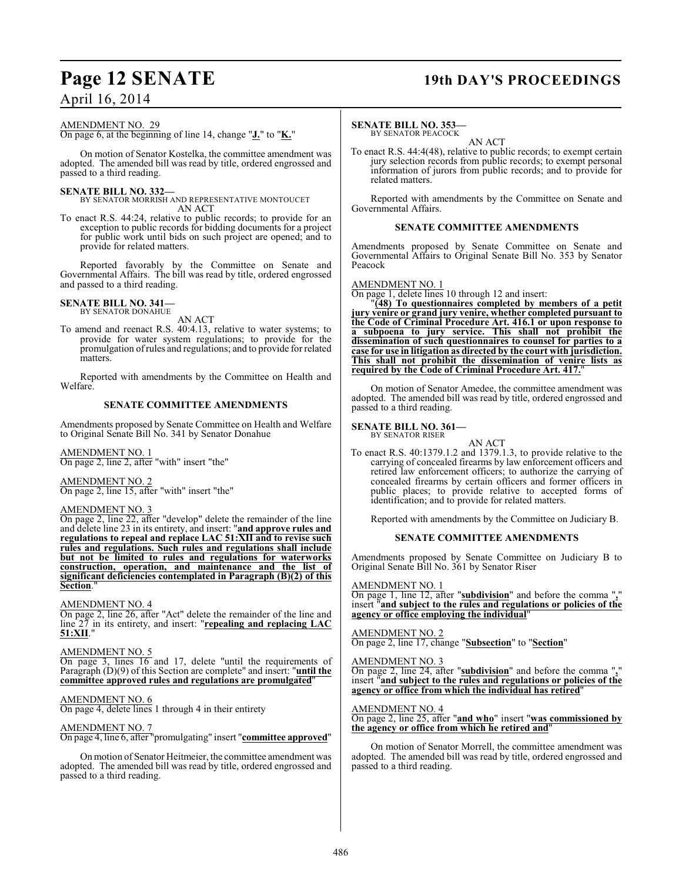AMENDMENT NO. 29

On page 6, at the beginning of line 14, change "**J.**" to "**K.**"

On motion of Senator Kostelka, the committee amendment was adopted. The amended bill was read by title, ordered engrossed and passed to a third reading.

**SENATE BILL NO. 332—**
BY SENATOR MORRISH AND REPRESENTATIVE MONTOUCET

AN ACT

To enact R.S. 44:24, relative to public records; to provide for an exception to public records for bidding documents for a project for public work until bids on such project are opened; and to provide for related matters.

Reported favorably by the Committee on Senate and Governmental Affairs. The bill was read by title, ordered engrossed and passed to a third reading.

**SENATE BILL NO. 341—**
BY SENATOR DONAHUE

AN ACT

To amend and reenact R.S. 40:4.13, relative to water systems; to provide for water system regulations; to provide for the promulgation of rules and regulations; and to provide for related matters.

Reported with amendments by the Committee on Health and Welfare.

**SENATE COMMITTEE AMENDMENTS**

Amendments proposed by Senate Committee on Health and Welfare to Original Senate Bill No. 341 by Senator Donahue

AMENDMENT NO. 1

On page 2, line 2, after "with" insert "the"

AMENDMENT NO. 2

On page 2, line 15, after "with" insert "the"

AMENDMENT NO. 3

On page 2, line 22, after "develop" delete the remainder of the line and delete line 23 in its entirety, and insert: "**and approve rules and regulations to repeal and replace LAC 51:XII and to revise such rules and regulations. Such rules and regulations shall include but not be limited to rules and regulations for waterworks construction, operation, and maintenance and the list of significant deficiencies contemplated in Paragraph (B)(2) of this Section**."

AMENDMENT NO. 4

On page 2, line 26, after "Act" delete the remainder of the line and line 27 in its entirety, and insert: "**repealing and replacing LAC 51:XII**."

AMENDMENT NO. 5

On page 3, lines 16 and 17, delete "until the requirements of Paragraph (D)(9) of this Section are complete" and insert: "**until the committee approved rules and regulations are promulgated**"

AMENDMENT NO. 6

On page 4, delete lines 1 through 4 in their entirety

AMENDMENT NO. 7

On page 4, line 6, after "promulgating" insert "**committee approved**"

On motion of Senator Heitmeier, the committee amendment was adopted. The amended bill was read by title, ordered engrossed and passed to a third reading.

**SENATE BILL NO. 353—**
BY SENATOR PEACOCK

AN ACT

To enact R.S. 44:4(48), relative to public records; to exempt certain jury selection records from public records; to exempt personal information of jurors from public records; and to provide for related matters.

Reported with amendments by the Committee on Senate and Governmental Affairs.

**SENATE COMMITTEE AMENDMENTS**

Amendments proposed by Senate Committee on Senate and Governmental Affairs to Original Senate Bill No. 353 by Senator Peacock

AMENDMENT NO. 1

On page 1, delete lines 10 through 12 and insert:

"**(48) To questionnaires completed by members of a petit jury venire or grand jury venire, whether completed pursuant to the Code of Criminal Procedure Art. 416.1 or upon response to a subpoena to jury service. This shall not prohibit the dissemination of such questionnaires to counsel for parties to a case for use in litigation as directed by the court with jurisdiction. This shall not prohibit the dissemination of venire lists as required by the Code of Criminal Procedure Art. 417.**"

On motion of Senator Amedee, the committee amendment was adopted. The amended bill was read by title, ordered engrossed and passed to a third reading.

**SENATE BILL NO. 361—**
BY SENATOR RISER

AN ACT

To enact R.S. 40:1379.1.2 and 1379.1.3, to provide relative to the carrying of concealed firearms by law enforcement officers and retired law enforcement officers; to authorize the carrying of concealed firearms by certain officers and former officers in public places; to provide relative to accepted forms of identification; and to provide for related matters.

Reported with amendments by the Committee on Judiciary B.

**SENATE COMMITTEE AMENDMENTS**

Amendments proposed by Senate Committee on Judiciary B to Original Senate Bill No. 361 by Senator Riser

AMENDMENT NO. 1

On page 1, line 12, after "**subdivision**" and before the comma "**,**" insert "**and subject to the rules and regulations or policies of the agency or office employing the individual**"

AMENDMENT NO. 2

On page 2, line 17, change "**Subsection**" to "**Section**"

AMENDMENT NO. 3

On page 2, line 24, after "**subdivision**" and before the comma "**,**" insert "**and subject to the rules and regulations or policies of the agency or office from which the individual has retired**"

AMENDMENT NO. 4

On page 2, line 25, after "**and who**" insert "**was commissioned by the agency or office from which he retired and**"

On motion of Senator Morrell, the committee amendment was adopted. The amended bill was read by title, ordered engrossed and passed to a third reading.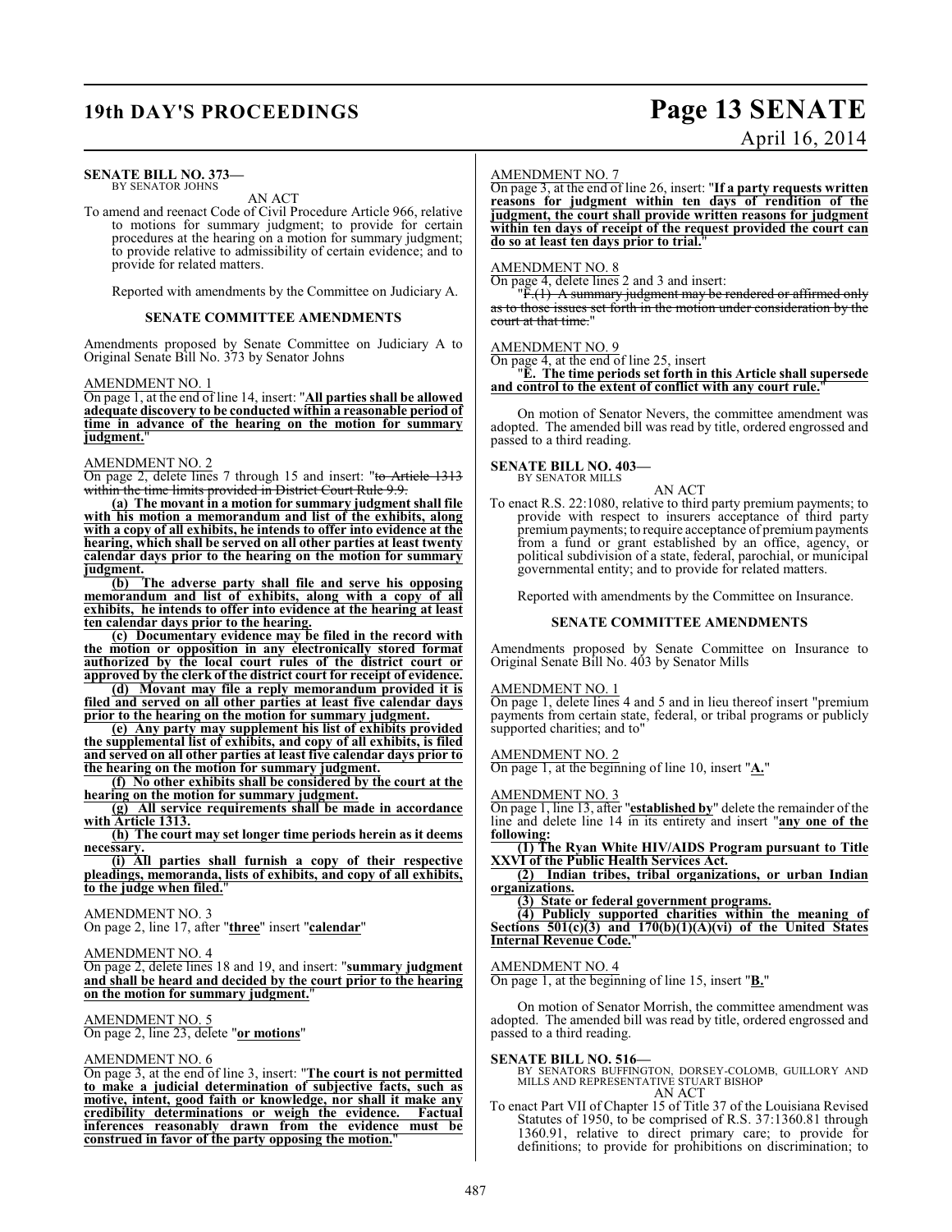**SENATE BILL NO. 373—**
BY SENATOR JOHNS

AN ACT

To amend and reenact Code of Civil Procedure Article 966, relative to motions for summary judgment; to provide for certain procedures at the hearing on a motion for summary judgment; to provide relative to admissibility of certain evidence; and to provide for related matters.

Reported with amendments by the Committee on Judiciary A.

**SENATE COMMITTEE AMENDMENTS**

Amendments proposed by Senate Committee on Judiciary A to Original Senate Bill No. 373 by Senator Johns

AMENDMENT NO. 1

On page 1, at the end of line 14, insert: "**All parties shall be allowed adequate discovery to be conducted within a reasonable period of time in advance of the hearing on the motion for summary judgment.**"

AMENDMENT NO. 2

On page 2, delete lines 7 through 15 and insert: "~~to Article 1313 within the time limits provided in District Court Rule 9.9.~~

**(a) The movant in a motion for summary judgment shall file with his motion a memorandum and list of the exhibits, along with a copy of all exhibits, he intends to offer into evidence at the hearing, which shall be served on all other parties at least twenty calendar days prior to the hearing on the motion for summary judgment.**

**(b) The adverse party shall file and serve his opposing memorandum and list of exhibits, along with a copy of all exhibits, he intends to offer into evidence at the hearing at least ten calendar days prior to the hearing.**

**(c) Documentary evidence may be filed in the record with the motion or opposition in any electronically stored format authorized by the local court rules of the district court or approved by the clerk of the district court for receipt of evidence.**

**(d) Movant may file a reply memorandum provided it is filed and served on all other parties at least five calendar days prior to the hearing on the motion for summary judgment.**

**(e) Any party may supplement his list of exhibits provided the supplemental list of exhibits, and copy of all exhibits, is filed and served on all other parties at least five calendar days prior to the hearing on the motion for summary judgment.**

**(f) No other exhibits shall be considered by the court at the hearing on the motion for summary judgment.**

**(g) All service requirements shall be made in accordance with Article 1313.**

**(h) The court may set longer time periods herein as it deems necessary.**

**(i) All parties shall furnish a copy of their respective pleadings, memoranda, lists of exhibits, and copy of all exhibits, to the judge when filed.**"

AMENDMENT NO. 3

On page 2, line 17, after "**three**" insert "**calendar**"

AMENDMENT NO. 4

On page 2, delete lines 18 and 19, and insert: "**summary judgment and shall be heard and decided by the court prior to the hearing on the motion for summary judgment.**"

AMENDMENT NO. 5

On page 2, line 23, delete "**or motions**"

AMENDMENT NO. 6

On page 3, at the end of line 3, insert: "**The court is not permitted to make a judicial determination of subjective facts, such as motive, intent, good faith or knowledge, nor shall it make any credibility determinations or weigh the evidence. Factual inferences reasonably drawn from the evidence must be construed in favor of the party opposing the motion.**"

AMENDMENT NO. 7

On page 3, at the end of line 26, insert: "**If a party requests written reasons for judgment within ten days of rendition of the judgment, the court shall provide written reasons for judgment within ten days of receipt of the request provided the court can do so at least ten days prior to trial.**"

AMENDMENT NO. 8

On page 4, delete lines 2 and 3 and insert:

"~~F.(1) A summary judgment may be rendered or affirmed only as to those issues set forth in the motion under consideration by the court at that time.~~"

AMENDMENT NO. 9

On page 4, at the end of line 25, insert

"**E. The time periods set forth in this Article shall supersede and control to the extent of conflict with any court rule.**"

On motion of Senator Nevers, the committee amendment was adopted. The amended bill was read by title, ordered engrossed and passed to a third reading.

**SENATE BILL NO. 403—**
BY SENATOR MILLS

AN ACT

To enact R.S. 22:1080, relative to third party premium payments; to provide with respect to insurers acceptance of third party premium payments; to require acceptance of premium payments from a fund or grant established by an office, agency, or political subdivision of a state, federal, parochial, or municipal governmental entity; and to provide for related matters.

Reported with amendments by the Committee on Insurance.

**SENATE COMMITTEE AMENDMENTS**

Amendments proposed by Senate Committee on Insurance to Original Senate Bill No. 403 by Senator Mills

AMENDMENT NO. 1

On page 1, delete lines 4 and 5 and in lieu thereof insert "premium payments from certain state, federal, or tribal programs or publicly supported charities; and to"

AMENDMENT NO. 2

On page 1, at the beginning of line 10, insert "**A.**"

AMENDMENT NO. 3

On page 1, line 13, after "**established by**" delete the remainder of the line and delete line 14 in its entirety and insert "**any one of the following:**

**(1) The Ryan White HIV/AIDS Program pursuant to Title XXVI of the Public Health Services Act.**

**(2) Indian tribes, tribal organizations, or urban Indian organizations.**

**(3) State or federal government programs.**

**(4) Publicly supported charities within the meaning of Sections 501(c)(3) and 170(b)(1)(A)(vi) of the United States Internal Revenue Code.**"

AMENDMENT NO. 4

On page 1, at the beginning of line 15, insert "**B.**"

On motion of Senator Morrish, the committee amendment was adopted. The amended bill was read by title, ordered engrossed and passed to a third reading.

**SENATE BILL NO. 516—**
BY SENATORS BUFFINGTON, DORSEY-COLOMB, GUILLORY AND MILLS AND REPRESENTATIVE STUART BISHOP

AN ACT

To enact Part VII of Chapter 15 of Title 37 of the Louisiana Revised Statutes of 1950, to be comprised of R.S. 37:1360.81 through 1360.91, relative to direct primary care; to provide for definitions; to provide for prohibitions on discrimination; to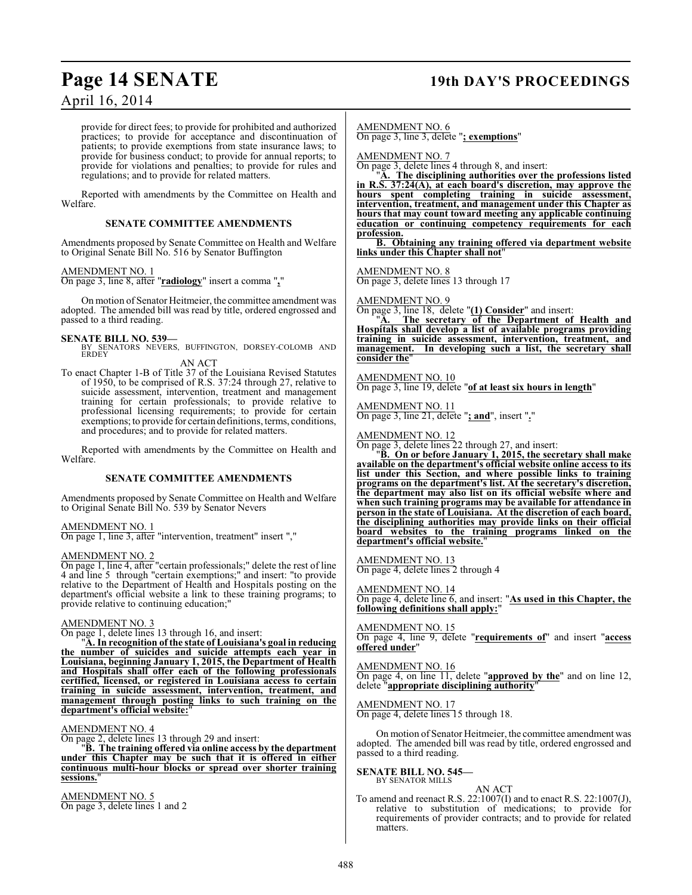provide for direct fees; to provide for prohibited and authorized practices; to provide for acceptance and discontinuation of patients; to provide exemptions from state insurance laws; to provide for business conduct; to provide for annual reports; to provide for violations and penalties; to provide for rules and regulations; and to provide for related matters.

Reported with amendments by the Committee on Health and Welfare.

### SENATE COMMITTEE AMENDMENTS

Amendments proposed by Senate Committee on Health and Welfare to Original Senate Bill No. 516 by Senator Buffington

AMENDMENT NO. 1
On page 3, line 8, after "**radiology**" insert a comma "**,**"

On motion of Senator Heitmeier, the committee amendment was adopted. The amended bill was read by title, ordered engrossed and passed to a third reading.

**SENATE BILL NO. 539—**
BY SENATORS NEVERS, BUFFINGTON, DORSEY-COLOMB AND ERDEY

AN ACT

To enact Chapter 1-B of Title 37 of the Louisiana Revised Statutes of 1950, to be comprised of R.S. 37:24 through 27, relative to suicide assessment, intervention, treatment and management training for certain professionals; to provide relative to professional licensing requirements; to provide for certain exemptions; to provide for certain definitions, terms, conditions, and procedures; and to provide for related matters.

Reported with amendments by the Committee on Health and Welfare.

### SENATE COMMITTEE AMENDMENTS

Amendments proposed by Senate Committee on Health and Welfare to Original Senate Bill No. 539 by Senator Nevers

AMENDMENT NO. 1
On page 1, line 3, after "intervention, treatment" insert ","

AMENDMENT NO. 2
On page 1, line 4, after "certain professionals;" delete the rest of line 4 and line 5 through "certain exemptions;" and insert: "to provide relative to the Department of Health and Hospitals posting on the department's official website a link to these training programs; to provide relative to continuing education;"

AMENDMENT NO. 3
On page 1, delete lines 13 through 16, and insert:

"**A. In recognition of the state of Louisiana's goal in reducing the number of suicides and suicide attempts each year in Louisiana, beginning January 1, 2015, the Department of Health and Hospitals shall offer each of the following professionals certified, licensed, or registered in Louisiana access to certain training in suicide assessment, intervention, treatment, and management through posting links to such training on the department's official website:**"

AMENDMENT NO. 4
On page 2, delete lines 13 through 29 and insert:

"**B. The training offered via online access by the department under this Chapter may be such that it is offered in either continuous multi-hour blocks or spread over shorter training sessions.**"

AMENDMENT NO. 5
On page 3, delete lines 1 and 2

AMENDMENT NO. 6
On page 3, line 3, delete "**; exemptions**"

AMENDMENT NO. 7
On page 3, delete lines 4 through 8, and insert:

"**A. The disciplining authorities over the professions listed in R.S. 37:24(A), at each board's discretion, may approve the hours spent completing training in suicide assessment, intervention, treatment, and management under this Chapter as hours that may count toward meeting any applicable continuing education or continuing competency requirements for each profession.**

**B. Obtaining any training offered via department website links under this Chapter shall not**"

AMENDMENT NO. 8
On page 3, delete lines 13 through 17

AMENDMENT NO. 9
On page 3, line 18, delete "**(1) Consider**" and insert:

"**A. The secretary of the Department of Health and Hospitals shall develop a list of available programs providing training in suicide assessment, intervention, treatment, and management. In developing such a list, the secretary shall consider the**"

AMENDMENT NO. 10
On page 3, line 19, delete "**of at least six hours in length**"

AMENDMENT NO. 11
On page 3, line 21, delete "**; and**", insert "**.**"

AMENDMENT NO. 12
On page 3, delete lines 22 through 27, and insert:

"**B. On or before January 1, 2015, the secretary shall make available on the department's official website online access to its list under this Section, and where possible links to training programs on the department's list. At the secretary's discretion, the department may also list on its official website where and when such training programs may be available for attendance in person in the state of Louisiana. At the discretion of each board, the disciplining authorities may provide links on their official board websites to the training programs linked on the department's official website.**"

AMENDMENT NO. 13
On page 4, delete lines 2 through 4

AMENDMENT NO. 14
On page 4, delete line 6, and insert: "**As used in this Chapter, the following definitions shall apply:**"

AMENDMENT NO. 15
On page 4, line 9, delete "**requirements of**" and insert "**access offered under**"

AMENDMENT NO. 16
On page 4, on line 11, delete "**approved by the**" and on line 12, delete "**appropriate disciplining authority**"

AMENDMENT NO. 17
On page 4, delete lines 15 through 18.

On motion of Senator Heitmeier, the committee amendment was adopted. The amended bill was read by title, ordered engrossed and passed to a third reading.

**SENATE BILL NO. 545—**
BY SENATOR MILLS

AN ACT

To amend and reenact R.S. 22:1007(I) and to enact R.S. 22:1007(J), relative to substitution of medications; to provide for requirements of provider contracts; and to provide for related matters.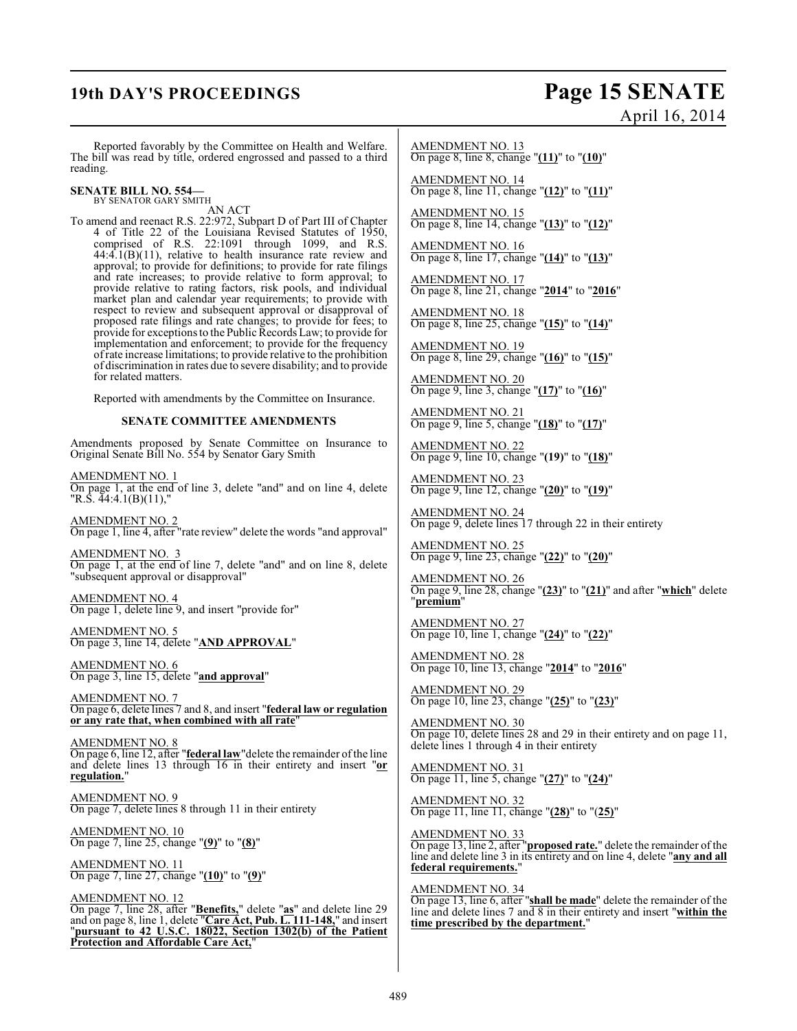Reported favorably by the Committee on Health and Welfare. The bill was read by title, ordered engrossed and passed to a third reading.

**SENATE BILL NO. 554—**
BY SENATOR GARY SMITH

AN ACT

To amend and reenact R.S. 22:972, Subpart D of Part III of Chapter 4 of Title 22 of the Louisiana Revised Statutes of 1950, comprised of R.S. 22:1091 through 1099, and R.S. 44:4.1(B)(11), relative to health insurance rate review and approval; to provide for definitions; to provide for rate filings and rate increases; to provide relative to form approval; to provide relative to rating factors, risk pools, and individual market plan and calendar year requirements; to provide with respect to review and subsequent approval or disapproval of proposed rate filings and rate changes; to provide for fees; to provide for exceptions to the Public Records Law; to provide for implementation and enforcement; to provide for the frequency of rate increase limitations; to provide relative to the prohibition of discrimination in rates due to severe disability; and to provide for related matters.

Reported with amendments by the Committee on Insurance.

**SENATE COMMITTEE AMENDMENTS**

Amendments proposed by Senate Committee on Insurance to Original Senate Bill No. 554 by Senator Gary Smith

AMENDMENT NO. 1
On page 1, at the end of line 3, delete "and" and on line 4, delete "R.S. 44:4.1(B)(11),"

AMENDMENT NO. 2
On page 1, line 4, after "rate review" delete the words "and approval"

AMENDMENT NO. 3
On page 1, at the end of line 7, delete "and" and on line 8, delete "subsequent approval or disapproval"

AMENDMENT NO. 4
On page 1, delete line 9, and insert "provide for"

AMENDMENT NO. 5
On page 3, line 14, delete "**AND APPROVAL**"

AMENDMENT NO. 6
On page 3, line 15, delete "**and approval**"

AMENDMENT NO. 7
On page 6, delete lines 7 and 8, and insert "**federal law or regulation or any rate that, when combined with all rate**"

AMENDMENT NO. 8
On page 6, line 12, after "**federal law**" delete the remainder of the line and delete lines 13 through 16 in their entirety and insert "**or regulation.**"

AMENDMENT NO. 9
On page 7, delete lines 8 through 11 in their entirety

AMENDMENT NO. 10
On page 7, line 25, change "**(9)**" to "**(8)**"

AMENDMENT NO. 11
On page 7, line 27, change "**(10)**" to "**(9)**"

AMENDMENT NO. 12
On page 7, line 28, after "**Benefits,**" delete "**as**" and delete line 29 and on page 8, line 1, delete "**Care Act, Pub. L. 111-148,**" and insert "**pursuant to 42 U.S.C. 18022, Section 1302(b) of the Patient Protection and Affordable Care Act,**"

AMENDMENT NO. 13
On page 8, line 8, change "**(11)**" to "**(10)**"

AMENDMENT NO. 14
On page 8, line 11, change "**(12)**" to "**(11)**"

AMENDMENT NO. 15
On page 8, line 14, change "**(13)**" to "**(12)**"

AMENDMENT NO. 16
On page 8, line 17, change "**(14)**" to "**(13)**"

AMENDMENT NO. 17
On page 8, line 21, change "**2014**" to "**2016**"

AMENDMENT NO. 18
On page 8, line 25, change "**(15)**" to "**(14)**"

AMENDMENT NO. 19
On page 8, line 29, change "**(16)**" to "**(15)**"

AMENDMENT NO. 20
On page 9, line 3, change "**(17)**" to "**(16)**"

AMENDMENT NO. 21
On page 9, line 5, change "**(18)**" to "**(17)**"

AMENDMENT NO. 22
On page 9, line 10, change "**(19)**" to "**(18)**"

AMENDMENT NO. 23
On page 9, line 12, change "**(20)**" to "**(19)**"

AMENDMENT NO. 24
On page 9, delete lines 17 through 22 in their entirety

AMENDMENT NO. 25
On page 9, line 23, change "**(22)**" to "**(20)**"

AMENDMENT NO. 26
On page 9, line 28, change "**(23)**" to "**(21)**" and after "**which**" delete "**premium**"

AMENDMENT NO. 27
On page 10, line 1, change "**(24)**" to "**(22)**"

AMENDMENT NO. 28
On page 10, line 13, change "**2014**" to "**2016**"

AMENDMENT NO. 29
On page 10, line 23, change "**(25)**" to "**(23)**"

AMENDMENT NO. 30
On page 10, delete lines 28 and 29 in their entirety and on page 11, delete lines 1 through 4 in their entirety

AMENDMENT NO. 31
On page 11, line 5, change "**(27)**" to "**(24)**"

AMENDMENT NO. 32
On page 11, line 11, change "**(28)**" to "**(25)**"

AMENDMENT NO. 33
On page 13, line 2, after "**proposed rate.**" delete the remainder of the line and delete line 3 in its entirety and on line 4, delete "**any and all federal requirements.**"

AMENDMENT NO. 34
On page 13, line 6, after "**shall be made**" delete the remainder of the line and delete lines 7 and 8 in their entirety and insert "**within the time prescribed by the department.**"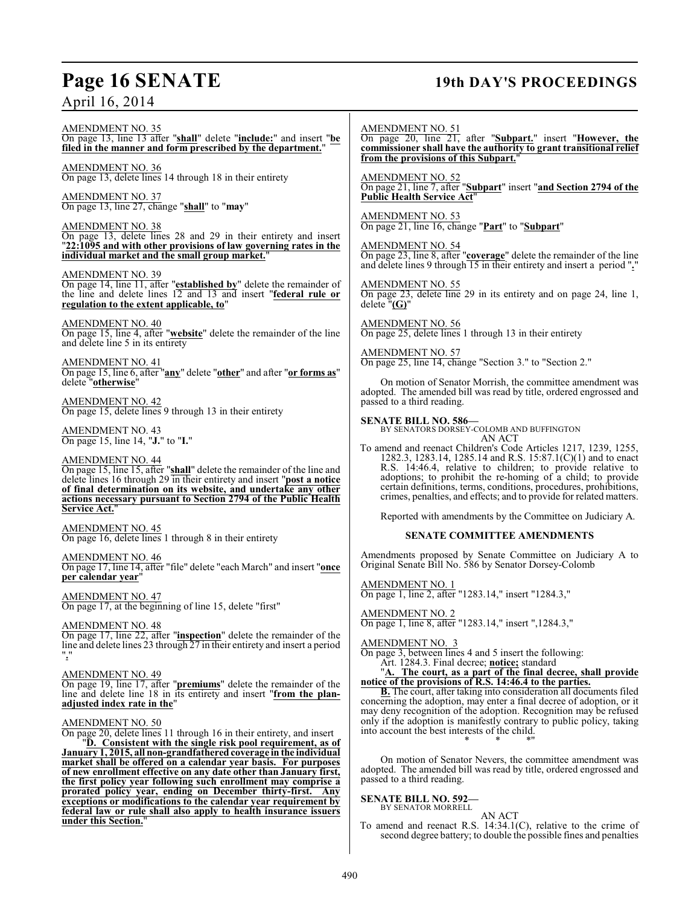AMENDMENT NO. 35
On page 13, line 13 after "**shall**" delete "**include:**" and insert "**be filed in the manner and form prescribed by the department.**"

AMENDMENT NO. 36
On page 13, delete lines 14 through 18 in their entirety

AMENDMENT NO. 37
On page 13, line 27, change "**shall**" to "**may**"

AMENDMENT NO. 38
On page 13, delete lines 28 and 29 in their entirety and insert "**22:1095 and with other provisions of law governing rates in the individual market and the small group market.**"

AMENDMENT NO. 39
On page 14, line 11, after "**established by**" delete the remainder of the line and delete lines 12 and 13 and insert "**federal rule or regulation to the extent applicable, to**"

AMENDMENT NO. 40
On page 15, line 4, after "**website**" delete the remainder of the line and delete line 5 in its entirety

AMENDMENT NO. 41
On page 15, line 6, after "**any**" delete "**other**" and after "**or forms as**" delete "**otherwise**"

AMENDMENT NO. 42
On page 15, delete lines 9 through 13 in their entirety

AMENDMENT NO. 43
On page 15, line 14, "**J.**" to "**I.**"

AMENDMENT NO. 44
On page 15, line 15, after "**shall**" delete the remainder of the line and delete lines 16 through 29 in their entirety and insert "**post a notice of final determination on its website, and undertake any other actions necessary pursuant to Section 2794 of the Public Health Service Act.**"

AMENDMENT NO. 45
On page 16, delete lines 1 through 8 in their entirety

AMENDMENT NO. 46
On page 17, line 14, after "file" delete "each March" and insert "**once per calendar year**"

AMENDMENT NO. 47
On page 17, at the beginning of line 15, delete "first"

AMENDMENT NO. 48
On page 17, line 22, after "**inspection**" delete the remainder of the line and delete lines 23 through 27 in their entirety and insert a period "**.**"

AMENDMENT NO. 49
On page 19, line 17, after "**premiums**" delete the remainder of the line and delete line 18 in its entirety and insert "**from the plan-adjusted index rate in the**"

AMENDMENT NO. 50
On page 20, delete lines 11 through 16 in their entirety, and insert "**D. Consistent with the single risk pool requirement, as of January 1, 2015, all non-grandfathered coverage in the individual market shall be offered on a calendar year basis. For purposes of new enrollment effective on any date other than January first, the first policy year following such enrollment may comprise a prorated policy year, ending on December thirty-first. Any exceptions or modifications to the calendar year requirement by federal law or rule shall also apply to health insurance issuers under this Section.**"

AMENDMENT NO. 51
On page 20, line 21, after "**Subpart.**" insert "**However, the commissioner shall have the authority to grant transitional relief from the provisions of this Subpart.**"

AMENDMENT NO. 52
On page 21, line 7, after "**Subpart**" insert "**and Section 2794 of the Public Health Service Act**"

AMENDMENT NO. 53
On page 21, line 16, change "**Part**" to "**Subpart**"

AMENDMENT NO. 54
On page 23, line 8, after "**coverage**" delete the remainder of the line and delete lines 9 through 15 in their entirety and insert a period "**.**"

AMENDMENT NO. 55
On page 23, delete line 29 in its entirety and on page 24, line 1, delete "**(G)**"

AMENDMENT NO. 56
On page 25, delete lines 1 through 13 in their entirety

AMENDMENT NO. 57
On page 25, line 14, change "Section 3." to "Section 2."

On motion of Senator Morrish, the committee amendment was adopted. The amended bill was read by title, ordered engrossed and passed to a third reading.

**SENATE BILL NO. 586—**
BY SENATORS DORSEY-COLOMB AND BUFFINGTON
AN ACT
To amend and reenact Children's Code Articles 1217, 1239, 1255, 1282.3, 1283.14, 1285.14 and R.S. 15:87.1(C)(1) and to enact R.S. 14:46.4, relative to children; to provide relative to adoptions; to prohibit the re-homing of a child; to provide certain definitions, terms, conditions, procedures, prohibitions, crimes, penalties, and effects; and to provide for related matters.

Reported with amendments by the Committee on Judiciary A.

**SENATE COMMITTEE AMENDMENTS**

Amendments proposed by Senate Committee on Judiciary A to Original Senate Bill No. 586 by Senator Dorsey-Colomb

AMENDMENT NO. 1
On page 1, line 2, after "1283.14," insert "1284.3,"

AMENDMENT NO. 2
On page 1, line 8, after "1283.14," insert ",1284.3,"

AMENDMENT NO. 3
On page 3, between lines 4 and 5 insert the following:
Art. 1284.3. Final decree; **notice;** standard
"**A. The court, as a part of the final decree, shall provide notice of the provisions of R.S. 14:46.4 to the parties.**
**B.** The court, after taking into consideration all documents filed concerning the adoption, may enter a final decree of adoption, or it may deny recognition of the adoption. Recognition may be refused only if the adoption is manifestly contrary to public policy, taking into account the best interests of the child.
\* \* \*"

On motion of Senator Nevers, the committee amendment was adopted. The amended bill was read by title, ordered engrossed and passed to a third reading.

**SENATE BILL NO. 592—**
BY SENATOR MORRELL
AN ACT
To amend and reenact R.S. 14:34.1(C), relative to the crime of second degree battery; to double the possible fines and penalties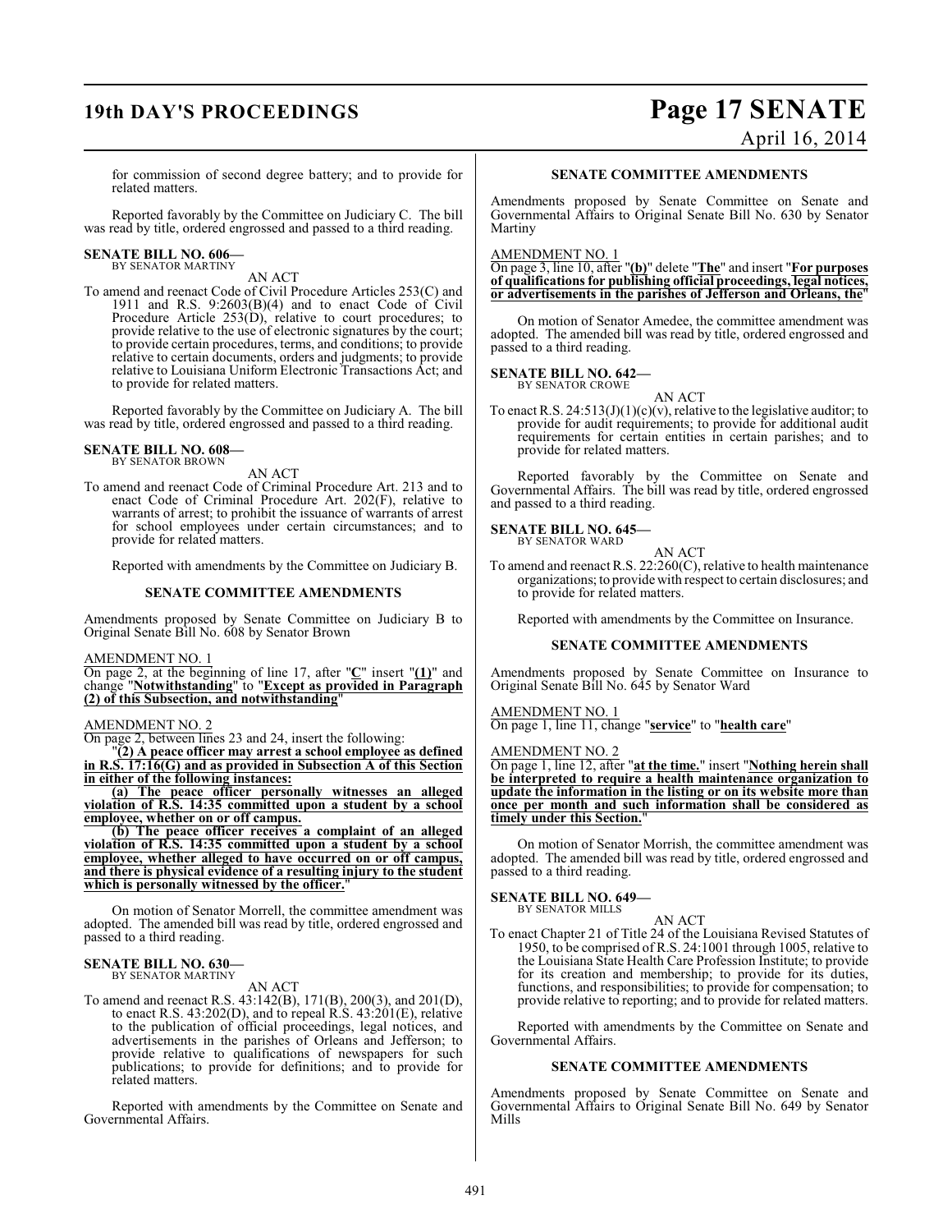for commission of second degree battery; and to provide for related matters.

Reported favorably by the Committee on Judiciary C. The bill was read by title, ordered engrossed and passed to a third reading.

**SENATE BILL NO. 606—**
BY SENATOR MARTINY

AN ACT

To amend and reenact Code of Civil Procedure Articles 253(C) and 1911 and R.S. 9:2603(B)(4) and to enact Code of Civil Procedure Article 253(D), relative to court procedures; to provide relative to the use of electronic signatures by the court; to provide certain procedures, terms, and conditions; to provide relative to certain documents, orders and judgments; to provide relative to Louisiana Uniform Electronic Transactions Act; and to provide for related matters.

Reported favorably by the Committee on Judiciary A. The bill was read by title, ordered engrossed and passed to a third reading.

**SENATE BILL NO. 608—**
BY SENATOR BROWN

AN ACT

To amend and reenact Code of Criminal Procedure Art. 213 and to enact Code of Criminal Procedure Art. 202(F), relative to warrants of arrest; to prohibit the issuance of warrants of arrest for school employees under certain circumstances; and to provide for related matters.

Reported with amendments by the Committee on Judiciary B.

**SENATE COMMITTEE AMENDMENTS**

Amendments proposed by Senate Committee on Judiciary B to Original Senate Bill No. 608 by Senator Brown

AMENDMENT NO. 1
On page 2, at the beginning of line 17, after "**C**" insert "**(1)**" and change "**Notwithstanding**" to "**Except as provided in Paragraph (2) of this Subsection, and notwithstanding**"

AMENDMENT NO. 2
On page 2, between lines 23 and 24, insert the following:

"**(2) A peace officer may arrest a school employee as defined in R.S. 17:16(G) and as provided in Subsection A of this Section in either of the following instances:**

**(a) The peace officer personally witnesses an alleged violation of R.S. 14:35 committed upon a student by a school employee, whether on or off campus.**

**(b) The peace officer receives a complaint of an alleged violation of R.S. 14:35 committed upon a student by a school employee, whether alleged to have occurred on or off campus, and there is physical evidence of a resulting injury to the student which is personally witnessed by the officer.**"

On motion of Senator Morrell, the committee amendment was adopted. The amended bill was read by title, ordered engrossed and passed to a third reading.

**SENATE BILL NO. 630—**
BY SENATOR MARTINY

AN ACT

To amend and reenact R.S. 43:142(B), 171(B), 200(3), and 201(D), to enact R.S. 43:202(D), and to repeal R.S. 43:201(E), relative to the publication of official proceedings, legal notices, and advertisements in the parishes of Orleans and Jefferson; to provide relative to qualifications of newspapers for such publications; to provide for definitions; and to provide for related matters.

Reported with amendments by the Committee on Senate and Governmental Affairs.

**SENATE COMMITTEE AMENDMENTS**

Amendments proposed by Senate Committee on Senate and Governmental Affairs to Original Senate Bill No. 630 by Senator Martiny

AMENDMENT NO. 1
On page 3, line 10, after "**(b)**" delete "**The**" and insert "**For purposes of qualifications for publishing official proceedings, legal notices, or advertisements in the parishes of Jefferson and Orleans, the**"

On motion of Senator Amedee, the committee amendment was adopted. The amended bill was read by title, ordered engrossed and passed to a third reading.

**SENATE BILL NO. 642—**
BY SENATOR CROWE

AN ACT

To enact R.S. 24:513(J)(1)(c)(v), relative to the legislative auditor; to provide for audit requirements; to provide for additional audit requirements for certain entities in certain parishes; and to provide for related matters.

Reported favorably by the Committee on Senate and Governmental Affairs. The bill was read by title, ordered engrossed and passed to a third reading.

**SENATE BILL NO. 645—**
BY SENATOR WARD

AN ACT

To amend and reenact R.S. 22:260(C), relative to health maintenance organizations; to provide with respect to certain disclosures; and to provide for related matters.

Reported with amendments by the Committee on Insurance.

**SENATE COMMITTEE AMENDMENTS**

Amendments proposed by Senate Committee on Insurance to Original Senate Bill No. 645 by Senator Ward

AMENDMENT NO. 1
On page 1, line 11, change "**service**" to "**health care**"

AMENDMENT NO. 2
On page 1, line 12, after "**at the time.**" insert "**Nothing herein shall be interpreted to require a health maintenance organization to update the information in the listing or on its website more than once per month and such information shall be considered as timely under this Section.**"

On motion of Senator Morrish, the committee amendment was adopted. The amended bill was read by title, ordered engrossed and passed to a third reading.

**SENATE BILL NO. 649—**
BY SENATOR MILLS

AN ACT

To enact Chapter 21 of Title 24 of the Louisiana Revised Statutes of 1950, to be comprised of R.S. 24:1001 through 1005, relative to the Louisiana State Health Care Profession Institute; to provide for its creation and membership; to provide for its duties, functions, and responsibilities; to provide for compensation; to provide relative to reporting; and to provide for related matters.

Reported with amendments by the Committee on Senate and Governmental Affairs.

**SENATE COMMITTEE AMENDMENTS**

Amendments proposed by Senate Committee on Senate and Governmental Affairs to Original Senate Bill No. 649 by Senator Mills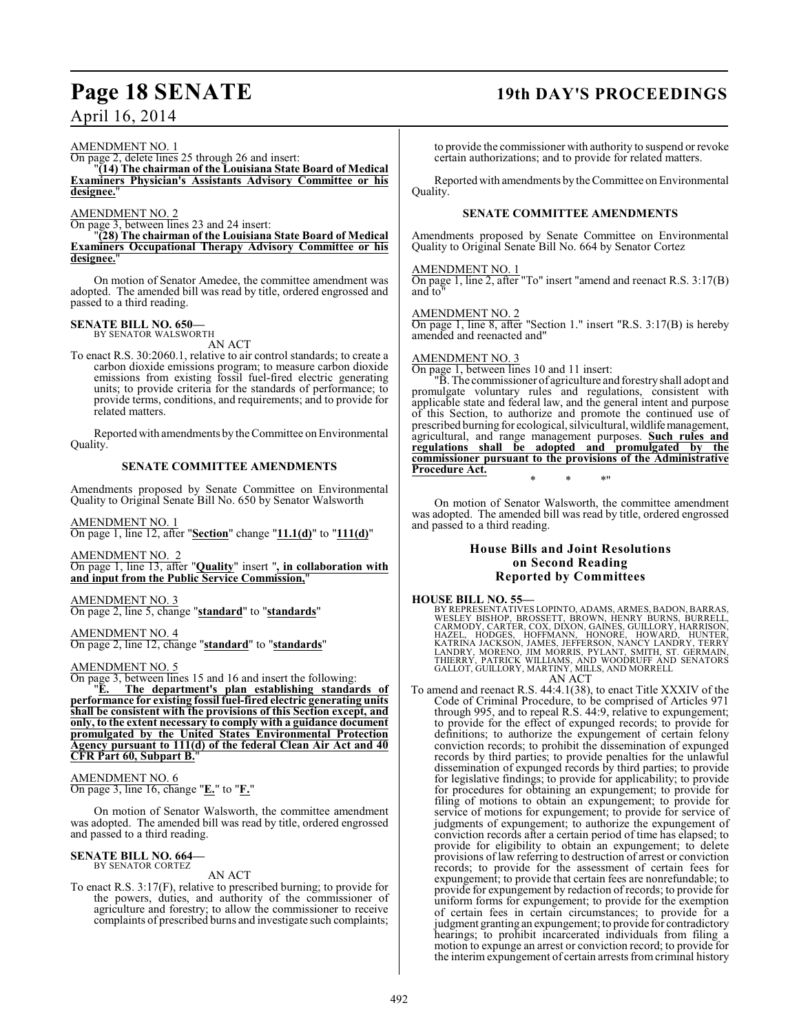AMENDMENT NO. 1

On page 2, delete lines 25 through 26 and insert:

"**(14) The chairman of the Louisiana State Board of Medical Examiners Physician's Assistants Advisory Committee or his designee.**"

AMENDMENT NO. 2

On page 3, between lines 23 and 24 insert:

"**(28) The chairman of the Louisiana State Board of Medical Examiners Occupational Therapy Advisory Committee or his designee.**"

On motion of Senator Amedee, the committee amendment was adopted. The amended bill was read by title, ordered engrossed and passed to a third reading.

**SENATE BILL NO. 650—**
BY SENATOR WALSWORTH

AN ACT

To enact R.S. 30:2060.1, relative to air control standards; to create a carbon dioxide emissions program; to measure carbon dioxide emissions from existing fossil fuel-fired electric generating units; to provide criteria for the standards of performance; to provide terms, conditions, and requirements; and to provide for related matters.

Reported with amendments by the Committee on Environmental Quality.

### SENATE COMMITTEE AMENDMENTS

Amendments proposed by Senate Committee on Environmental Quality to Original Senate Bill No. 650 by Senator Walsworth

AMENDMENT NO. 1

On page 1, line 12, after "**Section**" change "**11.1(d)**" to "**111(d)**"

AMENDMENT NO. 2

On page 1, line 13, after "**Quality**" insert "**, in collaboration with and input from the Public Service Commission,**"

AMENDMENT NO. 3

On page 2, line 5, change "**standard**" to "**standards**"

AMENDMENT NO. 4

On page 2, line 12, change "**standard**" to "**standards**"

AMENDMENT NO. 5

On page 3, between lines 15 and 16 and insert the following:

"**E. The department's plan establishing standards of performance for existing fossil fuel-fired electric generating units shall be consistent with the provisions of this Section except, and only, to the extent necessary to comply with a guidance document promulgated by the United States Environmental Protection Agency pursuant to 111(d) of the federal Clean Air Act and 40 CFR Part 60, Subpart B.**"

AMENDMENT NO. 6

On page 3, line 16, change "**E.**" to "**F.**"

On motion of Senator Walsworth, the committee amendment was adopted. The amended bill was read by title, ordered engrossed and passed to a third reading.

**SENATE BILL NO. 664—**
BY SENATOR CORTEZ

AN ACT

To enact R.S. 3:17(F), relative to prescribed burning; to provide for the powers, duties, and authority of the commissioner of agriculture and forestry; to allow the commissioner to receive complaints of prescribed burns and investigate such complaints; to provide the commissioner with authority to suspend or revoke certain authorizations; and to provide for related matters.

Reported with amendments by the Committee on Environmental Quality.

### SENATE COMMITTEE AMENDMENTS

Amendments proposed by Senate Committee on Environmental Quality to Original Senate Bill No. 664 by Senator Cortez

AMENDMENT NO. 1

On page 1, line 2, after "To" insert "amend and reenact R.S. 3:17(B) and to"

AMENDMENT NO. 2

On page 1, line 8, after "Section 1." insert "R.S. 3:17(B) is hereby amended and reenacted and"

AMENDMENT NO. 3

On page 1, between lines 10 and 11 insert:

"B. The commissioner of agriculture and forestry shall adopt and promulgate voluntary rules and regulations, consistent with applicable state and federal law, and the general intent and purpose of this Section, to authorize and promote the continued use of prescribed burning for ecological, silvicultural, wildlife management, agricultural, and range management purposes. **Such rules and regulations shall be adopted and promulgated by the commissioner pursuant to the provisions of the Administrative Procedure Act.**

\* \* \*"

On motion of Senator Walsworth, the committee amendment was adopted. The amended bill was read by title, ordered engrossed and passed to a third reading.

## House Bills and Joint Resolutions on Second Reading Reported by Committees

**HOUSE BILL NO. 55—**
BY REPRESENTATIVES LOPINTO, ADAMS, ARMES, BADON, BARRAS, WESLEY BISHOP, BROSSETT, BROWN, HENRY BURNS, BURRELL, CARMODY, CARTER, COX, DIXON, GAINES, GUILLORY, HARRISON, HAZEL, HODGES, HOFFMANN, HONORE, HOWARD, HUNTER, KATRINA JACKSON, JAMES, JEFFERSON, NANCY LANDRY, TERRY LANDRY, MORENO, JIM MORRIS, PYLANT, SMITH, ST. GERMAIN, THIERRY, PATRICK WILLIAMS, AND WOODRUFF AND SENATORS GALLOT, GUILLORY, MARTINY, MILLS, AND MORRELL

AN ACT

To amend and reenact R.S. 44:4.1(38), to enact Title XXXIV of the Code of Criminal Procedure, to be comprised of Articles 971 through 995, and to repeal R.S. 44:9, relative to expungement; to provide for the effect of expunged records; to provide for definitions; to authorize the expungement of certain felony conviction records; to prohibit the dissemination of expunged records by third parties; to provide penalties for the unlawful dissemination of expunged records by third parties; to provide for legislative findings; to provide for applicability; to provide for procedures for obtaining an expungement; to provide for filing of motions to obtain an expungement; to provide for service of motions for expungement; to provide for service of judgments of expungement; to authorize the expungement of conviction records after a certain period of time has elapsed; to provide for eligibility to obtain an expungement; to delete provisions of law referring to destruction of arrest or conviction records; to provide for the assessment of certain fees for expungement; to provide that certain fees are nonrefundable; to provide for expungement by redaction of records; to provide for uniform forms for expungement; to provide for the exemption of certain fees in certain circumstances; to provide for a judgment granting an expungement; to provide for contradictory hearings; to prohibit incarcerated individuals from filing a motion to expunge an arrest or conviction record; to provide for the interim expungement of certain arrests from criminal history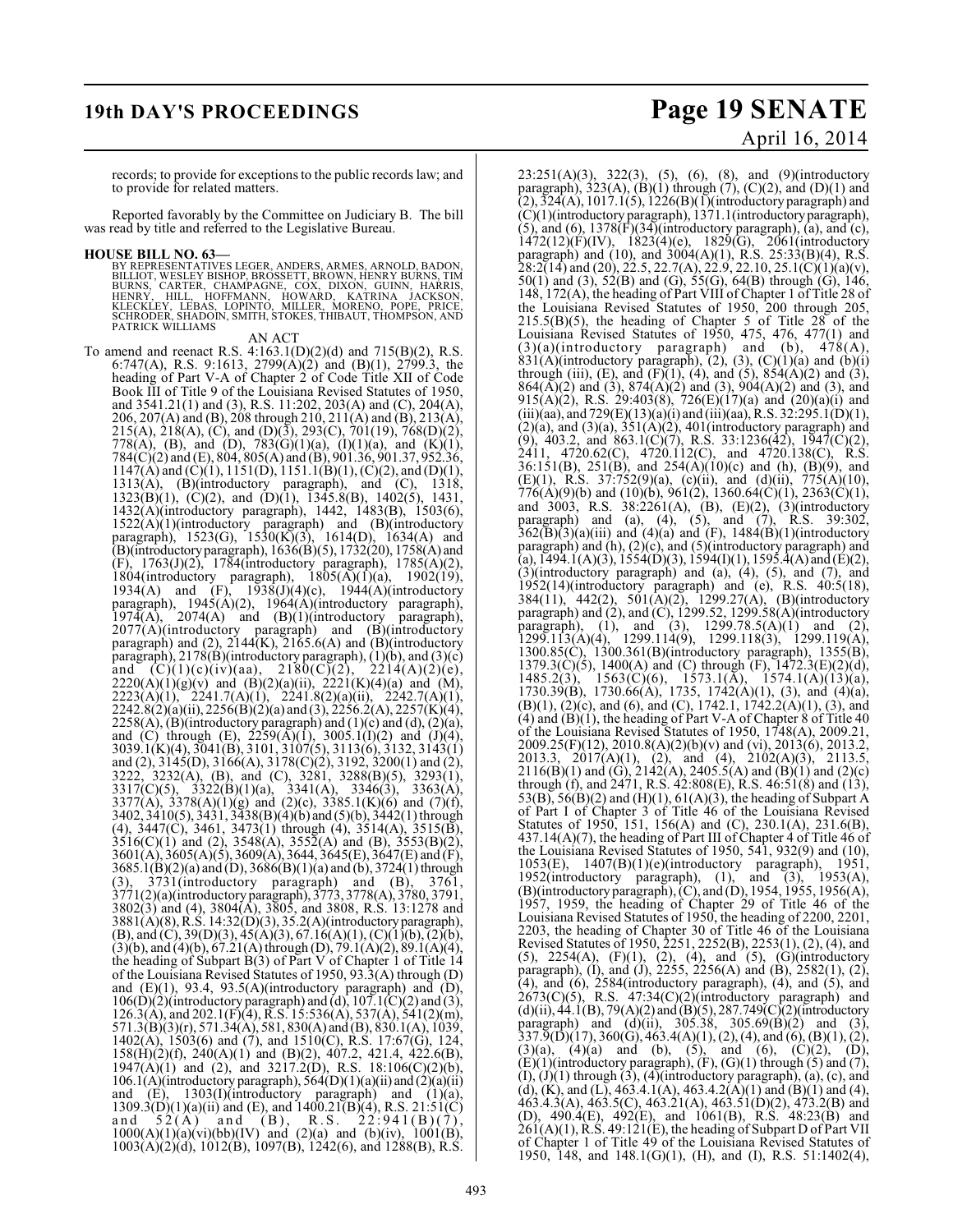records; to provide for exceptions to the public records law; and to provide for related matters.

Reported favorably by the Committee on Judiciary B. The bill was read by title and referred to the Legislative Bureau.

**HOUSE BILL NO. 63—**

BY REPRESENTATIVES LEGER, ANDERS, ARMES, ARNOLD, BADON, BILLIOT, WESLEY BISHOP, BROSSETT, BROWN, HENRY BURNS, TIM BURNS, CARTER, CHAMPAGNE, COX, DIXON, GUINN, HARRIS, HENRY, HILL, HOFFMANN, HOWARD, KATRINA JACKSON, KLECKLEY, LEBAS, LOPINTO, MILLER, MORENO, POPE, PRICE, SCHRODER, SHADOIN, SMITH, STOKES, THIBAUT, THOMPSON, AND PATRICK WILLIAMS

AN ACT

To amend and reenact R.S. 4:163.1(D)(2)(d) and 715(B)(2), R.S. 6:747(A), R.S. 9:1613, 2799(A)(2) and (B)(1), 2799.3, the heading of Part V-A of Chapter 2 of Code Title XII of Code Book III of Title 9 of the Louisiana Revised Statutes of 1950, and 3541.21(1) and (3), R.S. 11:202, 203(A) and (C), 204(A), 206, 207(A) and (B), 208 through 210, 211(A) and (B), 213(A), 215(A), 218(A), (C), and (D)(3), 293(C), 701(19), 768(D)(2), 778(A), (B), and (D), 783(G)(1)(a), (I)(1)(a), and (K)(1), 784(C)(2) and (E), 804, 805(A) and (B), 901.36, 901.37, 952.36, 1147(A) and (C)(1), 1151(D), 1151.1(B)(1), (C)(2), and (D)(1), 1313(A), (B)(introductory paragraph), and (C), 1318, 1323(B)(1), (C)(2), and (D)(1), 1345.8(B), 1402(5), 1431, 1432(A)(introductory paragraph), 1442, 1483(B), 1503(6), 1522(A)(1)(introductory paragraph) and (B)(introductory paragraph), 1523(G), 1530(K)(3), 1614(D), 1634(A) and (B)(introductory paragraph), 1636(B)(5), 1732(20), 1758(A) and (F), 1763(J)(2), 1784(introductory paragraph), 1785(A)(2), 1804(introductory paragraph), 1805(A)(1)(a), 1902(19), 1934(A) and (F), 1938(J)(4)(c), 1944(A)(introductory paragraph), 1945(A)(2), 1964(A)(introductory paragraph), 1974(A), 2074(A) and (B)(1)(introductory paragraph), 2077(A)(introductory paragraph) and (B)(introductory paragraph) and (2), 2144(K), 2165.6(A) and (B)(introductory paragraph), 2178(B)(introductory paragraph), (1)(b), and (3)(c) and (C)(1)(c)(iv)(aa), 2180(C)(2), 2214(A)(2)(e), 2220(A)(1)(g)(v) and (B)(2)(a)(ii), 2221(K)(4)(a) and (M), 2223(A)(1), 2241.7(A)(1), 2241.8(2)(a)(ii), 2242.7(A)(1), 2242.8(2)(a)(ii), 2256(B)(2)(a) and (3), 2256.2(A), 2257(K)(4), 2258(A), (B)(introductory paragraph) and (1)(c) and (d), (2)(a), and (C) through (E), 2259(A)(1), 3005.1(I)(2) and (J)(4), 3039.1(K)(4), 3041(B), 3101, 3107(5), 3113(6), 3132, 3143(1) and (2), 3145(D), 3166(A), 3178(C)(2), 3192, 3200(1) and (2), 3222, 3232(A), (B), and (C), 3281, 3288(B)(5), 3293(1), 3317(C)(5), 3322(B)(1)(a), 3341(A), 3346(3), 3363(A), 3377(A), 3378(A)(1)(g) and (2)(c), 3385.1(K)(6) and (7)(f), 3402, 3410(5), 3431, 3438(B)(4)(b) and (5)(b), 3442(1) through (4), 3447(C), 3461, 3473(1) through (4), 3514(A), 3515(B), 3516(C)(1) and (2), 3548(A), 3552(A) and (B), 3553(B)(2), 3601(A), 3605(A)(5), 3609(A), 3644, 3645(E), 3647(E) and (F), 3685.1(B)(2)(a) and (D), 3686(B)(1)(a) and (b), 3724(1) through (3), 3731(introductory paragraph) and (B), 3761, 3771(2)(a)(introductory paragraph), 3773, 3778(A), 3780, 3791, 3802(3) and (4), 3804(A), 3805, and 3808, R.S. 13:1278 and 3881(A)(8), R.S. 14:32(D)(3), 35.2(A)(introductory paragraph), (B), and (C), 39(D)(3), 45(A)(3), 67.16(A)(1), (C)(1)(b), (2)(b), (3)(b), and (4)(b), 67.21(A) through (D), 79.1(A)(2), 89.1(A)(4), the heading of Subpart B(3) of Part V of Chapter 1 of Title 14 of the Louisiana Revised Statutes of 1950, 93.3(A) through (D) and (E)(1), 93.4, 93.5(A)(introductory paragraph) and (D), 106(D)(2)(introductory paragraph) and (d), 107.1(C)(2) and (3), 126.3(A), and 202.1(F)(4), R.S. 15:536(A), 537(A), 541(2)(m), 571.3(B)(3)(r), 571.34(A), 581, 830(A) and (B), 830.1(A), 1039, 1402(A), 1503(6) and (7), and 1510(C), R.S. 17:67(G), 124, 158(H)(2)(f), 240(A)(1) and (B)(2), 407.2, 421.4, 422.6(B), 1947(A)(1) and (2), and 3217.2(D), R.S. 18:106(C)(2)(b), 106.1(A)(introductory paragraph), 564(D)(1)(a)(ii) and (2)(a)(ii) and (E), 1303(I)(introductory paragraph) and (1)(a), 1309.3(D)(1)(a)(ii) and (E), and 1400.21(B)(4), R.S. 21:51(C) and 52(A) and (B), R.S. 22:941(B)(7), 1000(A)(1)(a)(vi)(bb)(IV) and (2)(a) and (b)(iv), 1001(B), 1003(A)(2)(d), 1012(B), 1097(B), 1242(6), and 1288(B), R.S. 23:251(A)(3), 322(3), (5), (6), (8), and (9)(introductory paragraph), 323(A), (B)(1) through (7), (C)(2), and (D)(1) and (2), 324(A), 1017.1(5), 1226(B)(1)(introductory paragraph) and (C)(1)(introductory paragraph), 1371.1(introductory paragraph), (5), and (6), 1378(F)(34)(introductory paragraph), (a), and (c), 1472(12)(F)(IV), 1823(4)(e), 1829(G), 2061(introductory paragraph) and (10), and 3004(A)(1), R.S. 25:33(B)(4), R.S. 28:2(14) and (20), 22.5, 22.7(A), 22.9, 22.10, 25.1(C)(1)(a)(v), 50(1) and (3), 52(B) and (G), 55(G), 64(B) through (G), 146, 148, 172(A), the heading of Part VIII of Chapter 1 of Title 28 of the Louisiana Revised Statutes of 1950, 200 through 205, 215.5(B)(5), the heading of Chapter 5 of Title 28 of the Louisiana Revised Statutes of 1950, 475, 476, 477(1) and (3)(a)(introductory paragraph) and (b), 478(A), 831(A)(introductory paragraph), (2), (3), (C)(1)(a) and (b)(i) through (iii), (E), and (F)(1), (4), and (5), 854(A)(2) and (3), 864(A)(2) and (3), 874(A)(2) and (3), 904(A)(2) and (3), and 915(A)(2), R.S. 29:403(8), 726(E)(17)(a) and (20)(a)(i) and (iii)(aa), and 729(E)(13)(a)(i) and (iii)(aa), R.S. 32:295.1(D)(1), (2)(a), and (3)(a), 351(A)(2), 401(introductory paragraph) and (9), 403.2, and 863.1(C)(7), R.S. 33:1236(42), 1947(C)(2), 2411, 4720.62(C), 4720.112(C), and 4720.138(C), R.S. 36:151(B), 251(B), and 254(A)(10)(c) and (h), (B)(9), and (E)(1), R.S. 37:752(9)(a), (c)(ii), and (d)(ii), 775(A)(10), 776(A)(9)(b) and (10)(b), 961(2), 1360.64(C)(1), 2363(C)(1), and 3003, R.S. 38:2261(A), (B), (E)(2), (3)(introductory paragraph) and (a), (4), (5), and (7), R.S. 39:302, 362(B)(3)(a)(iii) and (4)(a) and (F), 1484(B)(1)(introductory paragraph) and (h), (2)(c), and (5)(introductory paragraph) and (a), 1494.1(A)(3), 1554(D)(3), 1594(I)(1), 1595.4(A) and (E)(2), (3)(introductory paragraph) and (a), (4), (5), and (7), and 1952(14)(introductory paragraph) and (e), R.S. 40:5(18), 384(11), 442(2), 501(A)(2), 1299.27(A), (B)(introductory paragraph) and (2), and (C), 1299.52, 1299.58(A)(introductory paragraph), (1), and (3), 1299.78.5(A)(1) and (2), 1299.113(A)(4), 1299.114(9), 1299.118(3), 1299.119(A), 1300.85(C), 1300.361(B)(introductory paragraph), 1355(B), 1379.3(C)(5), 1400(A) and (C) through (F), 1472.3(E)(2)(d), 1485.2(3), 1563(C)(6), 1573.1(A), 1574.1(A)(13)(a), 1730.39(B), 1730.66(A), 1735, 1742(A)(1), (3), and (4)(a), (B)(1), (2)(c), and (6), and (C), 1742.1, 1742.2(A)(1), (3), and (4) and (B)(1), the heading of Part V-A of Chapter 8 of Title 40 of the Louisiana Revised Statutes of 1950, 1748(A), 2009.21, 2009.25(F)(12), 2010.8(A)(2)(b)(v) and (vi), 2013(6), 2013.2, 2013.3, 2017(A)(1), (2), and (4), 2102(A)(3), 2113.5, 2116(B)(1) and (G), 2142(A), 2405.5(A) and (B)(1) and (2)(c) through (f), and 2471, R.S. 42:808(E), R.S. 46:51(8) and (13), 53(B), 56(B)(2) and (H)(1), 61(A)(3), the heading of Subpart A of Part I of Chapter 3 of Title 46 of the Louisiana Revised Statutes of 1950, 151, 156(A) and (C), 230.1(A), 231.6(B), 437.14(A)(7), the heading of Part III of Chapter 4 of Title 46 of the Louisiana Revised Statutes of 1950, 541, 932(9) and (10), 1053(E), 1407(B)(1)(e)(introductory paragraph), 1951, 1952(introductory paragraph), (1), and (3), 1953(A), (B)(introductory paragraph), (C), and (D), 1954, 1955, 1956(A), 1957, 1959, the heading of Chapter 29 of Title 46 of the Louisiana Revised Statutes of 1950, the heading of 2200, 2201, 2203, the heading of Chapter 30 of Title 46 of the Louisiana Revised Statutes of 1950, 2251, 2252(B), 2253(1), (2), (4), and (5), 2254(A), (F)(1), (2), (4), and (5), (G)(introductory paragraph), (I), and (J), 2255, 2256(A) and (B), 2582(1), (2), (4), and (6), 2584(introductory paragraph), (4), and (5), and 2673(C)(5), R.S. 47:34(C)(2)(introductory paragraph) and (d)(ii), 44.1(B), 79(A)(2) and (B)(5), 287.749(C)(2)(introductory paragraph) and (d)(ii), 305.38, 305.69(B)(2) and (3), 337.9(D)(17), 360(G), 463.4(A)(1), (2), (4), and (6), (B)(1), (2), (3)(a), (4)(a) and (b), (5), and (6), (C)(2), (D), (E)(1)(introductory paragraph), (F), (G)(1) through (5) and (7), (I), (J)(1) through (3), (4)(introductory paragraph), (a), (c), and (d), (K), and (L), 463.4.1(A), 463.4.2(A)(1) and (B)(1) and (4), 463.4.3(A), 463.5(C), 463.21(A), 463.51(D)(2), 473.2(B) and (D), 490.4(E), 492(E), and 1061(B), R.S. 48:23(B) and 261(A)(1), R.S. 49:121(E), the heading of Subpart D of Part VII of Chapter 1 of Title 49 of the Louisiana Revised Statutes of 1950, 148, and 148.1(G)(1), (H), and (I), R.S. 51:1402(4),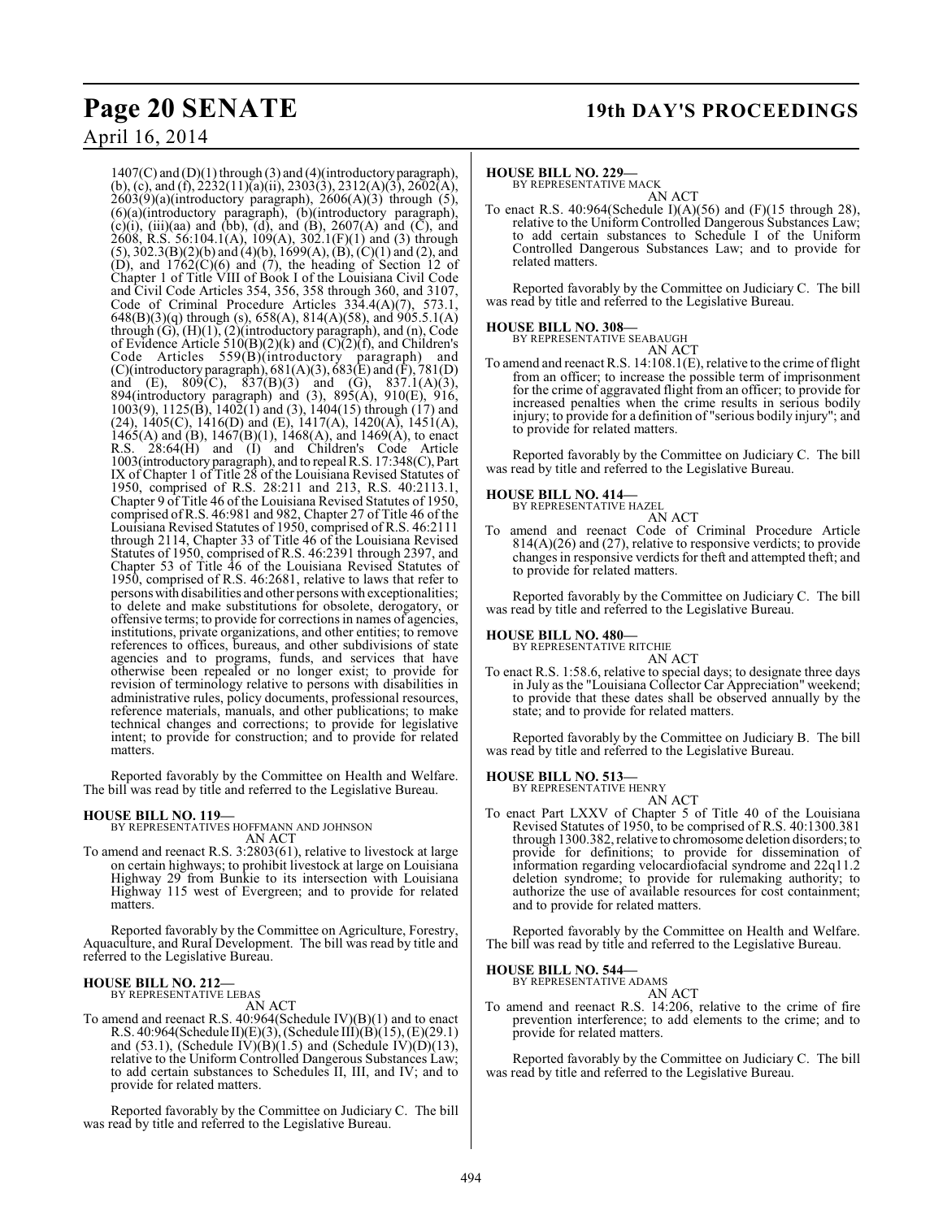1407(C) and (D)(1) through (3) and (4)(introductory paragraph), (b), (c), and (f), 2232(11)(a)(ii), 2303(3), 2312(A)(3), 2602(A), 2603(9)(a)(introductory paragraph), 2606(A)(3) through (5), (6)(a)(introductory paragraph), (b)(introductory paragraph), (c)(i), (iii)(aa) and (bb), (d), and (B), 2607(A) and (C), and 2608, R.S. 56:104.1(A), 109(A), 302.1(F)(1) and (3) through (5), 302.3(B)(2)(b) and (4)(b), 1699(A), (B), (C)(1) and (2), and (D), and 1762(C)(6) and (7), the heading of Section 12 of Chapter 1 of Title VIII of Book I of the Louisiana Civil Code and Civil Code Articles 354, 356, 358 through 360, and 3107, Code of Criminal Procedure Articles 334.4(A)(7), 573.1, 648(B)(3)(q) through (s), 658(A), 814(A)(58), and 905.5.1(A) through (G), (H)(1), (2)(introductory paragraph), and (n), Code of Evidence Article 510(B)(2)(k) and (C)(2)(f), and Children's Code Articles 559(B)(introductory paragraph) and (C)(introductory paragraph), 681(A)(3), 683(E) and (F), 781(D) and (E), 809(C), 837(B)(3) and (G), 837.1(A)(3), 894(introductory paragraph) and (3), 895(A), 910(E), 916, 1003(9), 1125(B), 1402(1) and (3), 1404(15) through (17) and (24), 1405(C), 1416(D) and (E), 1417(A), 1420(A), 1451(A), 1465(A) and (B), 1467(B)(1), 1468(A), and 1469(A), to enact R.S. 28:64(H) and (I) and Children's Code Article 1003(introductory paragraph), and to repeal R.S. 17:348(C), Part IX of Chapter 1 of Title 28 of the Louisiana Revised Statutes of 1950, comprised of R.S. 28:211 and 213, R.S. 40:2113.1, Chapter 9 of Title 46 of the Louisiana Revised Statutes of 1950, comprised of R.S. 46:981 and 982, Chapter 27 of Title 46 of the Louisiana Revised Statutes of 1950, comprised of R.S. 46:2111 through 2114, Chapter 33 of Title 46 of the Louisiana Revised Statutes of 1950, comprised of R.S. 46:2391 through 2397, and Chapter 53 of Title 46 of the Louisiana Revised Statutes of 1950, comprised of R.S. 46:2681, relative to laws that refer to persons with disabilities and other persons with exceptionalities; to delete and make substitutions for obsolete, derogatory, or offensive terms; to provide for corrections in names of agencies, institutions, private organizations, and other entities; to remove references to offices, bureaus, and other subdivisions of state agencies and to programs, funds, and services that have otherwise been repealed or no longer exist; to provide for revision of terminology relative to persons with disabilities in administrative rules, policy documents, professional resources, reference materials, manuals, and other publications; to make technical changes and corrections; to provide for legislative intent; to provide for construction; and to provide for related matters.

Reported favorably by the Committee on Health and Welfare. The bill was read by title and referred to the Legislative Bureau.

**HOUSE BILL NO. 119—**
BY REPRESENTATIVES HOFFMANN AND JOHNSON
AN ACT
To amend and reenact R.S. 3:2803(61), relative to livestock at large on certain highways; to prohibit livestock at large on Louisiana Highway 29 from Bunkie to its intersection with Louisiana Highway 115 west of Evergreen; and to provide for related matters.

Reported favorably by the Committee on Agriculture, Forestry, Aquaculture, and Rural Development. The bill was read by title and referred to the Legislative Bureau.

**HOUSE BILL NO. 212—**
BY REPRESENTATIVE LEBAS
AN ACT
To amend and reenact R.S. 40:964(Schedule IV)(B)(1) and to enact R.S. 40:964(Schedule II)(E)(3), (Schedule III)(B)(15), (E)(29.1) and (53.1), (Schedule IV)(B)(1.5) and (Schedule IV)(D)(13), relative to the Uniform Controlled Dangerous Substances Law; to add certain substances to Schedules II, III, and IV; and to provide for related matters.

Reported favorably by the Committee on Judiciary C. The bill was read by title and referred to the Legislative Bureau.

**HOUSE BILL NO. 229—**
BY REPRESENTATIVE MACK
AN ACT
To enact R.S. 40:964(Schedule I)(A)(56) and (F)(15 through 28), relative to the Uniform Controlled Dangerous Substances Law; to add certain substances to Schedule I of the Uniform Controlled Dangerous Substances Law; and to provide for related matters.

Reported favorably by the Committee on Judiciary C. The bill was read by title and referred to the Legislative Bureau.

**HOUSE BILL NO. 308—**
BY REPRESENTATIVE SEABAUGH
AN ACT
To amend and reenact R.S. 14:108.1(E), relative to the crime of flight from an officer; to increase the possible term of imprisonment for the crime of aggravated flight from an officer; to provide for increased penalties when the crime results in serious bodily injury; to provide for a definition of "serious bodily injury"; and to provide for related matters.

Reported favorably by the Committee on Judiciary C. The bill was read by title and referred to the Legislative Bureau.

**HOUSE BILL NO. 414—**
BY REPRESENTATIVE HAZEL
AN ACT
To amend and reenact Code of Criminal Procedure Article 814(A)(26) and (27), relative to responsive verdicts; to provide changes in responsive verdicts for theft and attempted theft; and to provide for related matters.

Reported favorably by the Committee on Judiciary C. The bill was read by title and referred to the Legislative Bureau.

**HOUSE BILL NO. 480—**
BY REPRESENTATIVE RITCHIE
AN ACT
To enact R.S. 1:58.6, relative to special days; to designate three days in July as the "Louisiana Collector Car Appreciation" weekend; to provide that these dates shall be observed annually by the state; and to provide for related matters.

Reported favorably by the Committee on Judiciary B. The bill was read by title and referred to the Legislative Bureau.

**HOUSE BILL NO. 513—**
BY REPRESENTATIVE HENRY
AN ACT
To enact Part LXXV of Chapter 5 of Title 40 of the Louisiana Revised Statutes of 1950, to be comprised of R.S. 40:1300.381 through 1300.382, relative to chromosome deletion disorders; to provide for definitions; to provide for dissemination of information regarding velocardiofacial syndrome and 22q11.2 deletion syndrome; to provide for rulemaking authority; to authorize the use of available resources for cost containment; and to provide for related matters.

Reported favorably by the Committee on Health and Welfare. The bill was read by title and referred to the Legislative Bureau.

**HOUSE BILL NO. 544—**
BY REPRESENTATIVE ADAMS
AN ACT
To amend and reenact R.S. 14:206, relative to the crime of fire prevention interference; to add elements to the crime; and to provide for related matters.

Reported favorably by the Committee on Judiciary C. The bill was read by title and referred to the Legislative Bureau.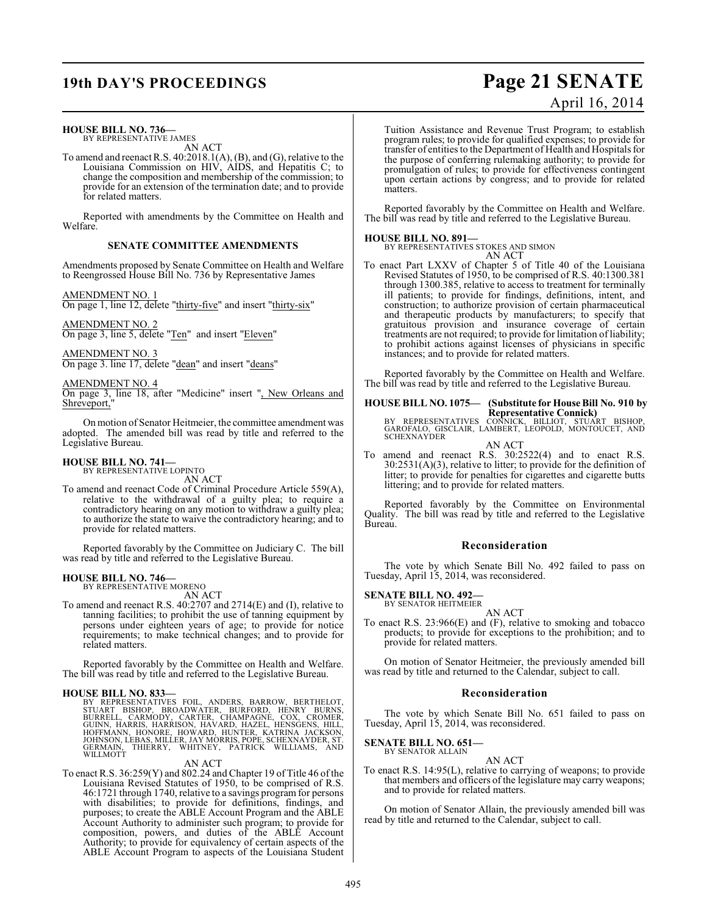**HOUSE BILL NO. 736—**
BY REPRESENTATIVE JAMES

AN ACT

To amend and reenact R.S. 40:2018.1(A), (B), and (G), relative to the Louisiana Commission on HIV, AIDS, and Hepatitis C; to change the composition and membership of the commission; to provide for an extension of the termination date; and to provide for related matters.

Reported with amendments by the Committee on Health and Welfare.

**SENATE COMMITTEE AMENDMENTS**

Amendments proposed by Senate Committee on Health and Welfare to Reengrossed House Bill No. 736 by Representative James

AMENDMENT NO. 1
On page 1, line 12, delete "thirty-five" and insert "thirty-six"

AMENDMENT NO. 2
On page 3, line 5, delete "Ten" and insert "Eleven"

AMENDMENT NO. 3
On page 3. line 17, delete "dean" and insert "deans"

AMENDMENT NO. 4
On page 3, line 18, after "Medicine" insert ", New Orleans and Shreveport,"

On motion of Senator Heitmeier, the committee amendment was adopted. The amended bill was read by title and referred to the Legislative Bureau.

**HOUSE BILL NO. 741—**
BY REPRESENTATIVE LOPINTO

AN ACT

To amend and reenact Code of Criminal Procedure Article 559(A), relative to the withdrawal of a guilty plea; to require a contradictory hearing on any motion to withdraw a guilty plea; to authorize the state to waive the contradictory hearing; and to provide for related matters.

Reported favorably by the Committee on Judiciary C. The bill was read by title and referred to the Legislative Bureau.

**HOUSE BILL NO. 746—**
BY REPRESENTATIVE MORENO

AN ACT

To amend and reenact R.S. 40:2707 and 2714(E) and (I), relative to tanning facilities; to prohibit the use of tanning equipment by persons under eighteen years of age; to provide for notice requirements; to make technical changes; and to provide for related matters.

Reported favorably by the Committee on Health and Welfare. The bill was read by title and referred to the Legislative Bureau.

**HOUSE BILL NO. 833—**
BY REPRESENTATIVES FOIL, ANDERS, BARROW, BERTHELOT, STUART BISHOP, BROADWATER, BURFORD, HENRY BURNS, BURRELL, CARMODY, CARTER, CHAMPAGNE, COX, CROMER, GUINN, HARRIS, HARRISON, HAVARD, HAZEL, HENSGENS, HILL, HOFFMANN, HONORE, HOWARD, HUNTER, KATRINA JACKSON, JOHNSON, LEBAS, MILLER, JAY MORRIS, POPE, SCHEXNAYDER, ST. GERMAIN, THIERRY, WHITNEY, PATRICK WILLIAMS, AND WILLMOTT

AN ACT

To enact R.S. 36:259(Y) and 802.24 and Chapter 19 of Title 46 of the Louisiana Revised Statutes of 1950, to be comprised of R.S. 46:1721 through 1740, relative to a savings program for persons with disabilities; to provide for definitions, findings, and purposes; to create the ABLE Account Program and the ABLE Account Authority to administer such program; to provide for composition, powers, and duties of the ABLE Account Authority; to provide for equivalency of certain aspects of the ABLE Account Program to aspects of the Louisiana Student Tuition Assistance and Revenue Trust Program; to establish program rules; to provide for qualified expenses; to provide for transfer of entities to the Department of Health and Hospitals for the purpose of conferring rulemaking authority; to provide for promulgation of rules; to provide for effectiveness contingent upon certain actions by congress; and to provide for related matters.

Reported favorably by the Committee on Health and Welfare. The bill was read by title and referred to the Legislative Bureau.

**HOUSE BILL NO. 891—**
BY REPRESENTATIVES STOKES AND SIMON

AN ACT

To enact Part LXXV of Chapter 5 of Title 40 of the Louisiana Revised Statutes of 1950, to be comprised of R.S. 40:1300.381 through 1300.385, relative to access to treatment for terminally ill patients; to provide for findings, definitions, intent, and construction; to authorize provision of certain pharmaceutical and therapeutic products by manufacturers; to specify that gratuitous provision and insurance coverage of certain treatments are not required; to provide for limitation of liability; to prohibit actions against licenses of physicians in specific instances; and to provide for related matters.

Reported favorably by the Committee on Health and Welfare. The bill was read by title and referred to the Legislative Bureau.

**HOUSE BILL NO. 1075— (Substitute for House Bill No. 910 by Representative Connick)**
BY REPRESENTATIVES CONNICK, BILLIOT, STUART BISHOP, GAROFALO, GISCLAIR, LAMBERT, LEOPOLD, MONTOUCET, AND SCHEXNAYDER

AN ACT

To amend and reenact R.S. 30:2522(4) and to enact R.S. 30:2531(A)(3), relative to litter; to provide for the definition of litter; to provide for penalties for cigarettes and cigarette butts littering; and to provide for related matters.

Reported favorably by the Committee on Environmental Quality. The bill was read by title and referred to the Legislative Bureau.

## Reconsideration

The vote by which Senate Bill No. 492 failed to pass on Tuesday, April 15, 2014, was reconsidered.

**SENATE BILL NO. 492—**
BY SENATOR HEITMEIER

AN ACT

To enact R.S. 23:966(E) and (F), relative to smoking and tobacco products; to provide for exceptions to the prohibition; and to provide for related matters.

On motion of Senator Heitmeier, the previously amended bill was read by title and returned to the Calendar, subject to call.

## Reconsideration

The vote by which Senate Bill No. 651 failed to pass on Tuesday, April 15, 2014, was reconsidered.

**SENATE BILL NO. 651—**
BY SENATOR ALLAIN

AN ACT

To enact R.S. 14:95(L), relative to carrying of weapons; to provide that members and officers of the legislature may carry weapons; and to provide for related matters.

On motion of Senator Allain, the previously amended bill was read by title and returned to the Calendar, subject to call.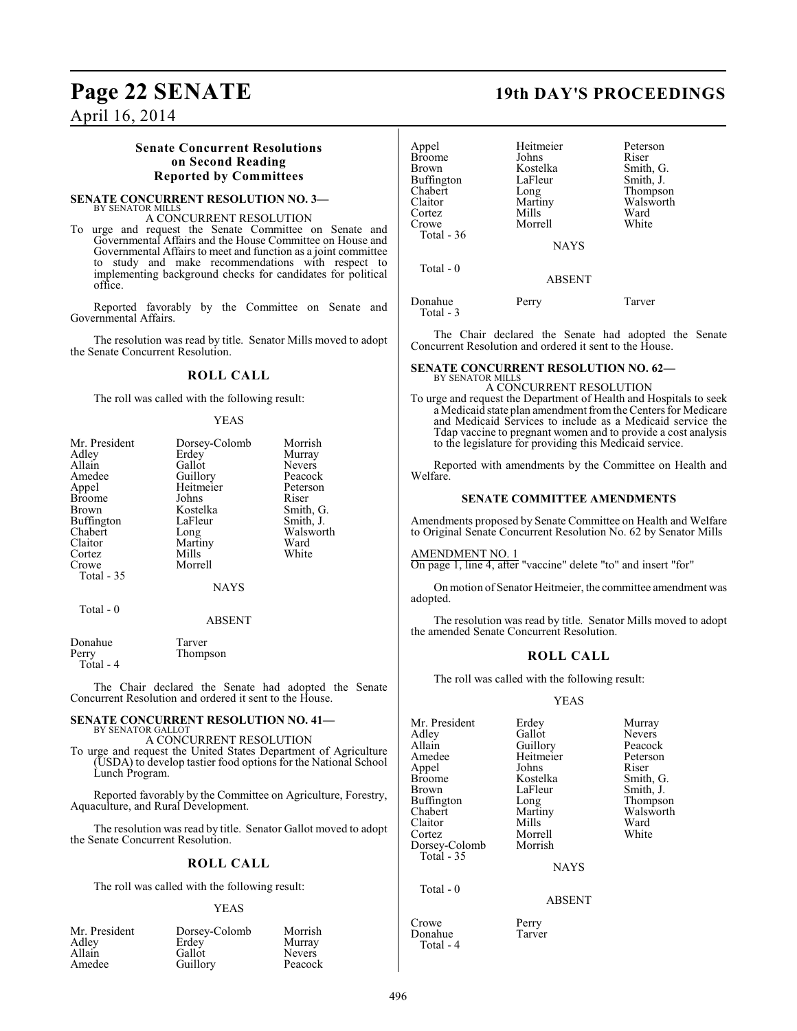## Senate Concurrent Resolutions on Second Reading Reported by Committees

**SENATE CONCURRENT RESOLUTION NO. 3—**
BY SENATOR MILLS

A CONCURRENT RESOLUTION

To urge and request the Senate Committee on Senate and Governmental Affairs and the House Committee on House and Governmental Affairs to meet and function as a joint committee to study and make recommendations with respect to implementing background checks for candidates for political office.

Reported favorably by the Committee on Senate and Governmental Affairs.

The resolution was read by title. Senator Mills moved to adopt the Senate Concurrent Resolution.

### ROLL CALL

The roll was called with the following result:

YEAS

| | | |
|---|---|---|
| Mr. President | Dorsey-Colomb | Morrish |
| Adley | Erdey | Murray |
| Allain | Gallot | Nevers |
| Amedee | Guillory | Peacock |
| Appel | Heitmeier | Peterson |
| Broome | Johns | Riser |
| Brown | Kostelka | Smith, G. |
| Buffington | LaFleur | Smith, J. |
| Chabert | Long | Walsworth |
| Claitor | Martiny | Ward |
| Cortez | Mills | White |
| Crowe | Morrell | |

Total - 35

NAYS

Total - 0

ABSENT

| | |
|---|---|
| Donahue | Tarver |
| Perry | Thompson |

Total - 4

The Chair declared the Senate had adopted the Senate Concurrent Resolution and ordered it sent to the House.

**SENATE CONCURRENT RESOLUTION NO. 41—**
BY SENATOR GALLOT

A CONCURRENT RESOLUTION

To urge and request the United States Department of Agriculture (USDA) to develop tastier food options for the National School Lunch Program.

Reported favorably by the Committee on Agriculture, Forestry, Aquaculture, and Rural Development.

The resolution was read by title. Senator Gallot moved to adopt the Senate Concurrent Resolution.

### ROLL CALL

The roll was called with the following result:

YEAS

| | | |
|---|---|---|
| Mr. President | Dorsey-Colomb | Morrish |
| Adley | Erdey | Murray |
| Allain | Gallot | Nevers |
| Amedee | Guillory | Peacock |
| Appel | Heitmeier | Peterson |
| Broome | Johns | Riser |
| Brown | Kostelka | Smith, G. |
| Buffington | LaFleur | Smith, J. |
| Chabert | Long | Thompson |
| Claitor | Martiny | Walsworth |
| Cortez | Mills | Ward |
| Crowe | Morrell | White |

Total - 36

NAYS

Total - 0

ABSENT

| | | |
|---|---|---|
| Donahue | Perry | Tarver |

Total - 3

The Chair declared the Senate had adopted the Senate Concurrent Resolution and ordered it sent to the House.

**SENATE CONCURRENT RESOLUTION NO. 62—**
BY SENATOR MILLS

A CONCURRENT RESOLUTION

To urge and request the Department of Health and Hospitals to seek a Medicaid state plan amendment from the Centers for Medicare and Medicaid Services to include as a Medicaid service the Tdap vaccine to pregnant women and to provide a cost analysis to the legislature for providing this Medicaid service.

Reported with amendments by the Committee on Health and Welfare.

### SENATE COMMITTEE AMENDMENTS

Amendments proposed by Senate Committee on Health and Welfare to Original Senate Concurrent Resolution No. 62 by Senator Mills

AMENDMENT NO. 1
On page 1, line 4, after "vaccine" delete "to" and insert "for"

On motion of Senator Heitmeier, the committee amendment was adopted.

The resolution was read by title. Senator Mills moved to adopt the amended Senate Concurrent Resolution.

### ROLL CALL

The roll was called with the following result:

YEAS

| | | |
|---|---|---|
| Mr. President | Erdey | Murray |
| Adley | Gallot | Nevers |
| Allain | Guillory | Peacock |
| Amedee | Heitmeier | Peterson |
| Appel | Johns | Riser |
| Broome | Kostelka | Smith, G. |
| Brown | LaFleur | Smith, J. |
| Buffington | Long | Thompson |
| Chabert | Martiny | Walsworth |
| Claitor | Mills | Ward |
| Cortez | Morrell | White |
| Dorsey-Colomb | Morrish | |

Total - 35

NAYS

Total - 0

ABSENT

| | |
|---|---|
| Crowe | Perry |
| Donahue | Tarver |

Total - 4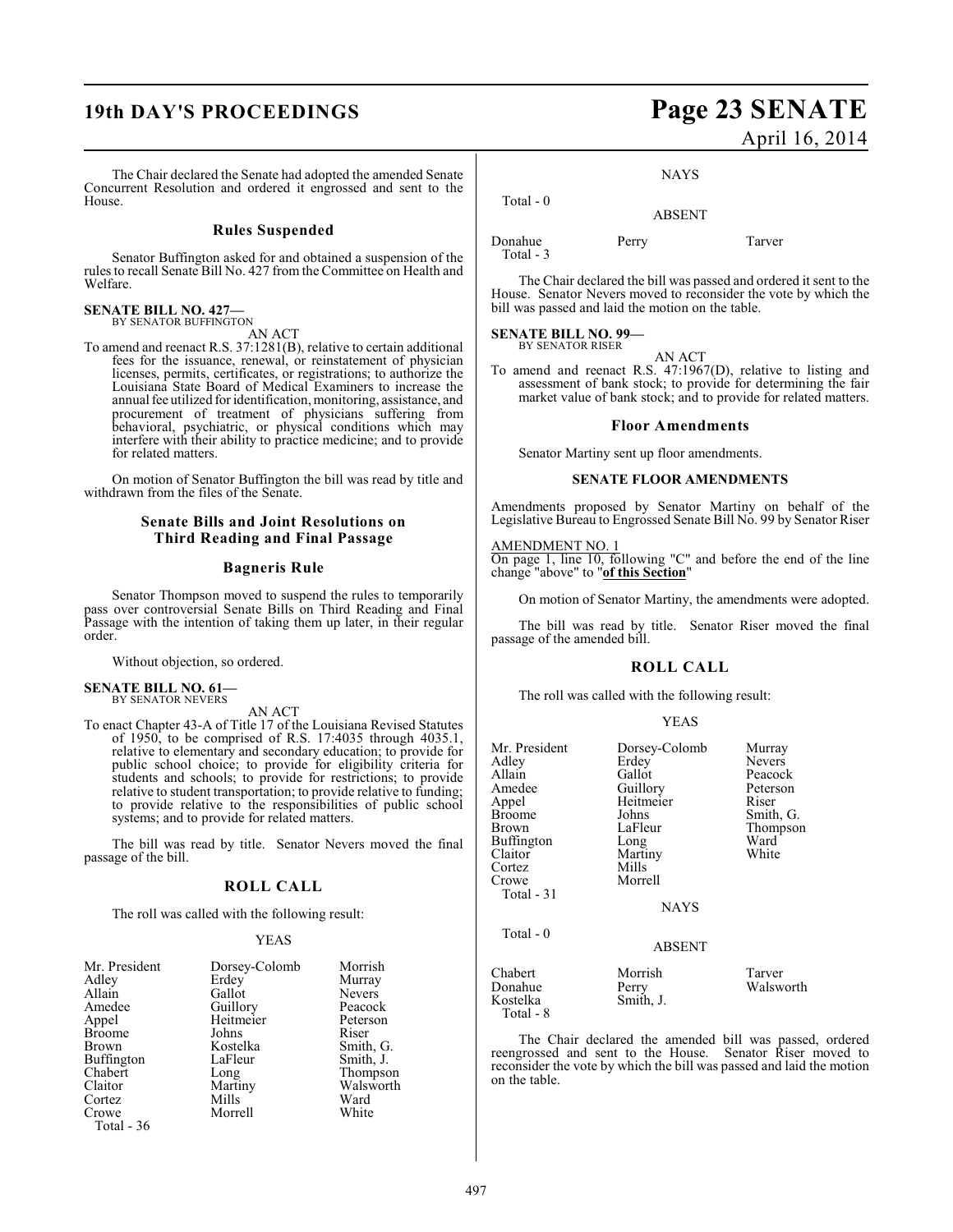The Chair declared the Senate had adopted the amended Senate Concurrent Resolution and ordered it engrossed and sent to the House.

## Rules Suspended

Senator Buffington asked for and obtained a suspension of the rules to recall Senate Bill No. 427 from the Committee on Health and Welfare.

**SENATE BILL NO. 427—**
BY SENATOR BUFFINGTON

AN ACT

To amend and reenact R.S. 37:1281(B), relative to certain additional fees for the issuance, renewal, or reinstatement of physician licenses, permits, certificates, or registrations; to authorize the Louisiana State Board of Medical Examiners to increase the annual fee utilized for identification, monitoring, assistance, and procurement of treatment of physicians suffering from behavioral, psychiatric, or physical conditions which may interfere with their ability to practice medicine; and to provide for related matters.

On motion of Senator Buffington the bill was read by title and withdrawn from the files of the Senate.

## Senate Bills and Joint Resolutions on Third Reading and Final Passage

## Bagneris Rule

Senator Thompson moved to suspend the rules to temporarily pass over controversial Senate Bills on Third Reading and Final Passage with the intention of taking them up later, in their regular order.

Without objection, so ordered.

**SENATE BILL NO. 61—**
BY SENATOR NEVERS

AN ACT

To enact Chapter 43-A of Title 17 of the Louisiana Revised Statutes of 1950, to be comprised of R.S. 17:4035 through 4035.1, relative to elementary and secondary education; to provide for public school choice; to provide for eligibility criteria for students and schools; to provide for restrictions; to provide relative to student transportation; to provide relative to funding; to provide relative to the responsibilities of public school systems; and to provide for related matters.

The bill was read by title. Senator Nevers moved the final passage of the bill.

## ROLL CALL

The roll was called with the following result:

YEAS

| | | |
|---|---|---|
| Mr. President | Dorsey-Colomb | Morrish |
| Adley | Erdey | Murray |
| Allain | Gallot | Nevers |
| Amedee | Guillory | Peacock |
| Appel | Heitmeier | Peterson |
| Broome | Johns | Riser |
| Brown | Kostelka | Smith, G. |
| Buffington | LaFleur | Smith, J. |
| Chabert | Long | Thompson |
| Claitor | Martiny | Walsworth |
| Cortez | Mills | Ward |
| Crowe | Morrell | White |

Total - 36

NAYS

Total - 0

ABSENT

| | | |
|---|---|---|
| Donahue | Perry | Tarver |

Total - 3

The Chair declared the bill was passed and ordered it sent to the House. Senator Nevers moved to reconsider the vote by which the bill was passed and laid the motion on the table.

**SENATE BILL NO. 99—**
BY SENATOR RISER

AN ACT

To amend and reenact R.S. 47:1967(D), relative to listing and assessment of bank stock; to provide for determining the fair market value of bank stock; and to provide for related matters.

## Floor Amendments

Senator Martiny sent up floor amendments.

### SENATE FLOOR AMENDMENTS

Amendments proposed by Senator Martiny on behalf of the Legislative Bureau to Engrossed Senate Bill No. 99 by Senator Riser

AMENDMENT NO. 1
On page 1, line 10, following "C" and before the end of the line change "above" to "**of this Section**"

On motion of Senator Martiny, the amendments were adopted.

The bill was read by title. Senator Riser moved the final passage of the amended bill.

## ROLL CALL

The roll was called with the following result:

YEAS

| | | |
|---|---|---|
| Mr. President | Dorsey-Colomb | Murray |
| Adley | Erdey | Nevers |
| Allain | Gallot | Peacock |
| Amedee | Guillory | Peterson |
| Appel | Heitmeier | Riser |
| Broome | Johns | Smith, G. |
| Brown | LaFleur | Thompson |
| Buffington | Long | Ward |
| Claitor | Martiny | White |
| Cortez | Mills | |
| Crowe | Morrell | |

Total - 31

NAYS

Total - 0

ABSENT

| | | |
|---|---|---|
| Chabert | Morrish | Tarver |
| Donahue | Perry | Walsworth |
| Kostelka | Smith, J. | |

Total - 8

The Chair declared the amended bill was passed, ordered reengrossed and sent to the House. Senator Riser moved to reconsider the vote by which the bill was passed and laid the motion on the table.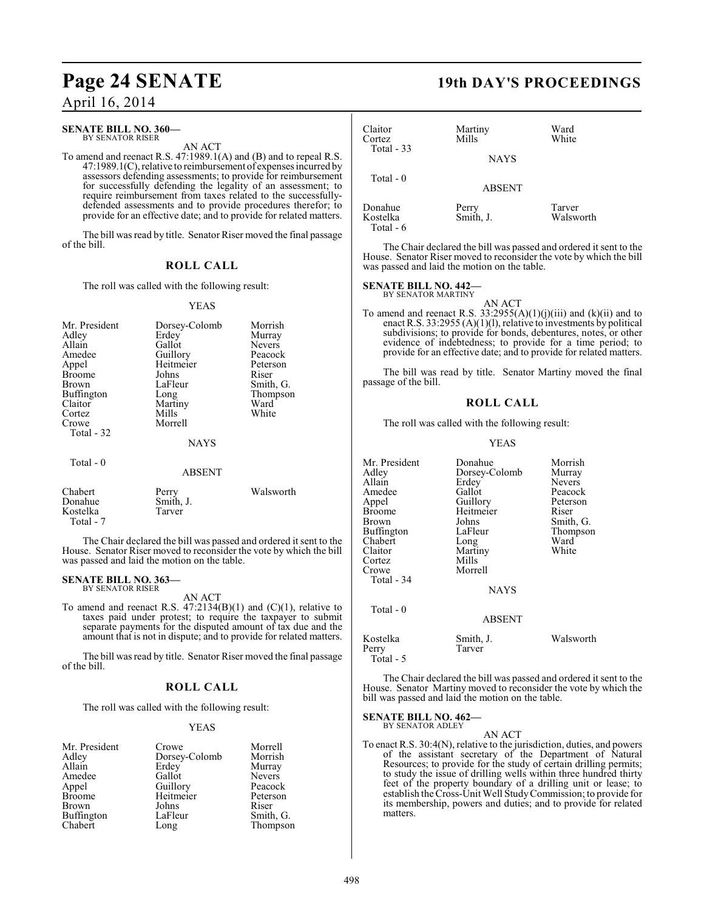**SENATE BILL NO. 360—**
BY SENATOR RISER

AN ACT

To amend and reenact R.S. 47:1989.1(A) and (B) and to repeal R.S. 47:1989.1(C), relative to reimbursement of expenses incurred by assessors defending assessments; to provide for reimbursement for successfully defending the legality of an assessment; to require reimbursement from taxes related to the successfully-defended assessments and to provide procedures therefor; to provide for an effective date; and to provide for related matters.

The bill was read by title. Senator Riser moved the final passage of the bill.

## ROLL CALL

The roll was called with the following result:

YEAS

| | | |
|---|---|---|
| Mr. President | Dorsey-Colomb | Morrish |
| Adley | Erdey | Murray |
| Allain | Gallot | Nevers |
| Amedee | Guillory | Peacock |
| Appel | Heitmeier | Peterson |
| Broome | Johns | Riser |
| Brown | LaFleur | Smith, G. |
| Buffington | Long | Thompson |
| Claitor | Martiny | Ward |
| Cortez | Mills | White |
| Crowe | Morrell | |

Total - 32

NAYS

Total - 0

ABSENT

| | | |
|---|---|---|
| Chabert | Perry | Walsworth |
| Donahue | Smith, J. | |
| Kostelka | Tarver | |

Total - 7

The Chair declared the bill was passed and ordered it sent to the House. Senator Riser moved to reconsider the vote by which the bill was passed and laid the motion on the table.

**SENATE BILL NO. 363—**
BY SENATOR RISER

AN ACT

To amend and reenact R.S. 47:2134(B)(1) and (C)(1), relative to taxes paid under protest; to require the taxpayer to submit separate payments for the disputed amount of tax due and the amount that is not in dispute; and to provide for related matters.

The bill was read by title. Senator Riser moved the final passage of the bill.

## ROLL CALL

The roll was called with the following result:

YEAS

| | | |
|---|---|---|
| Mr. President | Crowe | Morrell |
| Adley | Dorsey-Colomb | Morrish |
| Allain | Erdey | Murray |
| Amedee | Gallot | Nevers |
| Appel | Guillory | Peacock |
| Broome | Heitmeier | Peterson |
| Brown | Johns | Riser |
| Buffington | LaFleur | Smith, G. |
| Chabert | Long | Thompson |
| Claitor | Martiny | Ward |
| Cortez | Mills | White |

Total - 33

NAYS

Total - 0

ABSENT

| | | |
|---|---|---|
| Donahue | Perry | Tarver |
| Kostelka | Smith, J. | Walsworth |

Total - 6

The Chair declared the bill was passed and ordered it sent to the House. Senator Riser moved to reconsider the vote by which the bill was passed and laid the motion on the table.

**SENATE BILL NO. 442—**
BY SENATOR MARTINY

AN ACT

To amend and reenact R.S. 33:2955(A)(1)(j)(iii) and (k)(ii) and to enact R.S. 33:2955 (A)(1)(l), relative to investments by political subdivisions; to provide for bonds, debentures, notes, or other evidence of indebtedness; to provide for a time period; to provide for an effective date; and to provide for related matters.

The bill was read by title. Senator Martiny moved the final passage of the bill.

## ROLL CALL

The roll was called with the following result:

YEAS

| | | |
|---|---|---|
| Mr. President | Donahue | Morrish |
| Adley | Dorsey-Colomb | Murray |
| Allain | Erdey | Nevers |
| Amedee | Gallot | Peacock |
| Appel | Guillory | Peterson |
| Broome | Heitmeier | Riser |
| Brown | Johns | Smith, G. |
| Buffington | LaFleur | Thompson |
| Chabert | Long | Ward |
| Claitor | Martiny | White |
| Cortez | Mills | |
| Crowe | Morrell | |

Total - 34

NAYS

Total - 0

ABSENT

| | | |
|---|---|---|
| Kostelka | Smith, J. | Walsworth |
| Perry | Tarver | |

Total - 5

The Chair declared the bill was passed and ordered it sent to the House. Senator Martiny moved to reconsider the vote by which the bill was passed and laid the motion on the table.

**SENATE BILL NO. 462—**
BY SENATOR ADLEY

AN ACT

To enact R.S. 30:4(N), relative to the jurisdiction, duties, and powers of the assistant secretary of the Department of Natural Resources; to provide for the study of certain drilling permits; to study the issue of drilling wells within three hundred thirty feet of the property boundary of a drilling unit or lease; to establish the Cross-Unit Well Study Commission; to provide for its membership, powers and duties; and to provide for related matters.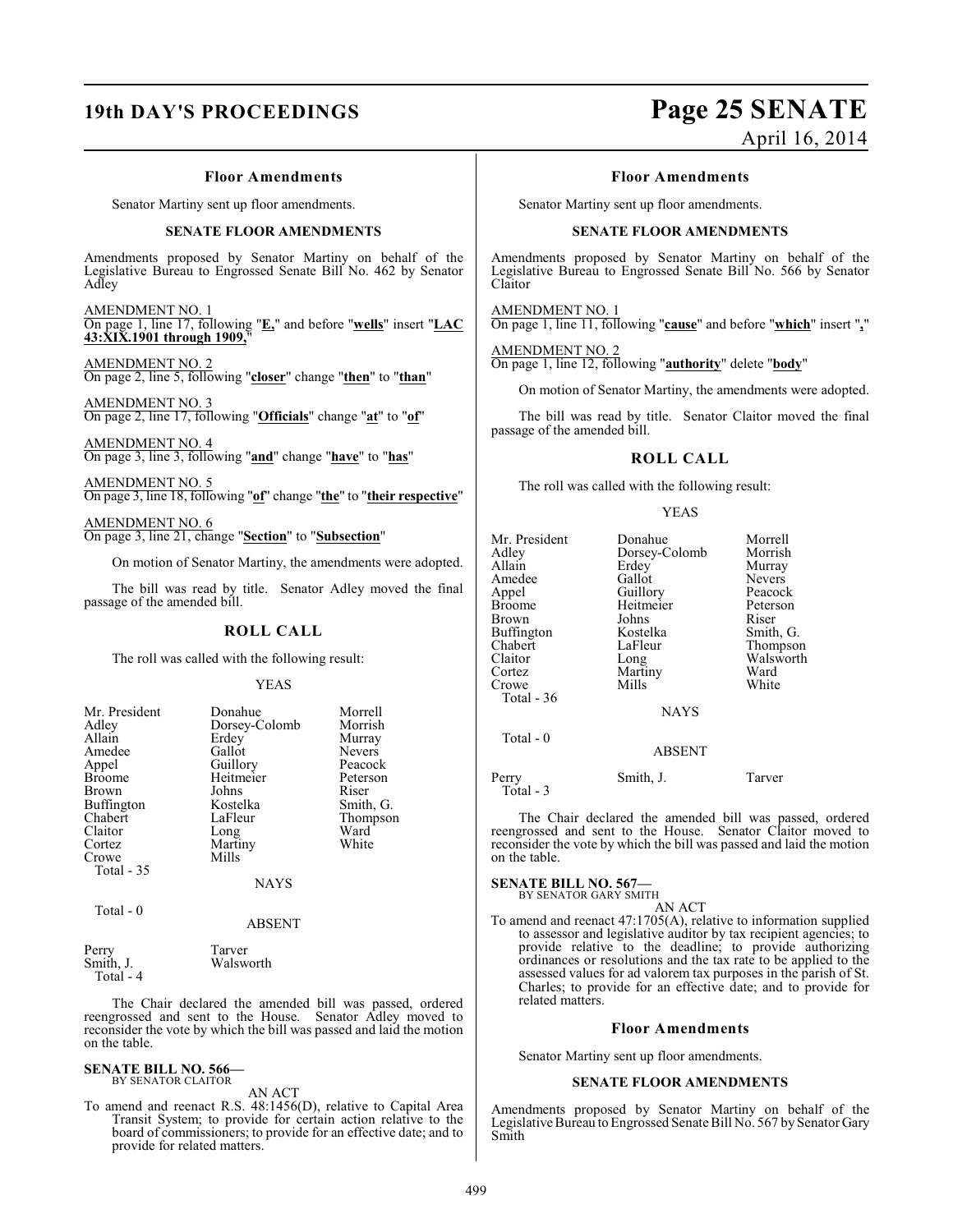### Floor Amendments

Senator Martiny sent up floor amendments.

#### SENATE FLOOR AMENDMENTS

Amendments proposed by Senator Martiny on behalf of the Legislative Bureau to Engrossed Senate Bill No. 462 by Senator Adley

AMENDMENT NO. 1
On page 1, line 17, following "**E,**" and before "**wells**" insert "**LAC 43:XIX.1901 through 1909,**"

AMENDMENT NO. 2
On page 2, line 5, following "**closer**" change "**then**" to "**than**"

AMENDMENT NO. 3
On page 2, line 17, following "**Officials**" change "**at**" to "**of**"

AMENDMENT NO. 4
On page 3, line 3, following "**and**" change "**have**" to "**has**"

AMENDMENT NO. 5
On page 3, line 18, following "**of**" change "**the**" to "**their respective**"

AMENDMENT NO. 6
On page 3, line 21, change "**Section**" to "**Subsection**"

On motion of Senator Martiny, the amendments were adopted.

The bill was read by title. Senator Adley moved the final passage of the amended bill.

### ROLL CALL

The roll was called with the following result:

YEAS

| | | |
|---|---|---|
| Mr. President | Donahue | Morrell |
| Adley | Dorsey-Colomb | Morrish |
| Allain | Erdey | Murray |
| Amedee | Gallot | Nevers |
| Appel | Guillory | Peacock |
| Broome | Heitmeier | Peterson |
| Brown | Johns | Riser |
| Buffington | Kostelka | Smith, G. |
| Chabert | LaFleur | Thompson |
| Claitor | Long | Ward |
| Cortez | Martiny | White |
| Crowe | Mills | |

Total - 35

NAYS

Total - 0

ABSENT

| | |
|---|---|
| Perry | Tarver |
| Smith, J. | Walsworth |

Total - 4

The Chair declared the amended bill was passed, ordered reengrossed and sent to the House. Senator Adley moved to reconsider the vote by which the bill was passed and laid the motion on the table.

**SENATE BILL NO. 566—**
BY SENATOR CLAITOR

AN ACT

To amend and reenact R.S. 48:1456(D), relative to Capital Area Transit System; to provide for certain action relative to the board of commissioners; to provide for an effective date; and to provide for related matters.

### Floor Amendments

Senator Martiny sent up floor amendments.

#### SENATE FLOOR AMENDMENTS

Amendments proposed by Senator Martiny on behalf of the Legislative Bureau to Engrossed Senate Bill No. 566 by Senator Claitor

AMENDMENT NO. 1
On page 1, line 11, following "**cause**" and before "**which**" insert "**,**"

AMENDMENT NO. 2
On page 1, line 12, following "**authority**" delete "**body**"

On motion of Senator Martiny, the amendments were adopted.

The bill was read by title. Senator Claitor moved the final passage of the amended bill.

### ROLL CALL

The roll was called with the following result:

YEAS

| | | |
|---|---|---|
| Mr. President | Donahue | Morrell |
| Adley | Dorsey-Colomb | Morrish |
| Allain | Erdey | Murray |
| Amedee | Gallot | Nevers |
| Appel | Guillory | Peacock |
| Broome | Heitmeier | Peterson |
| Brown | Johns | Riser |
| Buffington | Kostelka | Smith, G. |
| Chabert | LaFleur | Thompson |
| Claitor | Long | Walsworth |
| Cortez | Martiny | Ward |
| Crowe | Mills | White |

Total - 36

NAYS

Total - 0

ABSENT

| | | |
|---|---|---|
| Perry | Smith, J. | Tarver |

Total - 3

The Chair declared the amended bill was passed, ordered reengrossed and sent to the House. Senator Claitor moved to reconsider the vote by which the bill was passed and laid the motion on the table.

**SENATE BILL NO. 567—**
BY SENATOR GARY SMITH

AN ACT

To amend and reenact 47:1705(A), relative to information supplied to assessor and legislative auditor by tax recipient agencies; to provide relative to the deadline; to provide authorizing ordinances or resolutions and the tax rate to be applied to the assessed values for ad valorem tax purposes in the parish of St. Charles; to provide for an effective date; and to provide for related matters.

### Floor Amendments

Senator Martiny sent up floor amendments.

#### SENATE FLOOR AMENDMENTS

Amendments proposed by Senator Martiny on behalf of the Legislative Bureau to Engrossed Senate Bill No. 567 by Senator Gary Smith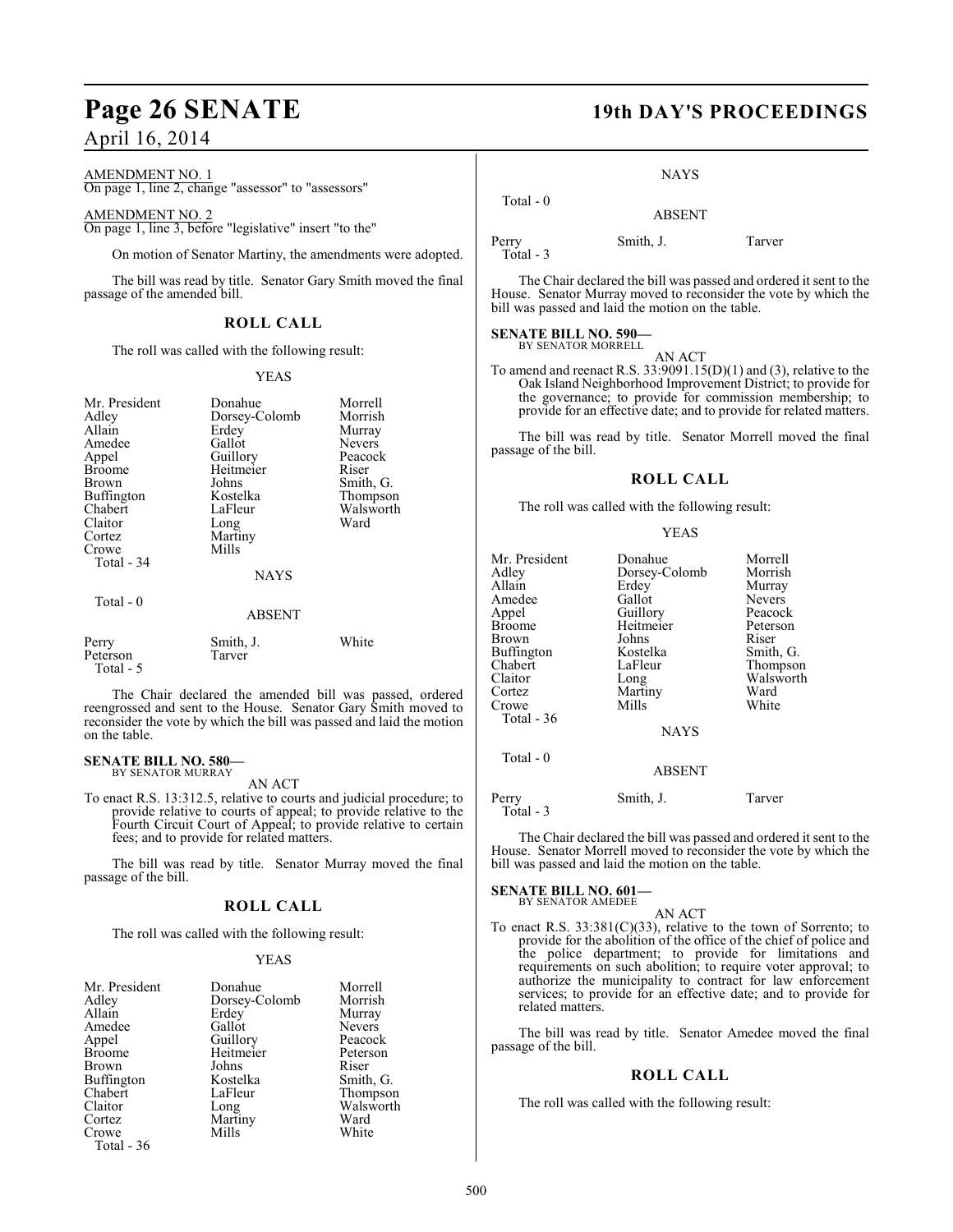AMENDMENT NO. 1
On page 1, line 2, change "assessor" to "assessors"

AMENDMENT NO. 2
On page 1, line 3, before "legislative" insert "to the"

On motion of Senator Martiny, the amendments were adopted.

The bill was read by title. Senator Gary Smith moved the final passage of the amended bill.

## ROLL CALL

The roll was called with the following result:

YEAS

| | | |
|---|---|---|
| Mr. President | Donahue | Morrell |
| Adley | Dorsey-Colomb | Morrish |
| Allain | Erdey | Murray |
| Amedee | Gallot | Nevers |
| Appel | Guillory | Peacock |
| Broome | Heitmeier | Riser |
| Brown | Johns | Smith, G. |
| Buffington | Kostelka | Thompson |
| Chabert | LaFleur | Walsworth |
| Claitor | Long | Ward |
| Cortez | Martiny | |
| Crowe | Mills | |

Total - 34

NAYS

Total - 0

ABSENT

| | | |
|---|---|---|
| Perry | Smith, J. | White |
| Peterson | Tarver | |

Total - 5

The Chair declared the amended bill was passed, ordered reengrossed and sent to the House. Senator Gary Smith moved to reconsider the vote by which the bill was passed and laid the motion on the table.

**SENATE BILL NO. 580—**
BY SENATOR MURRAY

AN ACT

To enact R.S. 13:312.5, relative to courts and judicial procedure; to provide relative to courts of appeal; to provide relative to the Fourth Circuit Court of Appeal; to provide relative to certain fees; and to provide for related matters.

The bill was read by title. Senator Murray moved the final passage of the bill.

## ROLL CALL

The roll was called with the following result:

YEAS

| | | |
|---|---|---|
| Mr. President | Donahue | Morrell |
| Adley | Dorsey-Colomb | Morrish |
| Allain | Erdey | Murray |
| Amedee | Gallot | Nevers |
| Appel | Guillory | Peacock |
| Broome | Heitmeier | Peterson |
| Brown | Johns | Riser |
| Buffington | Kostelka | Smith, G. |
| Chabert | LaFleur | Thompson |
| Claitor | Long | Walsworth |
| Cortez | Martiny | Ward |
| Crowe | Mills | White |

Total - 36

NAYS

Total - 0

ABSENT

| | | |
|---|---|---|
| Perry | Smith, J. | Tarver |

Total - 3

The Chair declared the bill was passed and ordered it sent to the House. Senator Murray moved to reconsider the vote by which the bill was passed and laid the motion on the table.

**SENATE BILL NO. 590—**
BY SENATOR MORRELL

AN ACT

To amend and reenact R.S. 33:9091.15(D)(1) and (3), relative to the Oak Island Neighborhood Improvement District; to provide for the governance; to provide for commission membership; to provide for an effective date; and to provide for related matters.

The bill was read by title. Senator Morrell moved the final passage of the bill.

## ROLL CALL

The roll was called with the following result:

YEAS

| | | |
|---|---|---|
| Mr. President | Donahue | Morrell |
| Adley | Dorsey-Colomb | Morrish |
| Allain | Erdey | Murray |
| Amedee | Gallot | Nevers |
| Appel | Guillory | Peacock |
| Broome | Heitmeier | Peterson |
| Brown | Johns | Riser |
| Buffington | Kostelka | Smith, G. |
| Chabert | LaFleur | Thompson |
| Claitor | Long | Walsworth |
| Cortez | Martiny | Ward |
| Crowe | Mills | White |

Total - 36

NAYS

Total - 0

ABSENT

| | | |
|---|---|---|
| Perry | Smith, J. | Tarver |

Total - 3

The Chair declared the bill was passed and ordered it sent to the House. Senator Morrell moved to reconsider the vote by which the bill was passed and laid the motion on the table.

**SENATE BILL NO. 601—**
BY SENATOR AMEDEE

AN ACT

To enact R.S. 33:381(C)(33), relative to the town of Sorrento; to provide for the abolition of the office of the chief of police and the police department; to provide for limitations and requirements on such abolition; to require voter approval; to authorize the municipality to contract for law enforcement services; to provide for an effective date; and to provide for related matters.

The bill was read by title. Senator Amedee moved the final passage of the bill.

## ROLL CALL

The roll was called with the following result: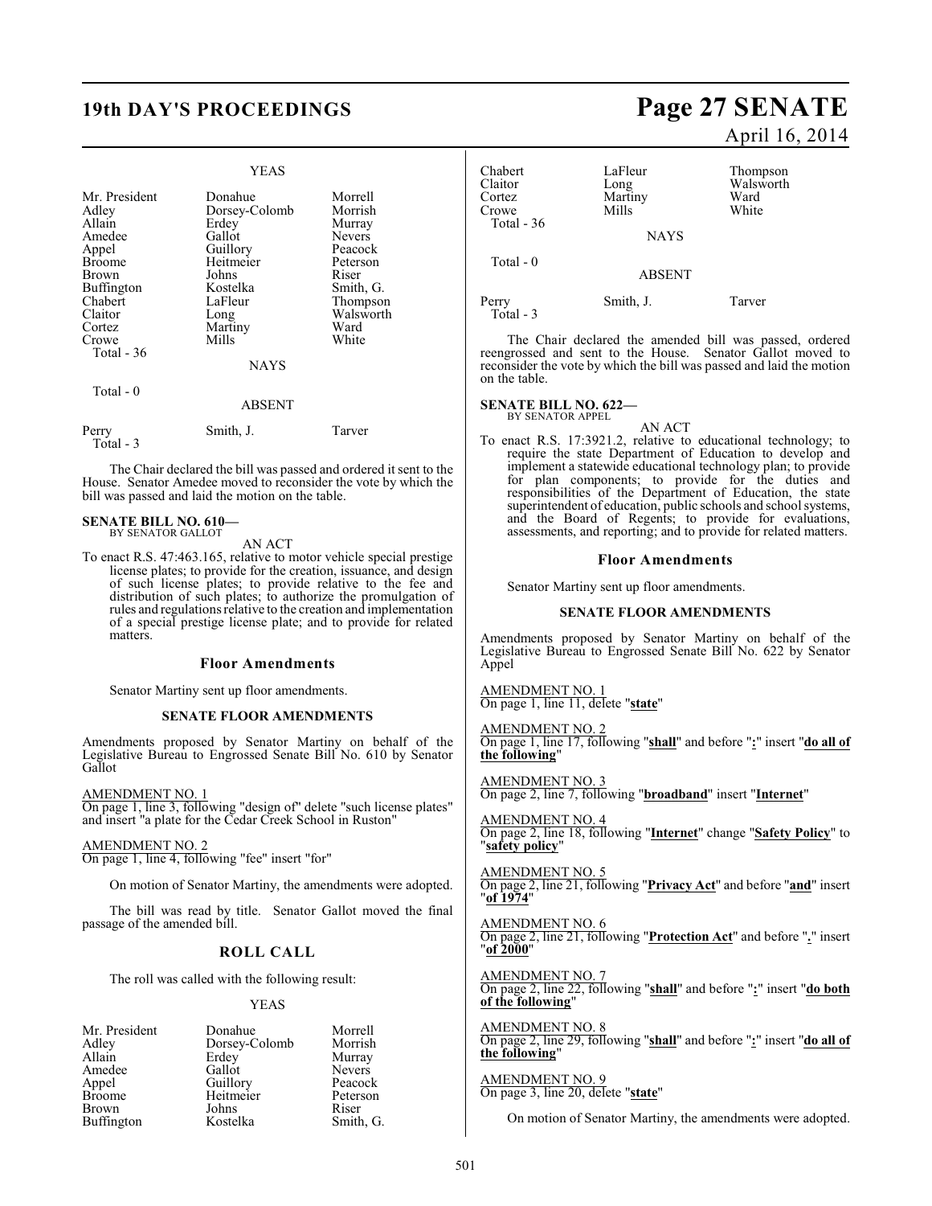YEAS

| | | |
|---|---|---|
| Mr. President | Donahue | Morrell |
| Adley | Dorsey-Colomb | Morrish |
| Allain | Erdey | Murray |
| Amedee | Gallot | Nevers |
| Appel | Guillory | Peacock |
| Broome | Heitmeier | Peterson |
| Brown | Johns | Riser |
| Buffington | Kostelka | Smith, G. |
| Chabert | LaFleur | Thompson |
| Claitor | Long | Walsworth |
| Cortez | Martiny | Ward |
| Crowe | Mills | White |

Total - 36

NAYS

Total - 0

ABSENT

| | | |
|---|---|---|
| Perry | Smith, J. | Tarver |

Total - 3

The Chair declared the bill was passed and ordered it sent to the House. Senator Amedee moved to reconsider the vote by which the bill was passed and laid the motion on the table.

**SENATE BILL NO. 610—**
BY SENATOR GALLOT

AN ACT

To enact R.S. 47:463.165, relative to motor vehicle special prestige license plates; to provide for the creation, issuance, and design of such license plates; to provide relative to the fee and distribution of such plates; to authorize the promulgation of rules and regulations relative to the creation and implementation of a special prestige license plate; and to provide for related matters.

### Floor Amendments

Senator Martiny sent up floor amendments.

#### SENATE FLOOR AMENDMENTS

Amendments proposed by Senator Martiny on behalf of the Legislative Bureau to Engrossed Senate Bill No. 610 by Senator Gallot

AMENDMENT NO. 1
On page 1, line 3, following "design of" delete "such license plates" and insert "a plate for the Cedar Creek School in Ruston"

AMENDMENT NO. 2
On page 1, line 4, following "fee" insert "for"

On motion of Senator Martiny, the amendments were adopted.

The bill was read by title. Senator Gallot moved the final passage of the amended bill.

### ROLL CALL

The roll was called with the following result:

YEAS

| | | |
|---|---|---|
| Mr. President | Donahue | Morrell |
| Adley | Dorsey-Colomb | Morrish |
| Allain | Erdey | Murray |
| Amedee | Gallot | Nevers |
| Appel | Guillory | Peacock |
| Broome | Heitmeier | Peterson |
| Brown | Johns | Riser |
| Buffington | Kostelka | Smith, G. |
| Chabert | LaFleur | Thompson |
| Claitor | Long | Walsworth |
| Cortez | Martiny | Ward |
| Crowe | Mills | White |

Total - 36

NAYS

Total - 0

ABSENT

| | | |
|---|---|---|
| Perry | Smith, J. | Tarver |

Total - 3

The Chair declared the amended bill was passed, ordered reengrossed and sent to the House. Senator Gallot moved to reconsider the vote by which the bill was passed and laid the motion on the table.

**SENATE BILL NO. 622—**
BY SENATOR APPEL

AN ACT

To enact R.S. 17:3921.2, relative to educational technology; to require the state Department of Education to develop and implement a statewide educational technology plan; to provide for plan components; to provide for the duties and responsibilities of the Department of Education, the state superintendent of education, public schools and school systems, and the Board of Regents; to provide for evaluations, assessments, and reporting; and to provide for related matters.

### Floor Amendments

Senator Martiny sent up floor amendments.

#### SENATE FLOOR AMENDMENTS

Amendments proposed by Senator Martiny on behalf of the Legislative Bureau to Engrossed Senate Bill No. 622 by Senator Appel

AMENDMENT NO. 1
On page 1, line 11, delete "**state**"

AMENDMENT NO. 2
On page 1, line 17, following "**shall**" and before "**:**" insert "**do all of the following**"

AMENDMENT NO. 3
On page 2, line 7, following "**broadband**" insert "**Internet**"

AMENDMENT NO. 4
On page 2, line 18, following "**Internet**" change "**Safety Policy**" to "**safety policy**"

AMENDMENT NO. 5
On page 2, line 21, following "**Privacy Act**" and before "**and**" insert "**of 1974**"

AMENDMENT NO. 6
On page 2, line 21, following "**Protection Act**" and before "**.**" insert "**of 2000**"

AMENDMENT NO. 7
On page 2, line 22, following "**shall**" and before "**:**" insert "**do both of the following**"

AMENDMENT NO. 8
On page 2, line 29, following "**shall**" and before "**:**" insert "**do all of the following**"

AMENDMENT NO. 9
On page 3, line 20, delete "**state**"

On motion of Senator Martiny, the amendments were adopted.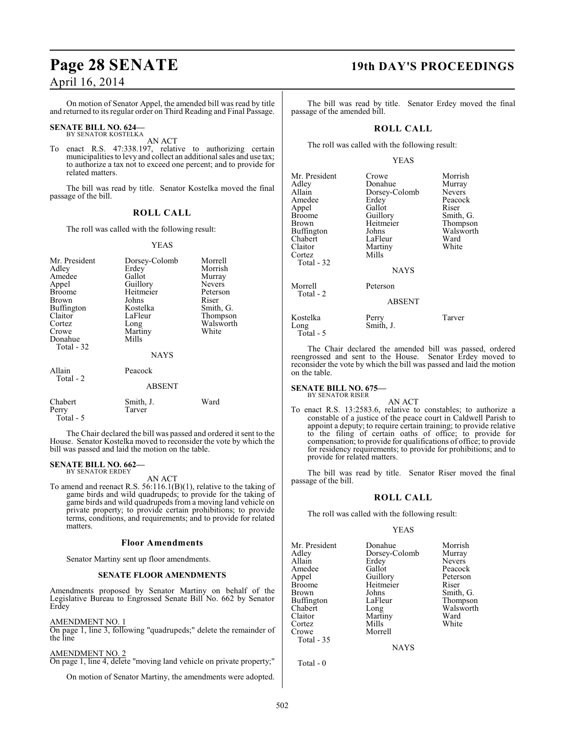On motion of Senator Appel, the amended bill was read by title and returned to its regular order on Third Reading and Final Passage.

**SENATE BILL NO. 624—**
BY SENATOR KOSTELKA

AN ACT

To enact R.S. 47:338.197, relative to authorizing certain municipalities to levy and collect an additional sales and use tax; to authorize a tax not to exceed one percent; and to provide for related matters.

The bill was read by title. Senator Kostelka moved the final passage of the bill.

## ROLL CALL

The roll was called with the following result:

YEAS

| | | |
|---|---|---|
| Mr. President | Dorsey-Colomb | Morrell |
| Adley | Erdey | Morrish |
| Amedee | Gallot | Murray |
| Appel | Guillory | Nevers |
| Broome | Heitmeier | Peterson |
| Brown | Johns | Riser |
| Buffington | Kostelka | Smith, G. |
| Claitor | LaFleur | Thompson |
| Cortez | Long | Walsworth |
| Crowe | Martiny | White |
| Donahue | Mills | |

Total - 32

NAYS

| | |
|---|---|
| Allain | Peacock |

Total - 2

ABSENT

| | | |
|---|---|---|
| Chabert | Smith, J. | Ward |
| Perry | Tarver | |

Total - 5

The Chair declared the bill was passed and ordered it sent to the House. Senator Kostelka moved to reconsider the vote by which the bill was passed and laid the motion on the table.

**SENATE BILL NO. 662—**
BY SENATOR ERDEY

AN ACT

To amend and reenact R.S. 56:116.1(B)(1), relative to the taking of game birds and wild quadrupeds; to provide for the taking of game birds and wild quadrupeds from a moving land vehicle on private property; to provide certain prohibitions; to provide terms, conditions, and requirements; and to provide for related matters.

### Floor Amendments

Senator Martiny sent up floor amendments.

**SENATE FLOOR AMENDMENTS**

Amendments proposed by Senator Martiny on behalf of the Legislative Bureau to Engrossed Senate Bill No. 662 by Senator Erdey

AMENDMENT NO. 1
On page 1, line 3, following "quadrupeds;" delete the remainder of the line

AMENDMENT NO. 2
On page 1, line 4, delete "moving land vehicle on private property;"

On motion of Senator Martiny, the amendments were adopted.

The bill was read by title. Senator Erdey moved the final passage of the amended bill.

## ROLL CALL

The roll was called with the following result:

YEAS

| | | |
|---|---|---|
| Mr. President | Crowe | Morrish |
| Adley | Donahue | Murray |
| Allain | Dorsey-Colomb | Nevers |
| Amedee | Erdey | Peacock |
| Appel | Gallot | Riser |
| Broome | Guillory | Smith, G. |
| Brown | Heitmeier | Thompson |
| Buffington | Johns | Walsworth |
| Chabert | LaFleur | Ward |
| Claitor | Martiny | White |
| Cortez | Mills | |

Total - 32

NAYS

| | |
|---|---|
| Morrell | Peterson |

Total - 2

ABSENT

| | | |
|---|---|---|
| Kostelka | Perry | Tarver |
| Long | Smith, J. | |

Total - 5

The Chair declared the amended bill was passed, ordered reengrossed and sent to the House. Senator Erdey moved to reconsider the vote by which the bill was passed and laid the motion on the table.

**SENATE BILL NO. 675—**
BY SENATOR RISER

AN ACT

To enact R.S. 13:2583.6, relative to constables; to authorize a constable of a justice of the peace court in Caldwell Parish to appoint a deputy; to require certain training; to provide relative to the filing of certain oaths of office; to provide for compensation; to provide for qualifications of office; to provide for residency requirements; to provide for prohibitions; and to provide for related matters.

The bill was read by title. Senator Riser moved the final passage of the bill.

## ROLL CALL

The roll was called with the following result:

YEAS

| | | |
|---|---|---|
| Mr. President | Donahue | Morrish |
| Adley | Dorsey-Colomb | Murray |
| Allain | Erdey | Nevers |
| Amedee | Gallot | Peacock |
| Appel | Guillory | Peterson |
| Broome | Heitmeier | Riser |
| Brown | Johns | Smith, G. |
| Buffington | LaFleur | Thompson |
| Chabert | Long | Walsworth |
| Claitor | Martiny | Ward |
| Cortez | Mills | White |
| Crowe | Morrell | |

Total - 35

NAYS

Total - 0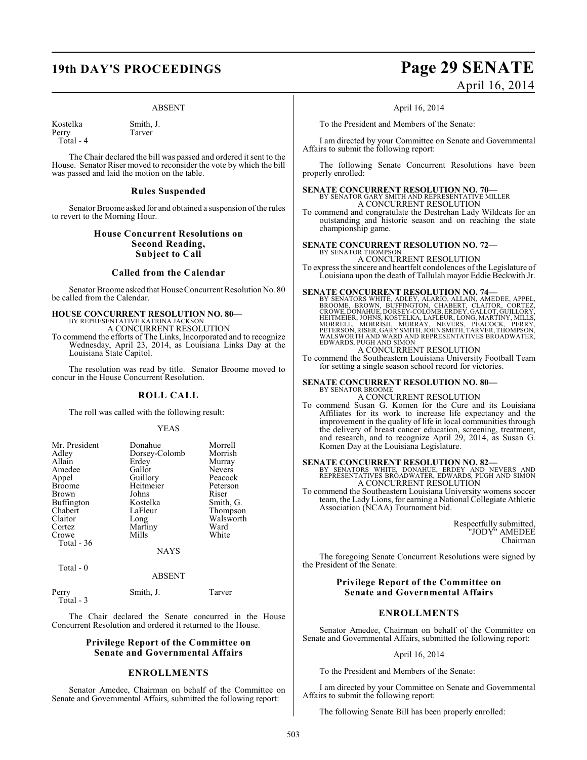ABSENT

| | |
|---|---|
| Kostelka | Smith, J. |
| Perry | Tarver |
| Total - 4 | |

The Chair declared the bill was passed and ordered it sent to the House. Senator Riser moved to reconsider the vote by which the bill was passed and laid the motion on the table.

### Rules Suspended

Senator Broome asked for and obtained a suspension of the rules to revert to the Morning Hour.

### House Concurrent Resolutions on Second Reading, Subject to Call

### Called from the Calendar

Senator Broome asked that House Concurrent Resolution No. 80 be called from the Calendar.

**HOUSE CONCURRENT RESOLUTION NO. 80—**
BY REPRESENTATIVE KATRINA JACKSON
A CONCURRENT RESOLUTION
To commend the efforts of The Links, Incorporated and to recognize Wednesday, April 23, 2014, as Louisiana Links Day at the Louisiana State Capitol.

The resolution was read by title. Senator Broome moved to concur in the House Concurrent Resolution.

### ROLL CALL

The roll was called with the following result:

YEAS

| | | |
|---|---|---|
| Mr. President | Donahue | Morrell |
| Adley | Dorsey-Colomb | Morrish |
| Allain | Erdey | Murray |
| Amedee | Gallot | Nevers |
| Appel | Guillory | Peacock |
| Broome | Heitmeier | Peterson |
| Brown | Johns | Riser |
| Buffington | Kostelka | Smith, G. |
| Chabert | LaFleur | Thompson |
| Claitor | Long | Walsworth |
| Cortez | Martiny | Ward |
| Crowe | Mills | White |
| Total - 36 | | |

NAYS

Total - 0

ABSENT

| | | |
|---|---|---|
| Perry | Smith, J. | Tarver |
| Total - 3 | | |

The Chair declared the Senate concurred in the House Concurrent Resolution and ordered it returned to the House.

### Privilege Report of the Committee on Senate and Governmental Affairs

### ENROLLMENTS

Senator Amedee, Chairman on behalf of the Committee on Senate and Governmental Affairs, submitted the following report:

April 16, 2014

To the President and Members of the Senate:

I am directed by your Committee on Senate and Governmental Affairs to submit the following report:

The following Senate Concurrent Resolutions have been properly enrolled:

**SENATE CONCURRENT RESOLUTION NO. 70—**
BY SENATOR GARY SMITH AND REPRESENTATIVE MILLER
A CONCURRENT RESOLUTION
To commend and congratulate the Destrehan Lady Wildcats for an outstanding and historic season and on reaching the state championship game.

**SENATE CONCURRENT RESOLUTION NO. 72—**
BY SENATOR THOMPSON
A CONCURRENT RESOLUTION
To express the sincere and heartfelt condolences of the Legislature of Louisiana upon the death of Tallulah mayor Eddie Beckwith Jr.

**SENATE CONCURRENT RESOLUTION NO. 74—**
BY SENATORS WHITE, ADLEY, ALARIO, ALLAIN, AMEDEE, APPEL, BROOME, BROWN, BUFFINGTON, CHABERT, CLAITOR, CORTEZ, CROWE, DONAHUE, DORSEY-COLOMB, ERDEY, GALLOT, GUILLORY, HEITMEIER, JOHNS, KOSTELKA, LAFLEUR, LONG, MARTINY, MILLS, MORRELL, MORRISH, MURRAY, NEVERS, PEACOCK, PERRY, PETERSON, RISER, GARY SMITH, JOHN SMITH, TARVER, THOMPSON, WALSWORTH AND WARD AND REPRESENTATIVES BROADWATER, EDWARDS, PUGH AND SIMON
A CONCURRENT RESOLUTION
To commend the Southeastern Louisiana University Football Team for setting a single season school record for victories.

**SENATE CONCURRENT RESOLUTION NO. 80—**
BY SENATOR BROOME
A CONCURRENT RESOLUTION
To commend Susan G. Komen for the Cure and its Louisiana Affiliates for its work to increase life expectancy and the improvement in the quality of life in local communities through the delivery of breast cancer education, screening, treatment, and research, and to recognize April 29, 2014, as Susan G. Komen Day at the Louisiana Legislature.

**SENATE CONCURRENT RESOLUTION NO. 82—**
BY SENATORS WHITE, DONAHUE, ERDEY AND NEVERS AND REPRESENTATIVES BROADWATER, EDWARDS, PUGH AND SIMON
A CONCURRENT RESOLUTION
To commend the Southeastern Louisiana University womens soccer team, the Lady Lions, for earning a National Collegiate Athletic Association (NCAA) Tournament bid.

Respectfully submitted,
"JODY" AMEDEE
Chairman

The foregoing Senate Concurrent Resolutions were signed by the President of the Senate.

### Privilege Report of the Committee on Senate and Governmental Affairs

### ENROLLMENTS

Senator Amedee, Chairman on behalf of the Committee on Senate and Governmental Affairs, submitted the following report:

April 16, 2014

To the President and Members of the Senate:

I am directed by your Committee on Senate and Governmental Affairs to submit the following report:

The following Senate Bill has been properly enrolled: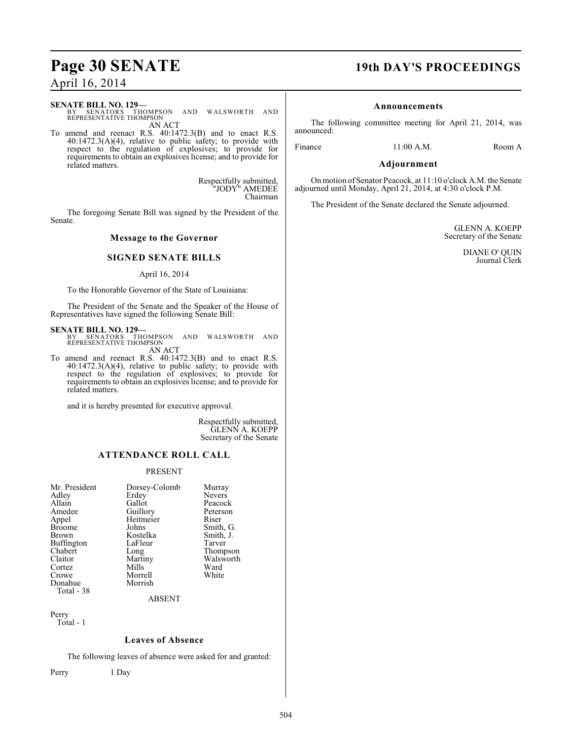**SENATE BILL NO. 129—**
BY SENATORS THOMPSON AND WALSWORTH AND REPRESENTATIVE THOMPSON

AN ACT

To amend and reenact R.S. 40:1472.3(B) and to enact R.S. 40:1472.3(A)(4), relative to public safety; to provide with respect to the regulation of explosives; to provide for requirements to obtain an explosives license; and to provide for related matters.

Respectfully submitted,
"JODY" AMEDEE
Chairman

The foregoing Senate Bill was signed by the President of the Senate.

## Message to the Governor

## SIGNED SENATE BILLS

April 16, 2014

To the Honorable Governor of the State of Louisiana:

The President of the Senate and the Speaker of the House of Representatives have signed the following Senate Bill:

**SENATE BILL NO. 129—**
BY SENATORS THOMPSON AND WALSWORTH AND REPRESENTATIVE THOMPSON

AN ACT

To amend and reenact R.S. 40:1472.3(B) and to enact R.S. 40:1472.3(A)(4), relative to public safety; to provide with respect to the regulation of explosives; to provide for requirements to obtain an explosives license; and to provide for related matters.

and it is hereby presented for executive approval.

Respectfully submitted,
GLENN A. KOEPP
Secretary of the Senate

## ATTENDANCE ROLL CALL

PRESENT

| | | |
|---|---|---|
| Mr. President | Dorsey-Colomb | Murray |
| Adley | Erdey | Nevers |
| Allain | Gallot | Peacock |
| Amedee | Guillory | Peterson |
| Appel | Heitmeier | Riser |
| Broome | Johns | Smith, G. |
| Brown | Kostelka | Smith, J. |
| Buffington | LaFleur | Tarver |
| Chabert | Long | Thompson |
| Claitor | Martiny | Walsworth |
| Cortez | Mills | Ward |
| Crowe | Morrell | White |
| Donahue | Morrish | |

Total - 38

ABSENT

Perry

Total - 1

## Leaves of Absence

The following leaves of absence were asked for and granted:

Perry 1 Day

## Announcements

The following committee meeting for April 21, 2014, was announced:

| | | |
|---|---|---|
| Finance | 11:00 A.M. | Room A |

## Adjournment

On motion of Senator Peacock, at 11:10 o'clock A.M. the Senate adjourned until Monday, April 21, 2014, at 4:30 o'clock P.M.

The President of the Senate declared the Senate adjourned.

GLENN A. KOEPP
Secretary of the Senate

DIANE O' QUIN
Journal Clerk